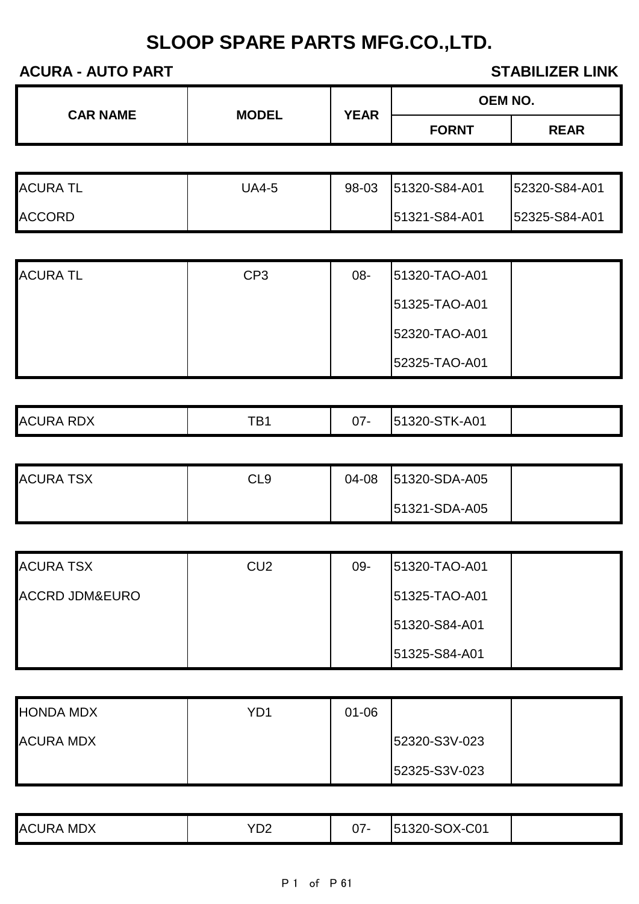# SLOOP SPARE PARTS MFG.CO.,LTD.

**ACURA - AUTO PART** **STABILIZER LINK**

| CAR NAME | MODEL | YEAR | OEM NO. | |
|---|---|---|---|---|
| | | | FORNT | REAR |
| ACURA TL | UA4-5 | 98-03 | 51320-S84-A01 | 52320-S84-A01 |
| ACCORD | | | 51321-S84-A01 | 52325-S84-A01 |
| ACURA TL | CP3 | 08- | 51320-TAO-A01 | |
| | | | 51325-TAO-A01 | |
| | | | 52320-TAO-A01 | |
| | | | 52325-TAO-A01 | |
| ACURA RDX | TB1 | 07- | 51320-STK-A01 | |
| ACURA TSX | CL9 | 04-08 | 51320-SDA-A05 | |
| | | | 51321-SDA-A05 | |
| ACURA TSX | CU2 | 09- | 51320-TAO-A01 | |
| ACCRD JDM&EURO | | | 51325-TAO-A01 | |
| | | | 51320-S84-A01 | |
| | | | 51325-S84-A01 | |
| HONDA MDX | YD1 | 01-06 | | |
| ACURA MDX | | | 52320-S3V-023 | |
| | | | 52325-S3V-023 | |
| ACURA MDX | YD2 | 07- | 51320-SOX-C01 | |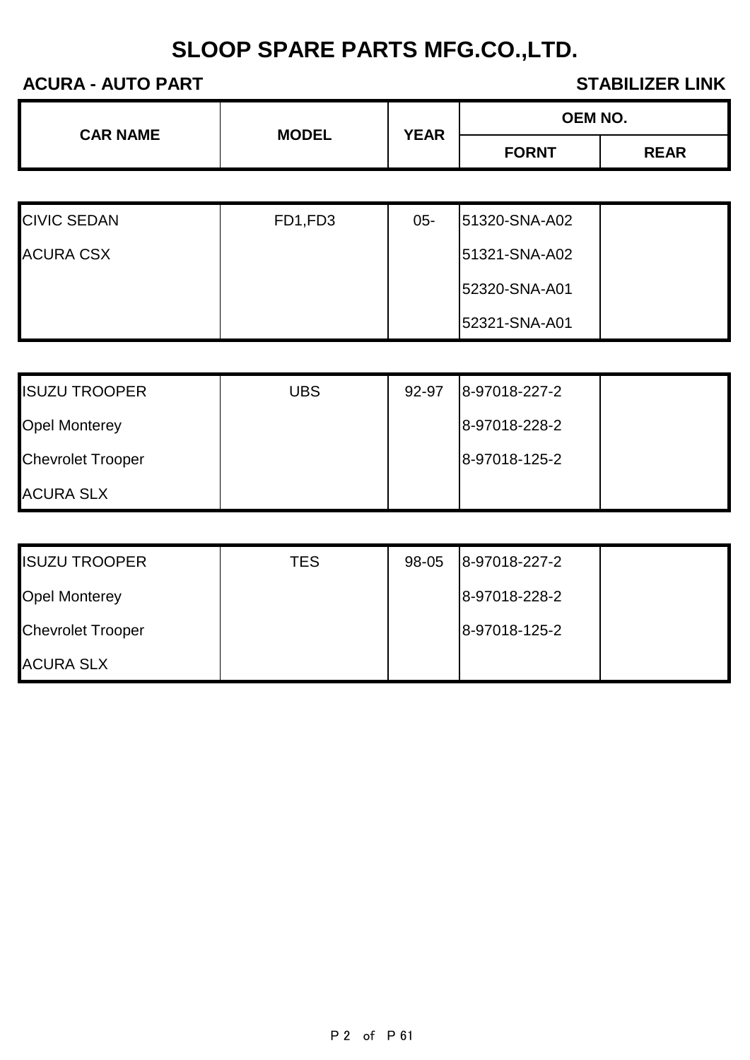# SLOOP SPARE PARTS MFG.CO.,LTD.

**ACURA - AUTO PART** **STABILIZER LINK**

| CAR NAME | MODEL | YEAR | OEM NO. | |
|---|---|---|---|---|
| | | | FORNT | REAR |
| CIVIC SEDAN | FD1,FD3 | 05- | 51320-SNA-A02 | |
| ACURA CSX | | | 51321-SNA-A02 | |
| | | | 52320-SNA-A01 | |
| | | | 52321-SNA-A01 | |
| ISUZU TROOPER | UBS | 92-97 | 8-97018-227-2 | |
| Opel Monterey | | | 8-97018-228-2 | |
| Chevrolet Trooper | | | 8-97018-125-2 | |
| ACURA SLX | | | | |
| ISUZU TROOPER | TES | 98-05 | 8-97018-227-2 | |
| Opel Monterey | | | 8-97018-228-2 | |
| Chevrolet Trooper | | | 8-97018-125-2 | |
| ACURA SLX | | | | |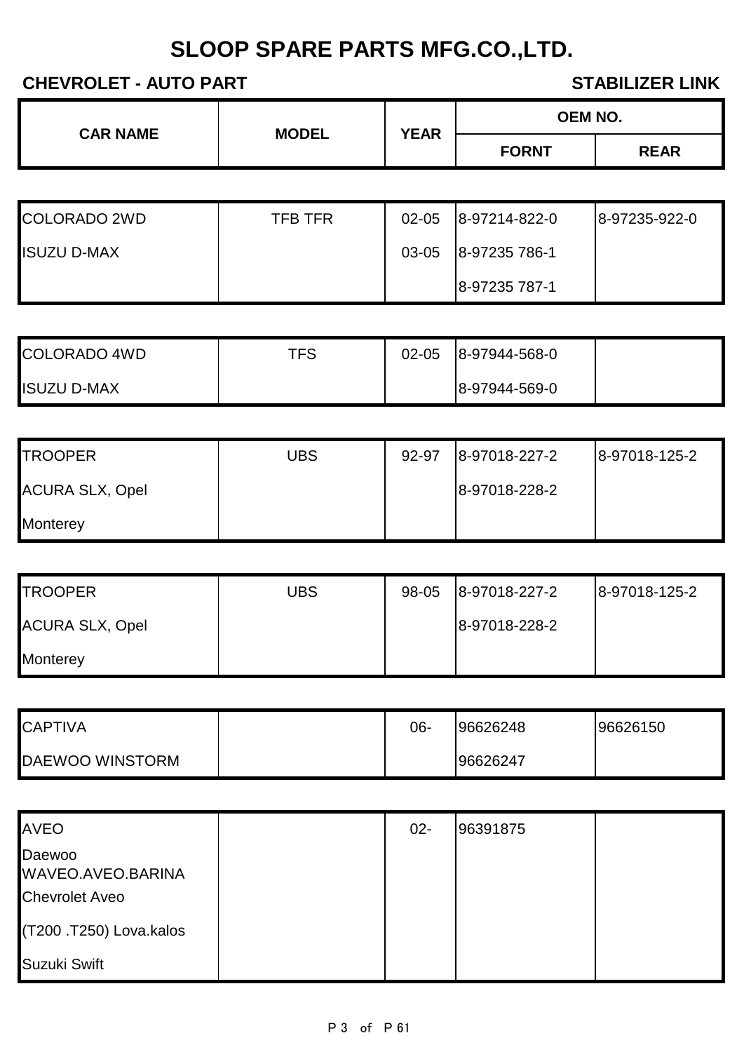# SLOOP SPARE PARTS MFG.CO.,LTD.

**CHEVROLET - AUTO PART** **STABILIZER LINK**

| CAR NAME | MODEL | YEAR | OEM NO. | |
|---|---|---|---|---|
| | | | FORNT | REAR |
| COLORADO 2WD | TFB TFR | 02-05 | 8-97214-822-0 | 8-97235-922-0 |
| ISUZU D-MAX | | 03-05 | 8-97235 786-1 | |
| | | | 8-97235 787-1 | |
| COLORADO 4WD | TFS | 02-05 | 8-97944-568-0 | |
| ISUZU D-MAX | | | 8-97944-569-0 | |
| TROOPER | UBS | 92-97 | 8-97018-227-2 | 8-97018-125-2 |
| ACURA SLX, Opel | | | 8-97018-228-2 | |
| Monterey | | | | |
| TROOPER | UBS | 98-05 | 8-97018-227-2 | 8-97018-125-2 |
| ACURA SLX, Opel | | | 8-97018-228-2 | |
| Monterey | | | | |
| CAPTIVA | | 06- | 96626248 | 96626150 |
| DAEWOO WINSTORM | | | 96626247 | |
| AVEO | | 02- | 96391875 | |
| Daewoo WAVEO.AVEO.BARINA | | | | |
| Chevrolet Aveo | | | | |
| (T200 .T250) Lova.kalos | | | | |
| Suzuki Swift | | | | |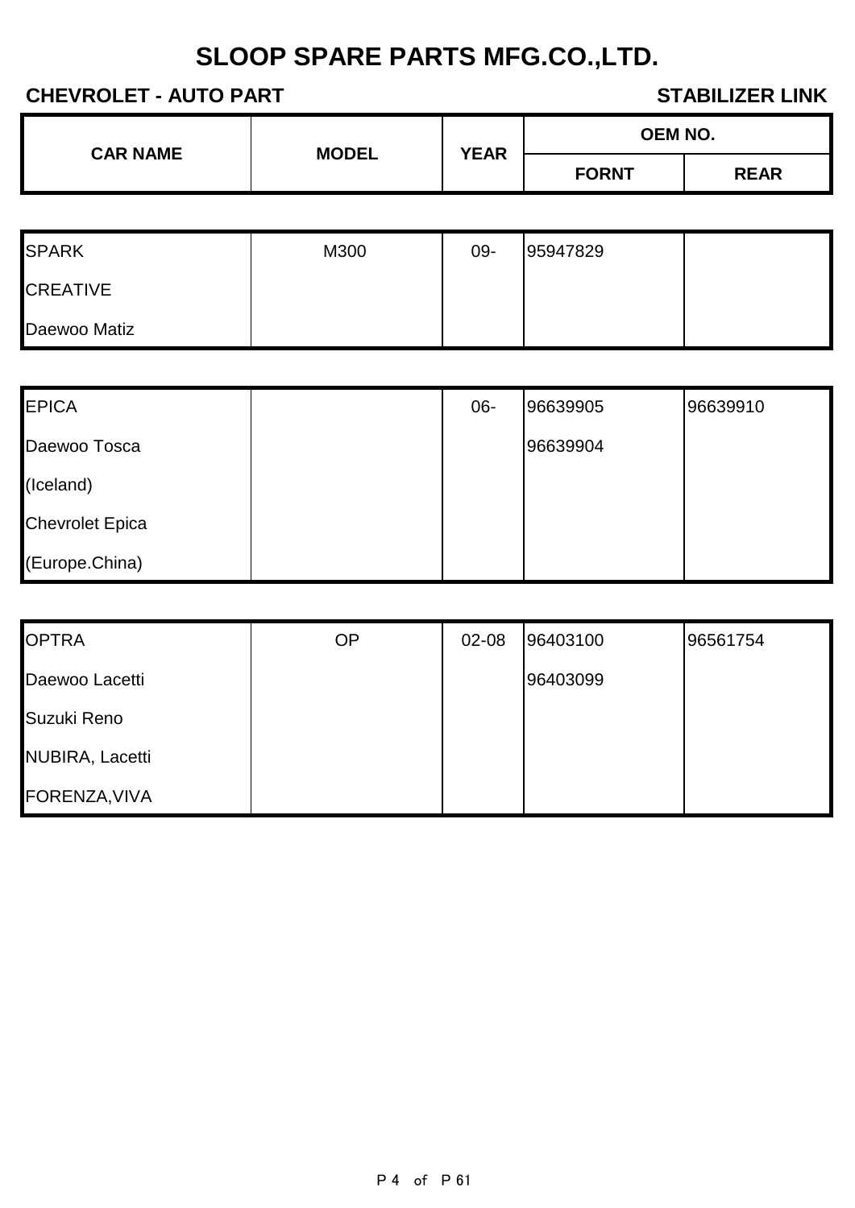# SLOOP SPARE PARTS MFG.CO.,LTD.

**CHEVROLET - AUTO PART** **STABILIZER LINK**

| CAR NAME | MODEL | YEAR | OEM NO. | |
|---|---|---|---|---|
| | | | FORNT | REAR |
| SPARK | M300 | 09- | 95947829 | |
| CREATIVE | | | | |
| Daewoo Matiz | | | | |
| EPICA | | 06- | 96639905 | 96639910 |
| Daewoo Tosca | | | 96639904 | |
| (Iceland) | | | | |
| Chevrolet Epica | | | | |
| (Europe.China) | | | | |
| OPTRA | OP | 02-08 | 96403100 | 96561754 |
| Daewoo Lacetti | | | 96403099 | |
| Suzuki Reno | | | | |
| NUBIRA, Lacetti | | | | |
| FORENZA,VIVA | | | | |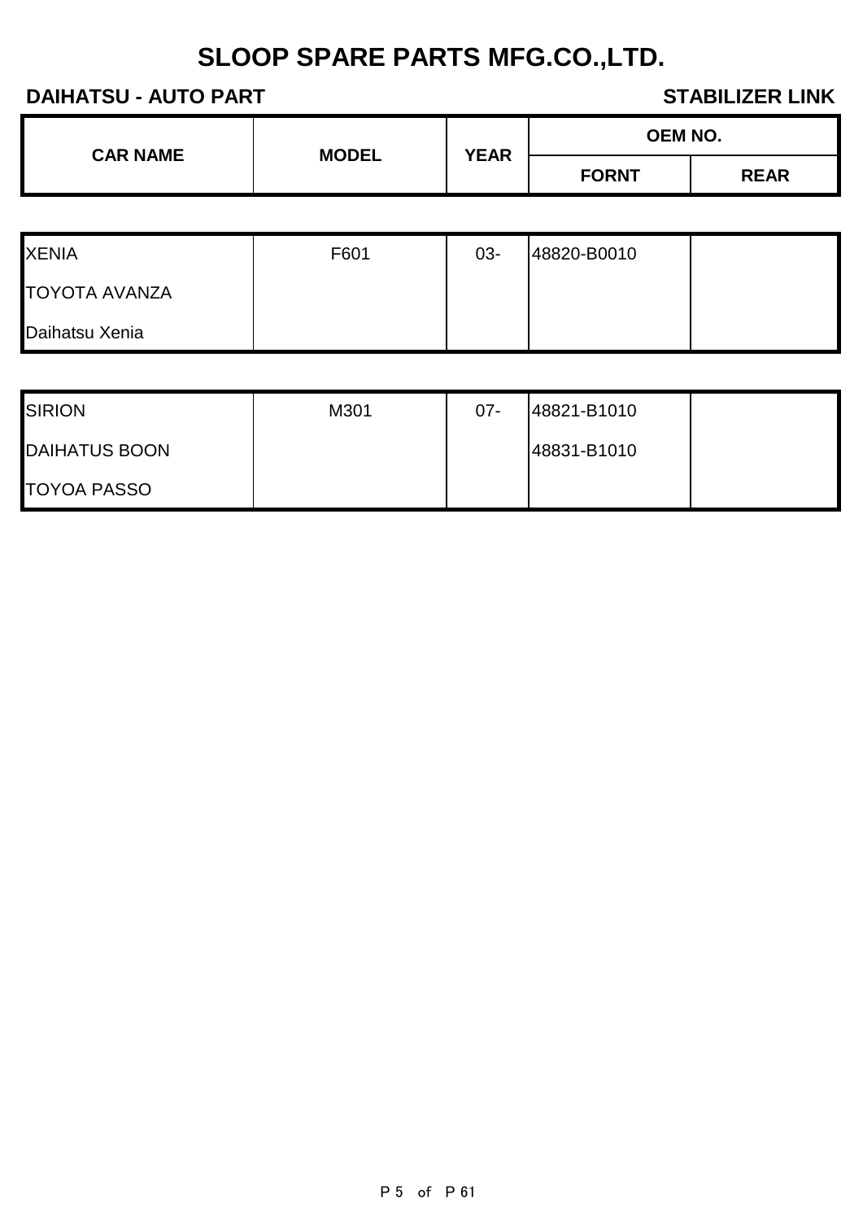# SLOOP SPARE PARTS MFG.CO.,LTD.

**DAIHATSU - AUTO PART** — **STABILIZER LINK**

| CAR NAME | MODEL | YEAR | OEM NO. | |
|---|---|---|---|---|
| | | | FORNT | REAR |
| XENIA | F601 | 03- | 48820-B0010 | |
| TOYOTA AVANZA | | | | |
| Daihatsu Xenia | | | | |
| SIRION | M301 | 07- | 48821-B1010 | |
| DAIHATUS BOON | | | 48831-B1010 | |
| TOYOA PASSO | | | | |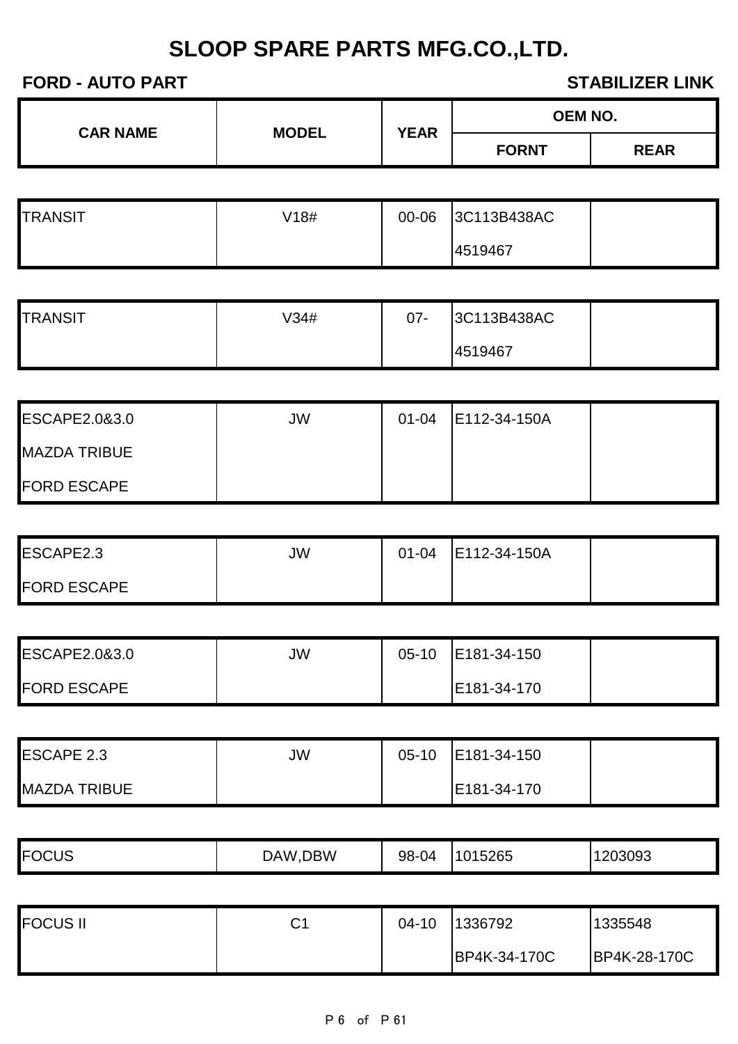# SLOOP SPARE PARTS MFG.CO.,LTD.

**FORD - AUTO PART** **STABILIZER LINK**

| CAR NAME | MODEL | YEAR | OEM NO. | |
|---|---|---|---|---|
| | | | FORNT | REAR |
| TRANSIT | V18# | 00-06 | 3C113B438AC<br>4519467 | |
| TRANSIT | V34# | 07- | 3C113B438AC<br>4519467 | |
| ESCAPE2.0&3.0<br>MAZDA TRIBUE<br>FORD ESCAPE | JW | 01-04 | E112-34-150A | |
| ESCAPE2.3<br>FORD ESCAPE | JW | 01-04 | E112-34-150A | |
| ESCAPE2.0&3.0<br>FORD ESCAPE | JW | 05-10 | E181-34-150<br>E181-34-170 | |
| ESCAPE 2.3<br>MAZDA TRIBUE | JW | 05-10 | E181-34-150<br>E181-34-170 | |
| FOCUS | DAW,DBW | 98-04 | 1015265 | 1203093 |
| FOCUS II | C1 | 04-10 | 1336792<br>BP4K-34-170C | 1335548<br>BP4K-28-170C |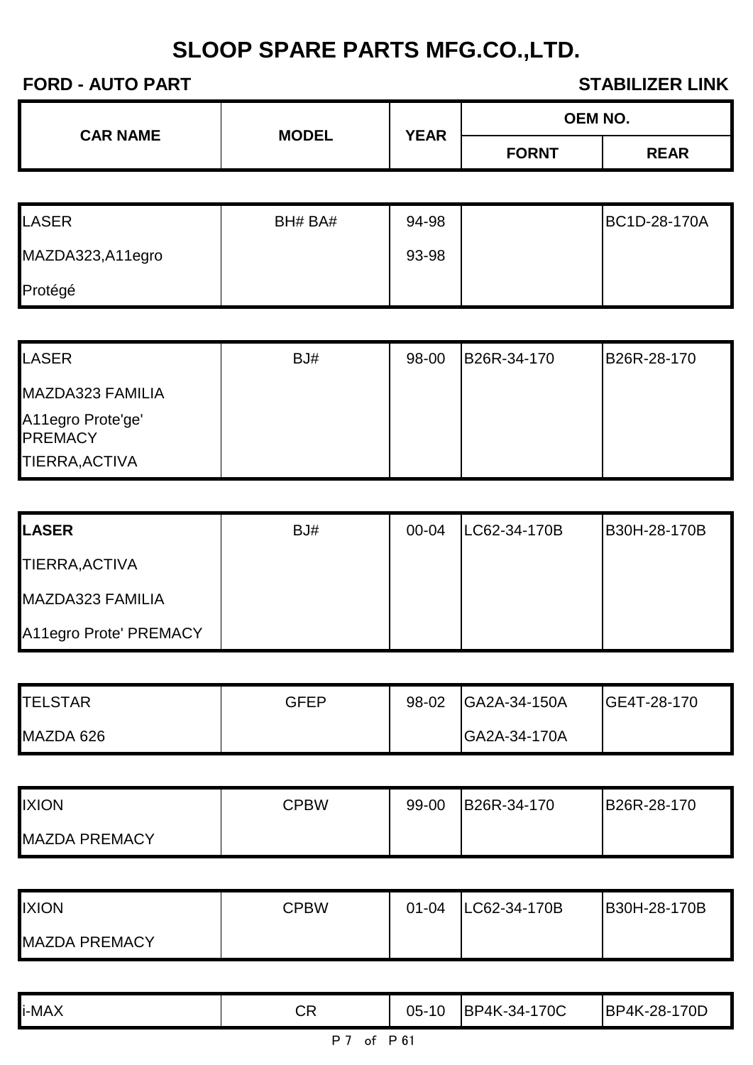# SLOOP SPARE PARTS MFG.CO.,LTD.

**FORD - AUTO PART** **STABILIZER LINK**

| CAR NAME | MODEL | YEAR | OEM NO. | |
|---|---|---|---|---|
| | | | FORNT | REAR |
| LASER | BH# BA# | 94-98 | | BC1D-28-170A |
| MAZDA323,A11egro | | 93-98 | | |
| Protégé | | | | |
| LASER | BJ# | 98-00 | B26R-34-170 | B26R-28-170 |
| MAZDA323 FAMILIA | | | | |
| A11egro Prote'ge' PREMACY | | | | |
| TIERRA,ACTIVA | | | | |
| **LASER** | BJ# | 00-04 | LC62-34-170B | B30H-28-170B |
| TIERRA,ACTIVA | | | | |
| MAZDA323 FAMILIA | | | | |
| A11egro Prote' PREMACY | | | | |
| TELSTAR | GFEP | 98-02 | GA2A-34-150A | GE4T-28-170 |
| MAZDA 626 | | | GA2A-34-170A | |
| IXION | CPBW | 99-00 | B26R-34-170 | B26R-28-170 |
| MAZDA PREMACY | | | | |
| IXION | CPBW | 01-04 | LC62-34-170B | B30H-28-170B |
| MAZDA PREMACY | | | | |
| i-MAX | CR | 05-10 | BP4K-34-170C | BP4K-28-170D |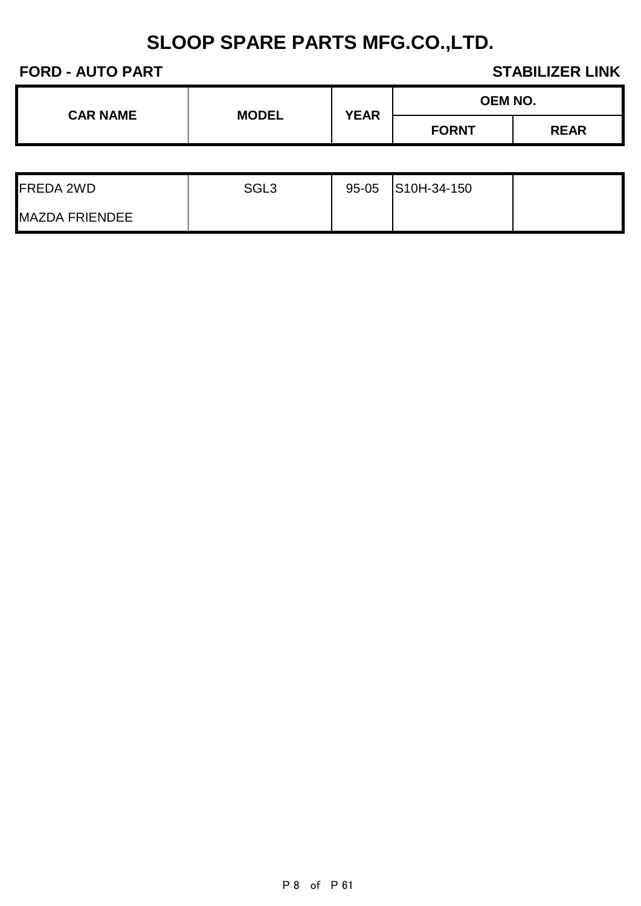# SLOOP SPARE PARTS MFG.CO.,LTD.

**FORD - AUTO PART** **STABILIZER LINK**

| CAR NAME | MODEL | YEAR | OEM NO. | |
|---|---|---|---|---|
| | | | FORNT | REAR |
| FREDA 2WD | SGL3 | 95-05 | S10H-34-150 | |
| MAZDA FRIENDEE | | | | |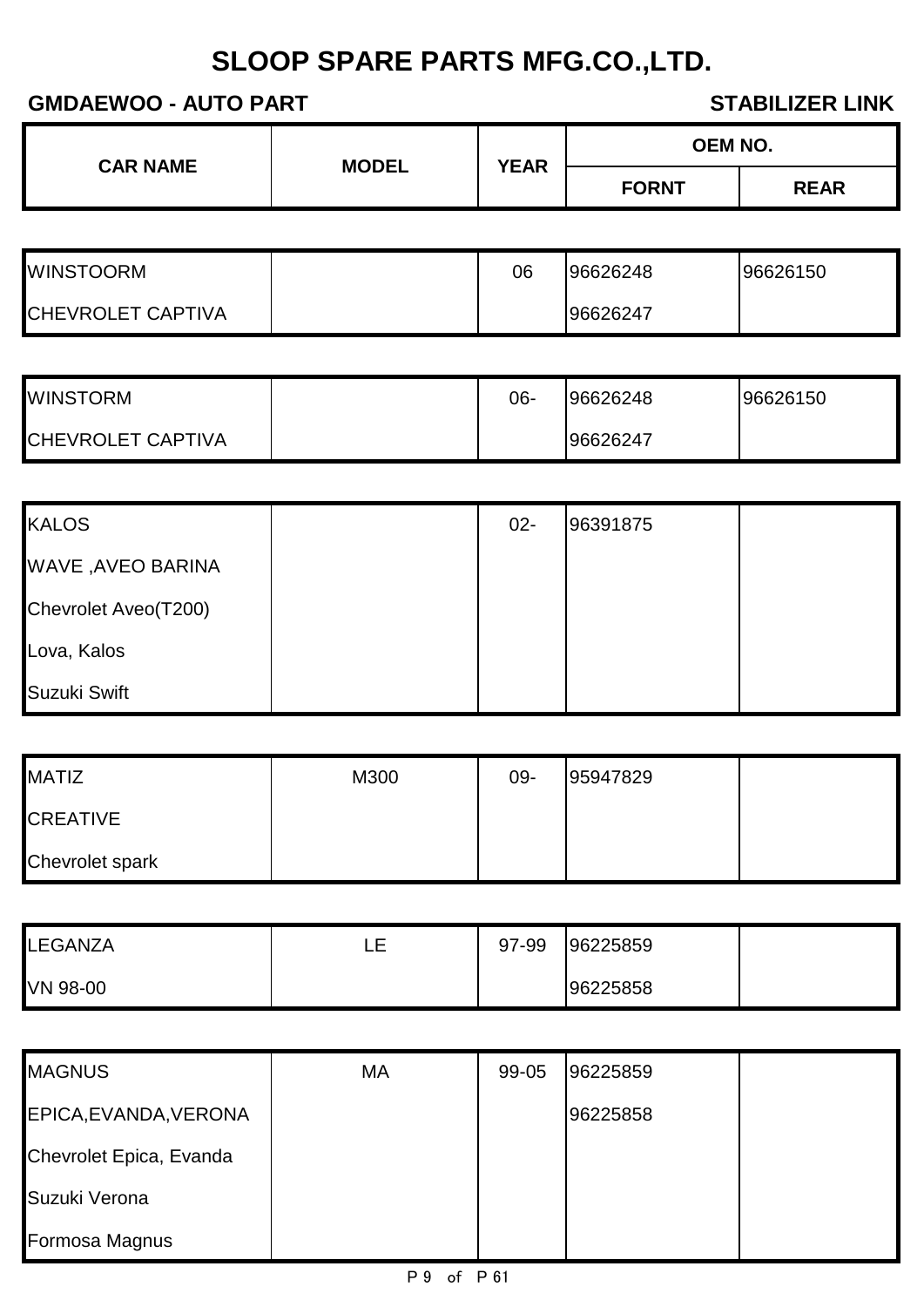# SLOOP SPARE PARTS MFG.CO.,LTD.

**GMDAEWOO - AUTO PART** **STABILIZER LINK**

| CAR NAME | MODEL | YEAR | OEM NO. | |
|---|---|---|---|---|
| | | | FORNT | REAR |
| WINSTOORM | | 06 | 96626248 | 96626150 |
| CHEVROLET CAPTIVA | | | 96626247 | |
| WINSTORM | | 06- | 96626248 | 96626150 |
| CHEVROLET CAPTIVA | | | 96626247 | |
| KALOS | | 02- | 96391875 | |
| WAVE ,AVEO BARINA | | | | |
| Chevrolet Aveo(T200) | | | | |
| Lova, Kalos | | | | |
| Suzuki Swift | | | | |
| MATIZ | M300 | 09- | 95947829 | |
| CREATIVE | | | | |
| Chevrolet spark | | | | |
| LEGANZA | LE | 97-99 | 96225859 | |
| VN 98-00 | | | 96225858 | |
| MAGNUS | MA | 99-05 | 96225859 | |
| EPICA,EVANDA,VERONA | | | 96225858 | |
| Chevrolet Epica, Evanda | | | | |
| Suzuki Verona | | | | |
| Formosa Magnus | | | | |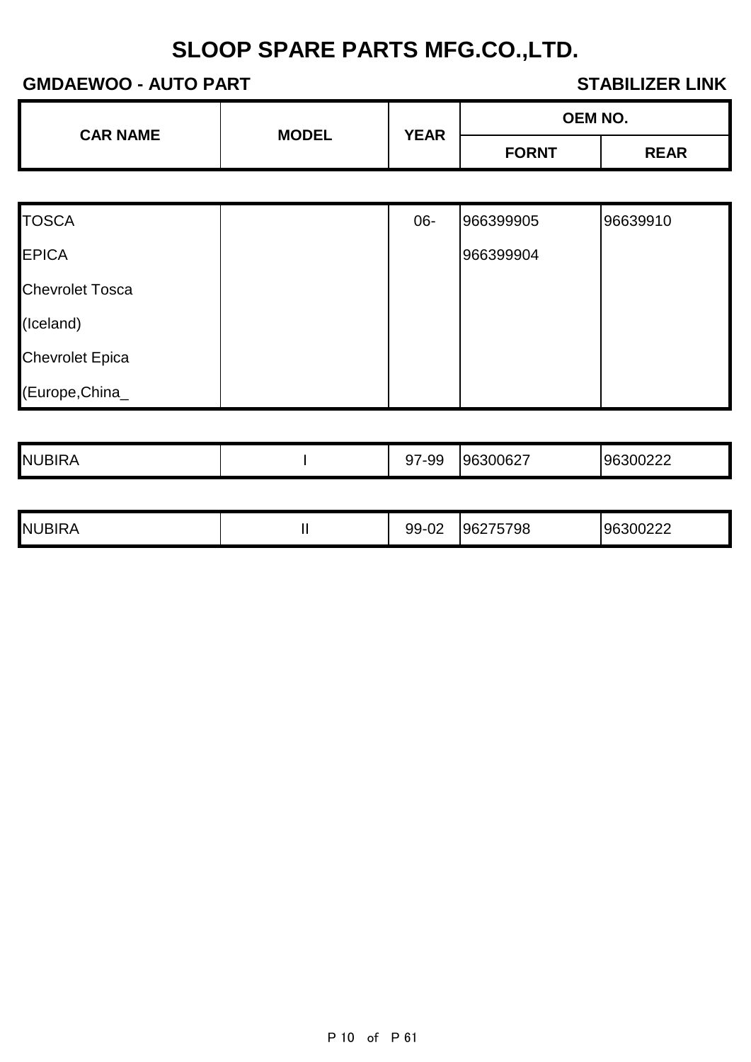# SLOOP SPARE PARTS MFG.CO.,LTD.

**GMDAEWOO - AUTO PART** | **STABILIZER LINK**

| CAR NAME | MODEL | YEAR | OEM NO. | |
|---|---|---|---|---|
| | | | FORNT | REAR |
| TOSCA | | 06- | 966399905 | 96639910 |
| EPICA | | | 966399904 | |
| Chevrolet Tosca | | | | |
| (Iceland) | | | | |
| Chevrolet Epica | | | | |
| (Europe,China_ | | | | |
| NUBIRA | I | 97-99 | 96300627 | 96300222 |
| NUBIRA | II | 99-02 | 96275798 | 96300222 |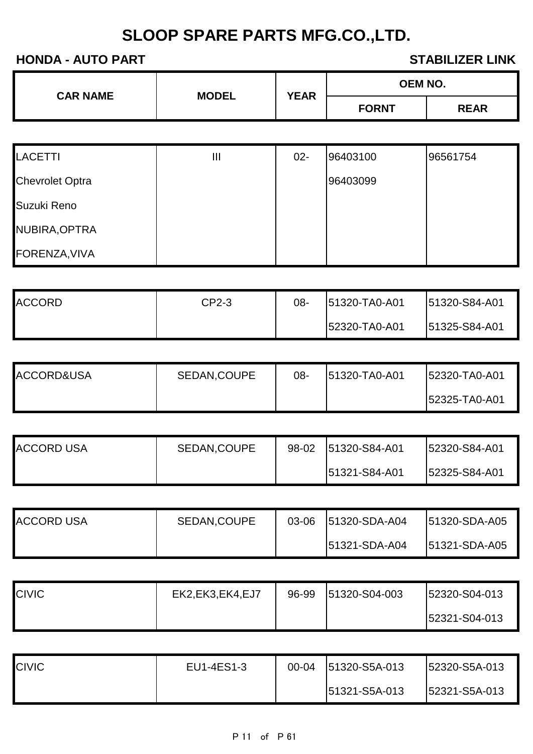# SLOOP SPARE PARTS MFG.CO.,LTD.

**HONDA - AUTO PART** **STABILIZER LINK**

| CAR NAME | MODEL | YEAR | OEM NO. | |
|---|---|---|---|---|
| | | | FORNT | REAR |
| LACETTI | III | 02- | 96403100 | 96561754 |
| Chevrolet Optra | | | 96403099 | |
| Suzuki Reno | | | | |
| NUBIRA,OPTRA | | | | |
| FORENZA,VIVA | | | | |
| ACCORD | CP2-3 | 08- | 51320-TA0-A01 | 51320-S84-A01 |
| | | | 52320-TA0-A01 | 51325-S84-A01 |
| ACCORD&USA | SEDAN,COUPE | 08- | 51320-TA0-A01 | 52320-TA0-A01 |
| | | | | 52325-TA0-A01 |
| ACCORD USA | SEDAN,COUPE | 98-02 | 51320-S84-A01 | 52320-S84-A01 |
| | | | 51321-S84-A01 | 52325-S84-A01 |
| ACCORD USA | SEDAN,COUPE | 03-06 | 51320-SDA-A04 | 51320-SDA-A05 |
| | | | 51321-SDA-A04 | 51321-SDA-A05 |
| CIVIC | EK2,EK3,EK4,EJ7 | 96-99 | 51320-S04-003 | 52320-S04-013 |
| | | | | 52321-S04-013 |
| CIVIC | EU1-4ES1-3 | 00-04 | 51320-S5A-013 | 52320-S5A-013 |
| | | | 51321-S5A-013 | 52321-S5A-013 |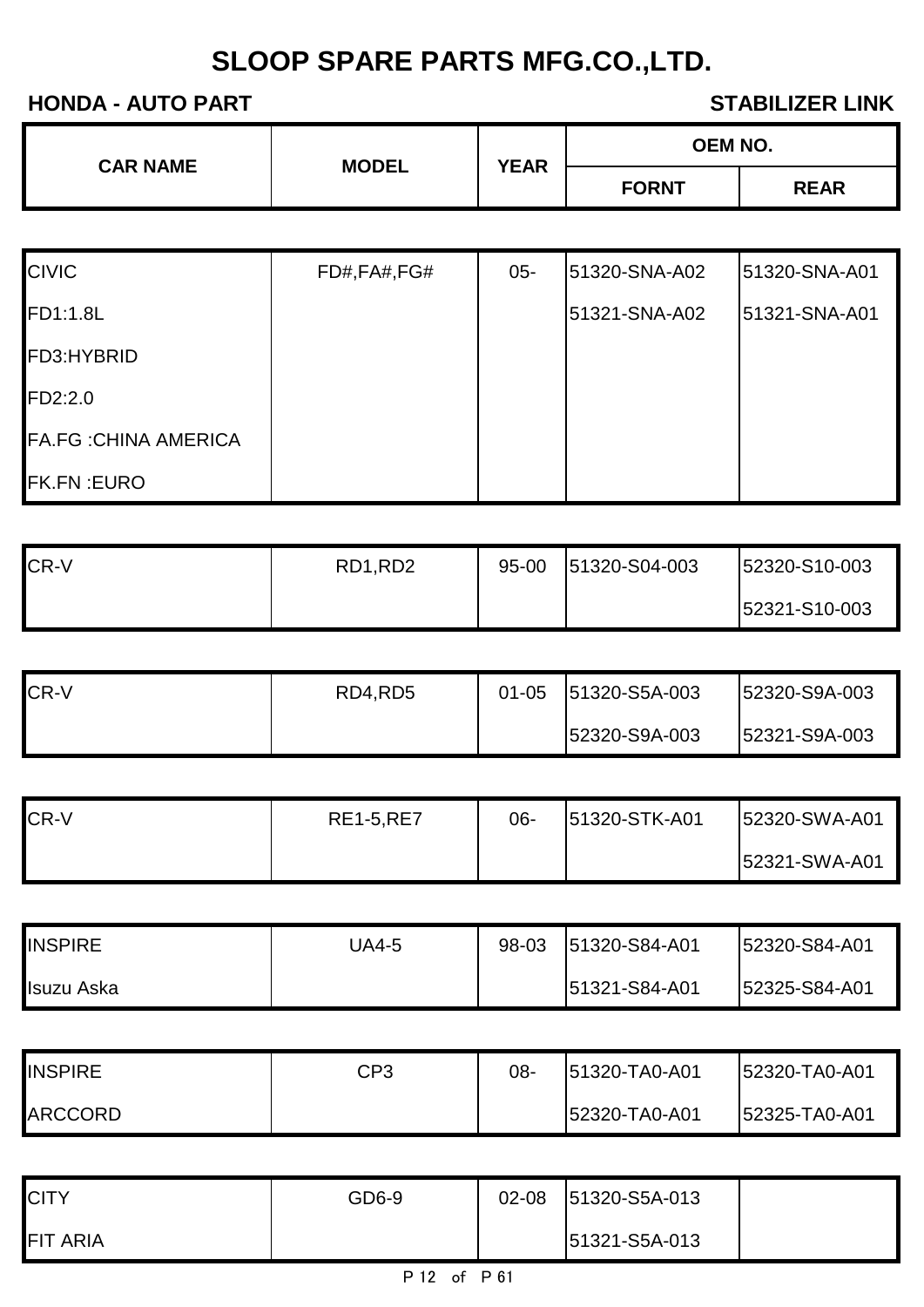# SLOOP SPARE PARTS MFG.CO.,LTD.

**HONDA - AUTO PART** | **STABILIZER LINK**

| CAR NAME | MODEL | YEAR | OEM NO. | |
|---|---|---|---|---|
| | | | FORNT | REAR |
| CIVIC | FD#,FA#,FG# | 05- | 51320-SNA-A02 | 51320-SNA-A01 |
| FD1:1.8L | | | 51321-SNA-A02 | 51321-SNA-A01 |
| FD3:HYBRID | | | | |
| FD2:2.0 | | | | |
| FA.FG :CHINA AMERICA | | | | |
| FK.FN :EURO | | | | |
| CR-V | RD1,RD2 | 95-00 | 51320-S04-003 | 52320-S10-003 |
| | | | | 52321-S10-003 |
| CR-V | RD4,RD5 | 01-05 | 51320-S5A-003 | 52320-S9A-003 |
| | | | 52320-S9A-003 | 52321-S9A-003 |
| CR-V | RE1-5,RE7 | 06- | 51320-STK-A01 | 52320-SWA-A01 |
| | | | | 52321-SWA-A01 |
| INSPIRE | UA4-5 | 98-03 | 51320-S84-A01 | 52320-S84-A01 |
| Isuzu Aska | | | 51321-S84-A01 | 52325-S84-A01 |
| INSPIRE | CP3 | 08- | 51320-TA0-A01 | 52320-TA0-A01 |
| ARCCORD | | | 52320-TA0-A01 | 52325-TA0-A01 |
| CITY | GD6-9 | 02-08 | 51320-S5A-013 | |
| FIT ARIA | | | 51321-S5A-013 | |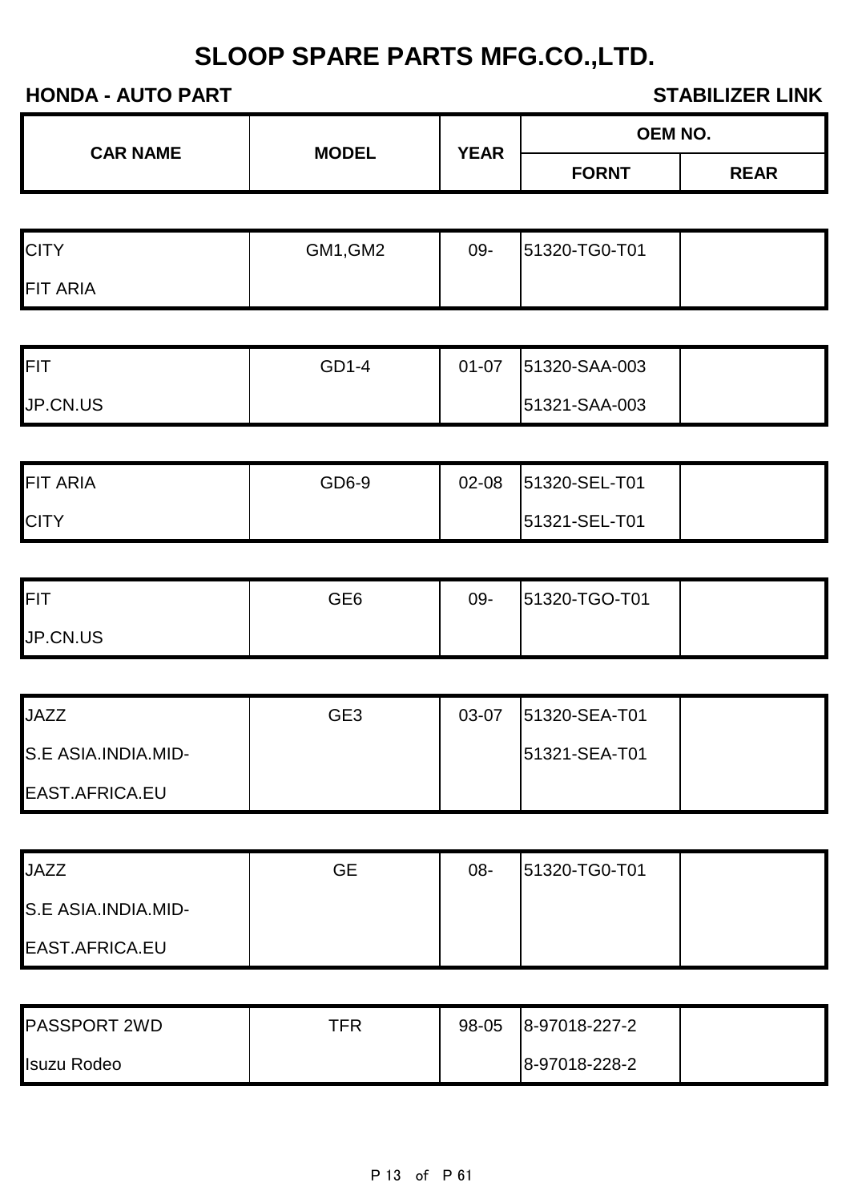# SLOOP SPARE PARTS MFG.CO.,LTD.

**HONDA - AUTO PART** | **STABILIZER LINK**

| CAR NAME | MODEL | YEAR | OEM NO. | |
|---|---|---|---|---|
| | | | FORNT | REAR |
| CITY<br>FIT ARIA | GM1,GM2 | 09- | 51320-TG0-T01 | |
| FIT<br>JP.CN.US | GD1-4 | 01-07 | 51320-SAA-003<br>51321-SAA-003 | |
| FIT ARIA<br>CITY | GD6-9 | 02-08 | 51320-SEL-T01<br>51321-SEL-T01 | |
| FIT<br>JP.CN.US | GE6 | 09- | 51320-TGO-T01 | |
| JAZZ<br>S.E ASIA.INDIA.MID-<br>EAST.AFRICA.EU | GE3 | 03-07 | 51320-SEA-T01<br>51321-SEA-T01 | |
| JAZZ<br>S.E ASIA.INDIA.MID-<br>EAST.AFRICA.EU | GE | 08- | 51320-TG0-T01 | |
| PASSPORT 2WD<br>Isuzu Rodeo | TFR | 98-05 | 8-97018-227-2<br>8-97018-228-2 | |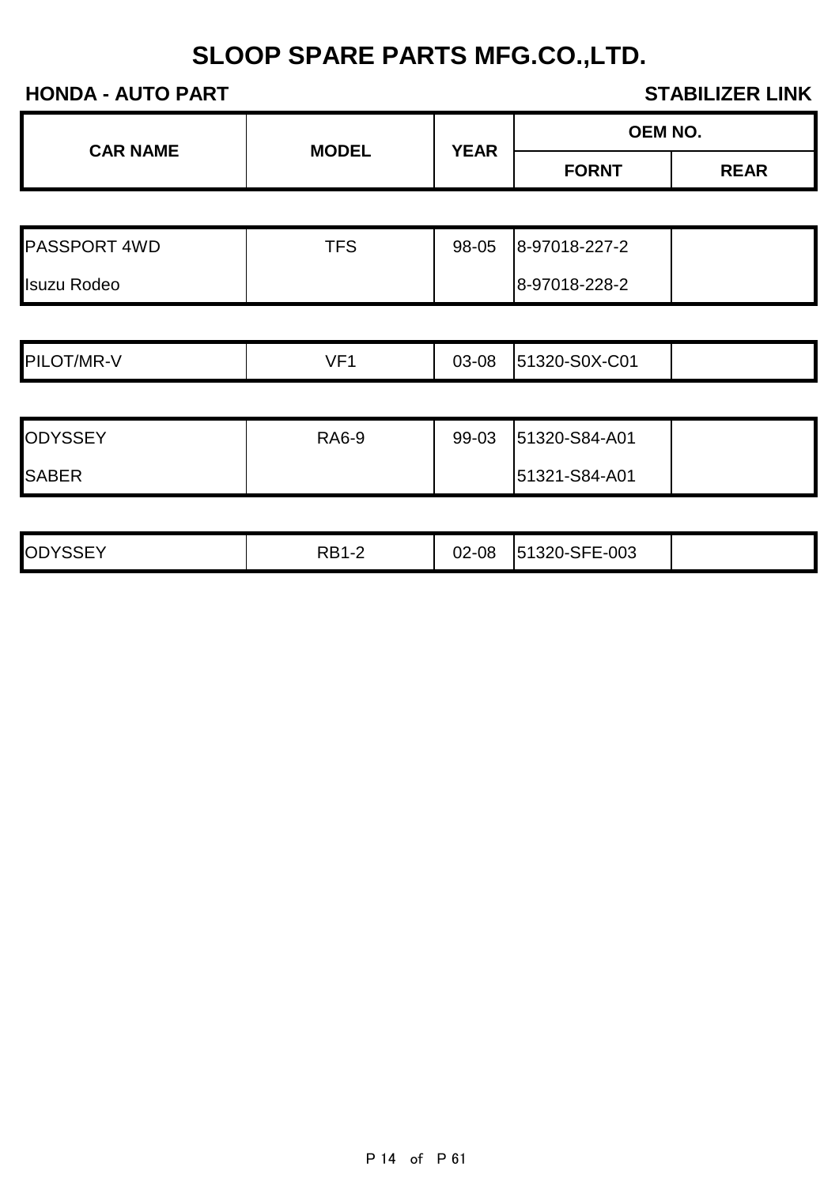# SLOOP SPARE PARTS MFG.CO.,LTD.

**HONDA - AUTO PART** **STABILIZER LINK**

| CAR NAME | MODEL | YEAR | OEM NO. | |
|---|---|---|---|---|
| | | | FORNT | REAR |
| PASSPORT 4WD | TFS | 98-05 | 8-97018-227-2 | |
| Isuzu Rodeo | | | 8-97018-228-2 | |
| PILOT/MR-V | VF1 | 03-08 | 51320-S0X-C01 | |
| ODYSSEY | RA6-9 | 99-03 | 51320-S84-A01 | |
| SABER | | | 51321-S84-A01 | |
| ODYSSEY | RB1-2 | 02-08 | 51320-SFE-003 | |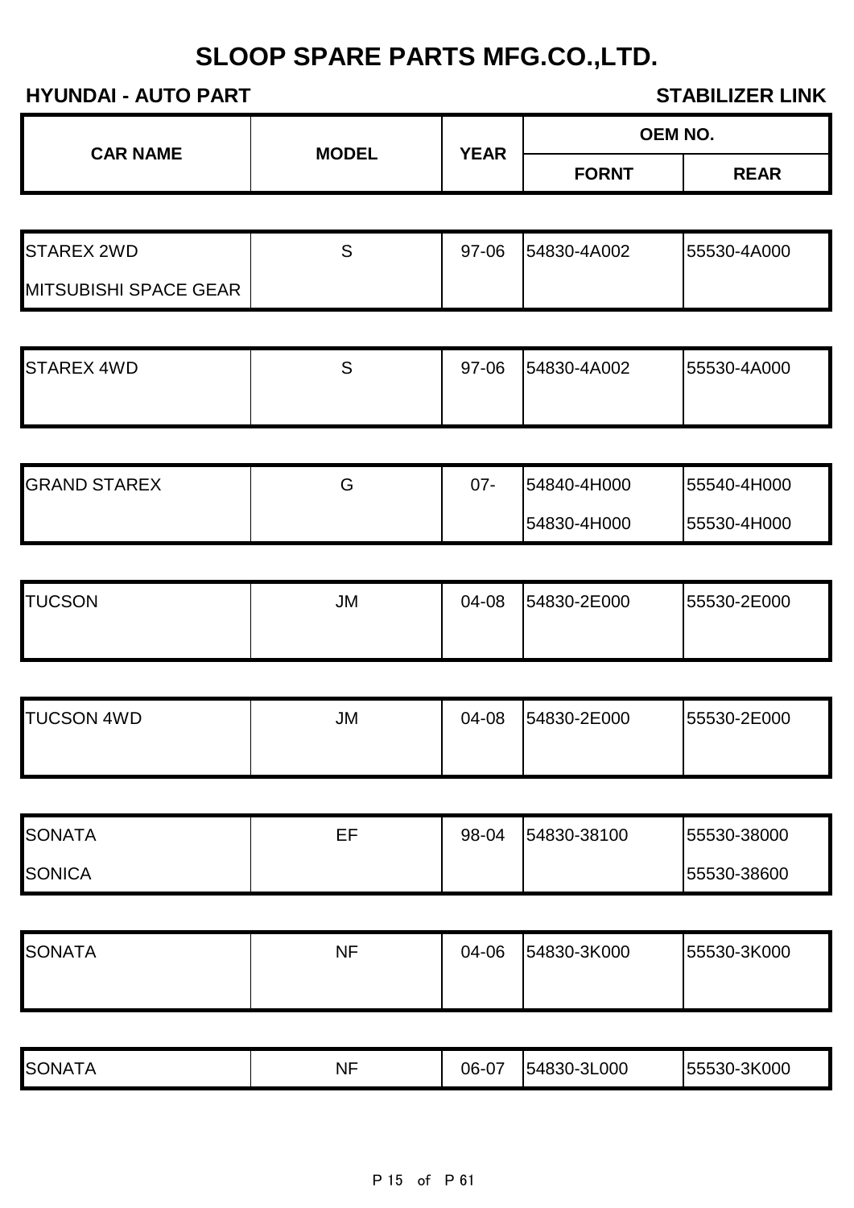# SLOOP SPARE PARTS MFG.CO.,LTD.

**HYUNDAI - AUTO PART** **STABILIZER LINK**

| CAR NAME | MODEL | YEAR | OEM NO. | |
|---|---|---|---|---|
| | | | FORNT | REAR |
| STAREX 2WD | S | 97-06 | 54830-4A002 | 55530-4A000 |
| MITSUBISHI SPACE GEAR | | | | |
| STAREX 4WD | S | 97-06 | 54830-4A002 | 55530-4A000 |
| GRAND STAREX | G | 07- | 54840-4H000 | 55540-4H000 |
| | | | 54830-4H000 | 55530-4H000 |
| TUCSON | JM | 04-08 | 54830-2E000 | 55530-2E000 |
| TUCSON 4WD | JM | 04-08 | 54830-2E000 | 55530-2E000 |
| SONATA | EF | 98-04 | 54830-38100 | 55530-38000 |
| SONICA | | | | 55530-38600 |
| SONATA | NF | 04-06 | 54830-3K000 | 55530-3K000 |
| SONATA | NF | 06-07 | 54830-3L000 | 55530-3K000 |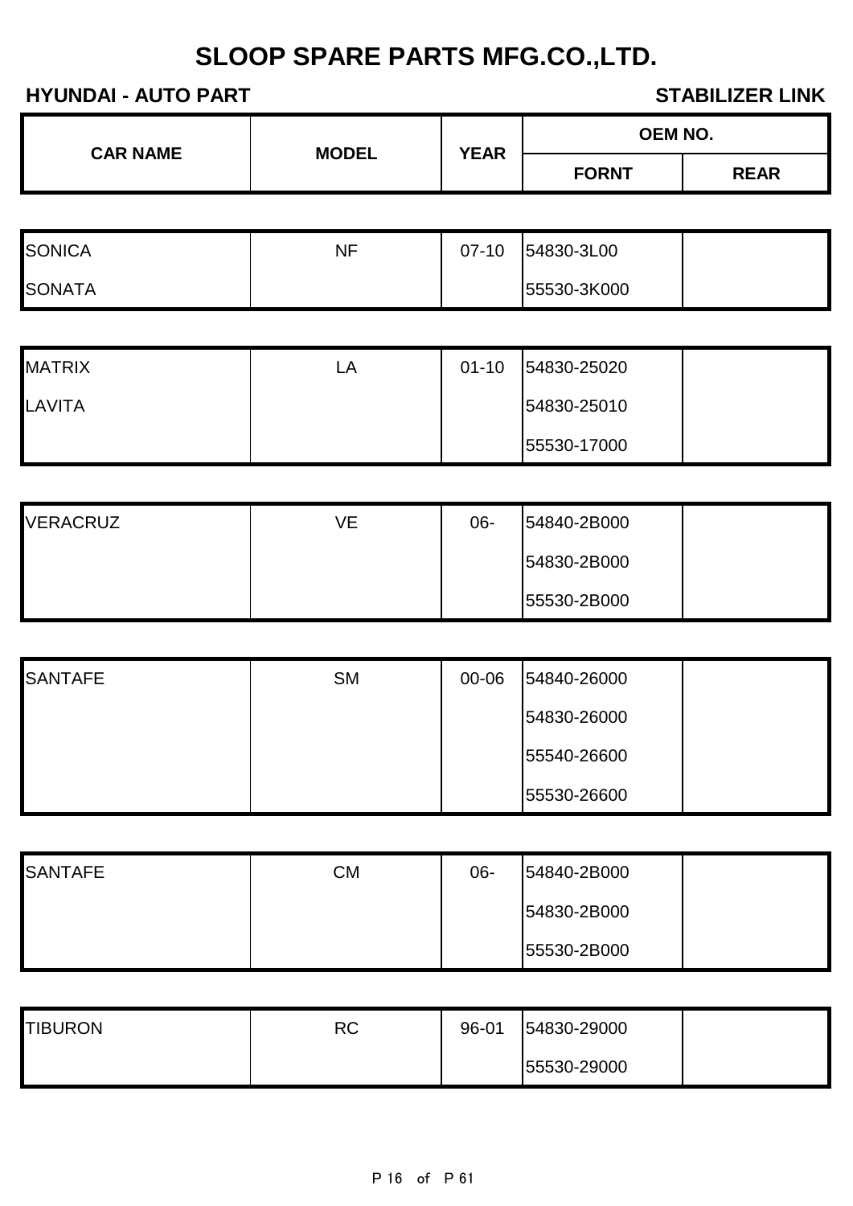# SLOOP SPARE PARTS MFG.CO.,LTD.

**HYUNDAI - AUTO PART** **STABILIZER LINK**

| CAR NAME | MODEL | YEAR | OEM NO. | |
|---|---|---|---|---|
| | | | FORNT | REAR |
| SONICA | NF | 07-10 | 54830-3L00 | |
| SONATA | | | 55530-3K000 | |
| MATRIX | LA | 01-10 | 54830-25020 | |
| LAVITA | | | 54830-25010 | |
| | | | 55530-17000 | |
| VERACRUZ | VE | 06- | 54840-2B000 | |
| | | | 54830-2B000 | |
| | | | 55530-2B000 | |
| SANTAFE | SM | 00-06 | 54840-26000 | |
| | | | 54830-26000 | |
| | | | 55540-26600 | |
| | | | 55530-26600 | |
| SANTAFE | CM | 06- | 54840-2B000 | |
| | | | 54830-2B000 | |
| | | | 55530-2B000 | |
| TIBURON | RC | 96-01 | 54830-29000 | |
| | | | 55530-29000 | |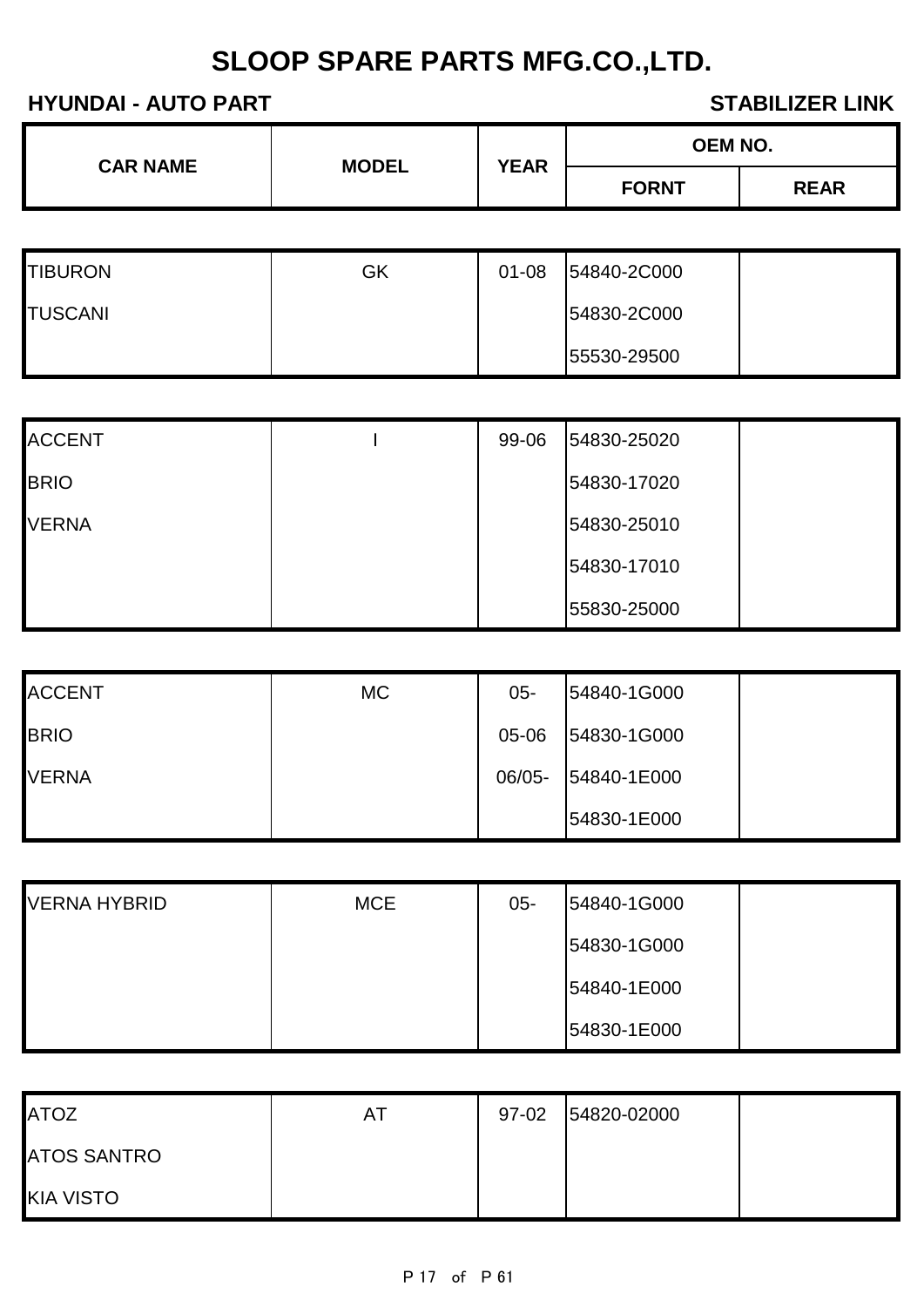# SLOOP SPARE PARTS MFG.CO.,LTD.

**HYUNDAI - AUTO PART** **STABILIZER LINK**

| CAR NAME | MODEL | YEAR | OEM NO. | |
|---|---|---|---|---|
| | | | FORNT | REAR |
| TIBURON | GK | 01-08 | 54840-2C000 | |
| TUSCANI | | | 54830-2C000 | |
| | | | 55530-29500 | |
| ACCENT | I | 99-06 | 54830-25020 | |
| BRIO | | | 54830-17020 | |
| VERNA | | | 54830-25010 | |
| | | | 54830-17010 | |
| | | | 55830-25000 | |
| ACCENT | MC | 05- | 54840-1G000 | |
| BRIO | | 05-06 | 54830-1G000 | |
| VERNA | | 06/05- | 54840-1E000 | |
| | | | 54830-1E000 | |
| VERNA HYBRID | MCE | 05- | 54840-1G000 | |
| | | | 54830-1G000 | |
| | | | 54840-1E000 | |
| | | | 54830-1E000 | |
| ATOZ | AT | 97-02 | 54820-02000 | |
| ATOS SANTRO | | | | |
| KIA VISTO | | | | |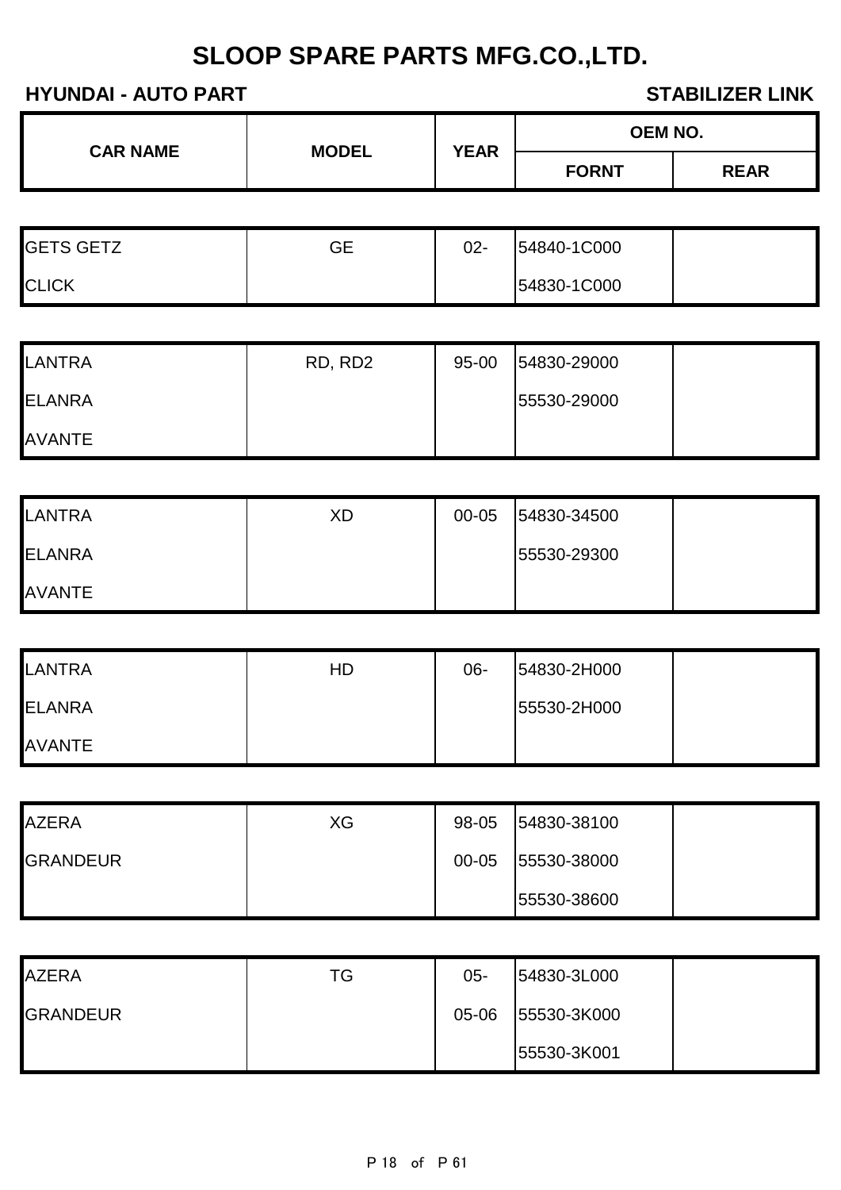# SLOOP SPARE PARTS MFG.CO.,LTD.

**HYUNDAI - AUTO PART** **STABILIZER LINK**

| CAR NAME | MODEL | YEAR | OEM NO. | |
|---|---|---|---|---|
| | | | FORNT | REAR |
| GETS GETZ | GE | 02- | 54840-1C000 | |
| CLICK | | | 54830-1C000 | |
| LANTRA | RD, RD2 | 95-00 | 54830-29000 | |
| ELANRA | | | 55530-29000 | |
| AVANTE | | | | |
| LANTRA | XD | 00-05 | 54830-34500 | |
| ELANRA | | | 55530-29300 | |
| AVANTE | | | | |
| LANTRA | HD | 06- | 54830-2H000 | |
| ELANRA | | | 55530-2H000 | |
| AVANTE | | | | |
| AZERA | XG | 98-05 | 54830-38100 | |
| GRANDEUR | | 00-05 | 55530-38000 | |
| | | | 55530-38600 | |
| AZERA | TG | 05- | 54830-3L000 | |
| GRANDEUR | | 05-06 | 55530-3K000 | |
| | | | 55530-3K001 | |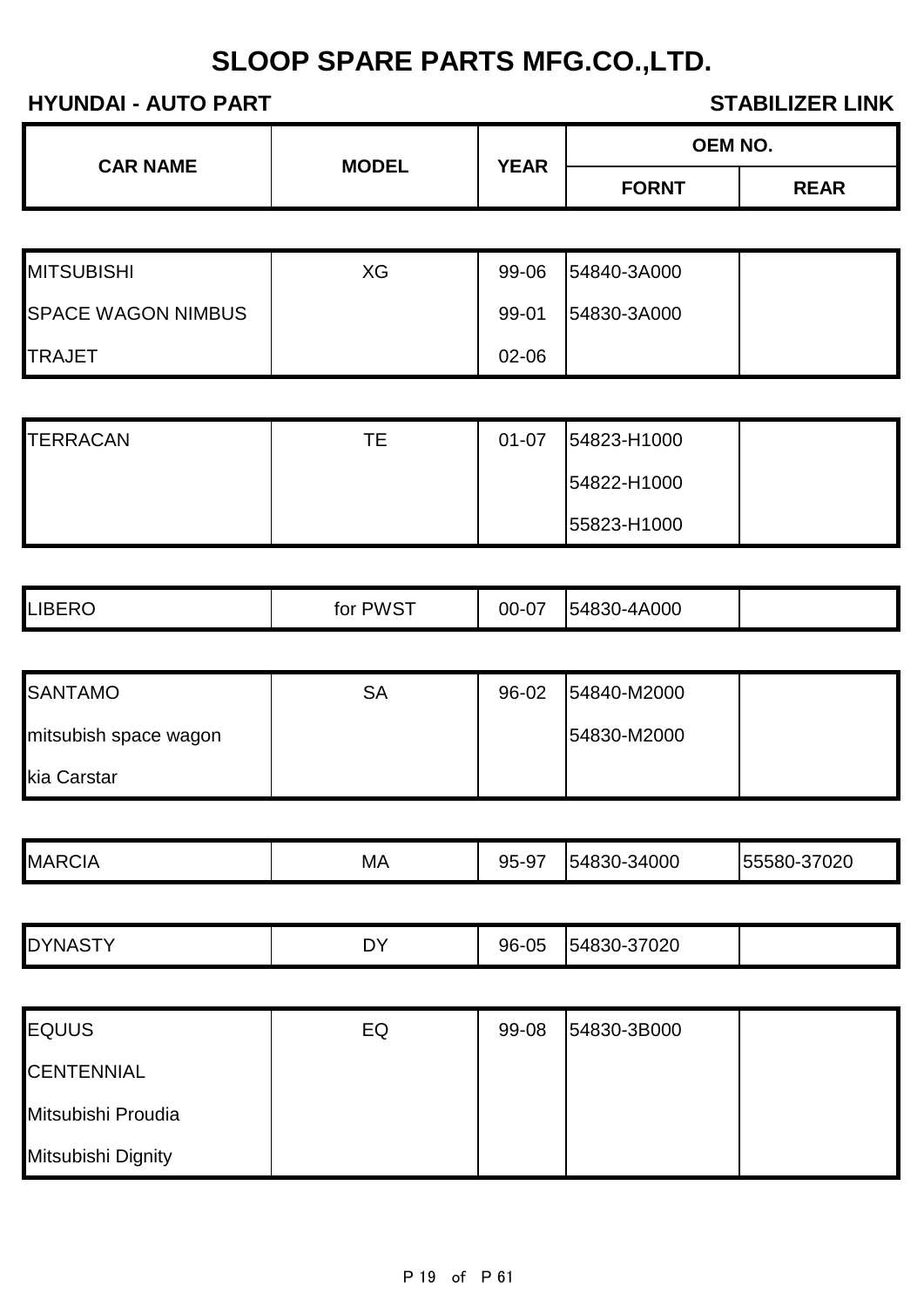# SLOOP SPARE PARTS MFG.CO.,LTD.

**HYUNDAI - AUTO PART** **STABILIZER LINK**

| CAR NAME | MODEL | YEAR | OEM NO. | |
|---|---|---|---|---|
| | | | FORNT | REAR |
| MITSUBISHI | XG | 99-06 | 54840-3A000 | |
| SPACE WAGON NIMBUS | | 99-01 | 54830-3A000 | |
| TRAJET | | 02-06 | | |
| TERRACAN | TE | 01-07 | 54823-H1000 | |
| | | | 54822-H1000 | |
| | | | 55823-H1000 | |
| LIBERO | for PWST | 00-07 | 54830-4A000 | |
| SANTAMO | SA | 96-02 | 54840-M2000 | |
| mitsubish space wagon | | | 54830-M2000 | |
| kia Carstar | | | | |
| MARCIA | MA | 95-97 | 54830-34000 | 55580-37020 |
| DYNASTY | DY | 96-05 | 54830-37020 | |
| EQUUS | EQ | 99-08 | 54830-3B000 | |
| CENTENNIAL | | | | |
| Mitsubishi Proudia | | | | |
| Mitsubishi Dignity | | | | |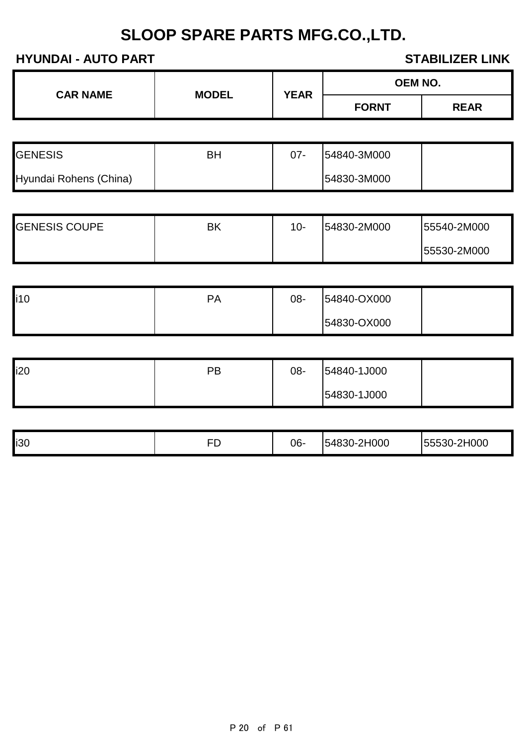# SLOOP SPARE PARTS MFG.CO.,LTD.

**HYUNDAI - AUTO PART** **STABILIZER LINK**

| CAR NAME | MODEL | YEAR | OEM NO. | |
|---|---|---|---|---|
| | | | FORNT | REAR |
| GENESIS | BH | 07- | 54840-3M000 | |
| Hyundai Rohens (China) | | | 54830-3M000 | |
| GENESIS COUPE | BK | 10- | 54830-2M000 | 55540-2M000 |
| | | | | 55530-2M000 |
| i10 | PA | 08- | 54840-OX000 | |
| | | | 54830-OX000 | |
| i20 | PB | 08- | 54840-1J000 | |
| | | | 54830-1J000 | |
| i30 | FD | 06- | 54830-2H000 | 55530-2H000 |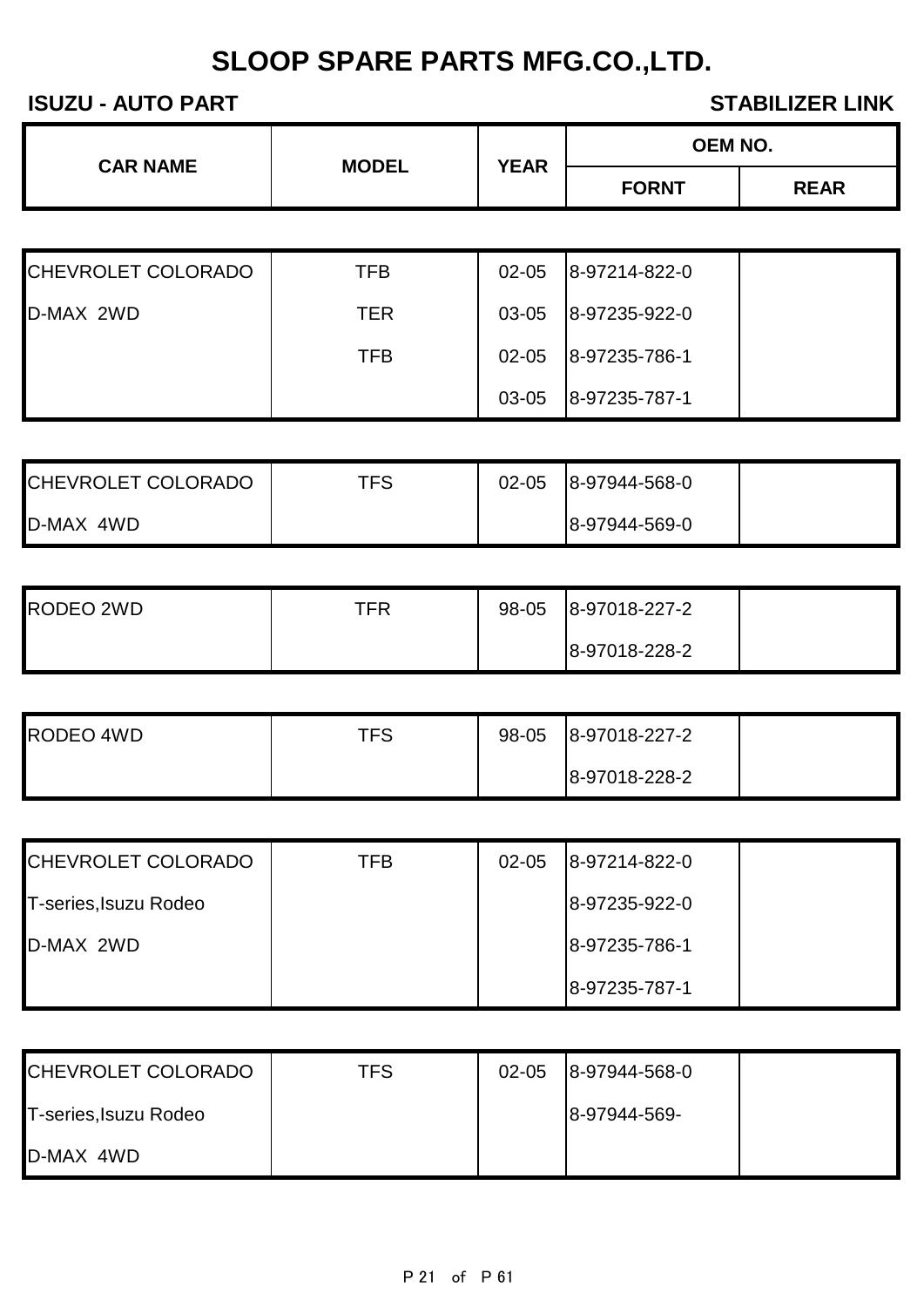# SLOOP SPARE PARTS MFG.CO.,LTD.

**ISUZU - AUTO PART** **STABILIZER LINK**

| CAR NAME | MODEL | YEAR | OEM NO. | |
|---|---|---|---|---|
| | | | FORNT | REAR |
| CHEVROLET COLORADO | TFB | 02-05 | 8-97214-822-0 | |
| D-MAX 2WD | TER | 03-05 | 8-97235-922-0 | |
| | TFB | 02-05 | 8-97235-786-1 | |
| | | 03-05 | 8-97235-787-1 | |
| CHEVROLET COLORADO | TFS | 02-05 | 8-97944-568-0 | |
| D-MAX 4WD | | | 8-97944-569-0 | |
| RODEO 2WD | TFR | 98-05 | 8-97018-227-2 | |
| | | | 8-97018-228-2 | |
| RODEO 4WD | TFS | 98-05 | 8-97018-227-2 | |
| | | | 8-97018-228-2 | |
| CHEVROLET COLORADO | TFB | 02-05 | 8-97214-822-0 | |
| T-series,Isuzu Rodeo | | | 8-97235-922-0 | |
| D-MAX 2WD | | | 8-97235-786-1 | |
| | | | 8-97235-787-1 | |
| CHEVROLET COLORADO | TFS | 02-05 | 8-97944-568-0 | |
| T-series,Isuzu Rodeo | | | 8-97944-569- | |
| D-MAX 4WD | | | | |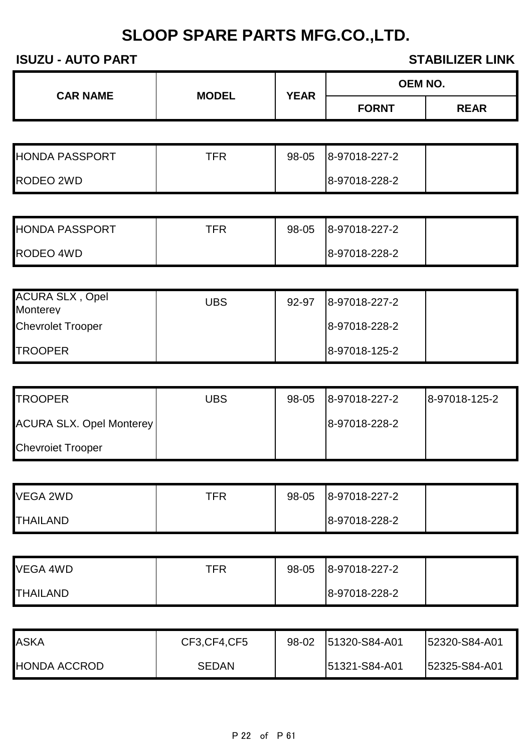# SLOOP SPARE PARTS MFG.CO.,LTD.

**ISUZU - AUTO PART** | **STABILIZER LINK**

| CAR NAME | MODEL | YEAR | OEM NO. | |
|---|---|---|---|---|
| | | | FORNT | REAR |
| HONDA PASSPORT | TFR | 98-05 | 8-97018-227-2 | |
| RODEO 2WD | | | 8-97018-228-2 | |
| HONDA PASSPORT | TFR | 98-05 | 8-97018-227-2 | |
| RODEO 4WD | | | 8-97018-228-2 | |
| ACURA SLX , Opel Monterey | UBS | 92-97 | 8-97018-227-2 | |
| Chevrolet Trooper | | | 8-97018-228-2 | |
| TROOPER | | | 8-97018-125-2 | |
| TROOPER | UBS | 98-05 | 8-97018-227-2 | 8-97018-125-2 |
| ACURA SLX. Opel Monterey | | | 8-97018-228-2 | |
| Chevroiet Trooper | | | | |
| VEGA 2WD | TFR | 98-05 | 8-97018-227-2 | |
| THAILAND | | | 8-97018-228-2 | |
| VEGA 4WD | TFR | 98-05 | 8-97018-227-2 | |
| THAILAND | | | 8-97018-228-2 | |
| ASKA | CF3,CF4,CF5 | 98-02 | 51320-S84-A01 | 52320-S84-A01 |
| HONDA ACCROD | SEDAN | | 51321-S84-A01 | 52325-S84-A01 |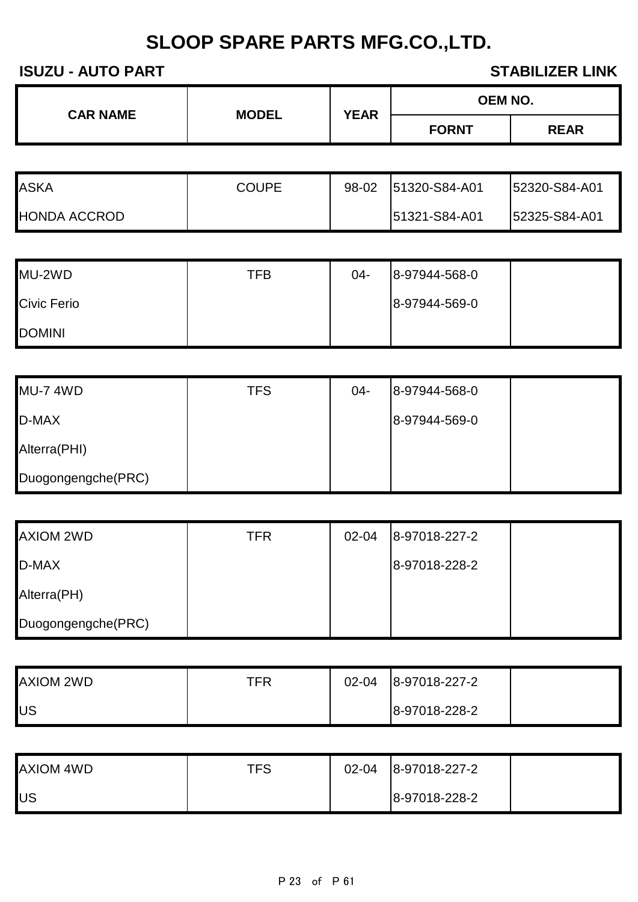# SLOOP SPARE PARTS MFG.CO.,LTD.

**ISUZU - AUTO PART** | **STABILIZER LINK**

| CAR NAME | MODEL | YEAR | OEM NO. | |
|---|---|---|---|---|
| | | | FORNT | REAR |
| ASKA | COUPE | 98-02 | 51320-S84-A01 | 52320-S84-A01 |
| HONDA ACCROD | | | 51321-S84-A01 | 52325-S84-A01 |
| MU-2WD | TFB | 04- | 8-97944-568-0 | |
| Civic Ferio | | | 8-97944-569-0 | |
| DOMINI | | | | |
| MU-7 4WD | TFS | 04- | 8-97944-568-0 | |
| D-MAX | | | 8-97944-569-0 | |
| Alterra(PHI) | | | | |
| Duogongengche(PRC) | | | | |
| AXIOM 2WD | TFR | 02-04 | 8-97018-227-2 | |
| D-MAX | | | 8-97018-228-2 | |
| Alterra(PH) | | | | |
| Duogongengche(PRC) | | | | |
| AXIOM 2WD | TFR | 02-04 | 8-97018-227-2 | |
| US | | | 8-97018-228-2 | |
| AXIOM 4WD | TFS | 02-04 | 8-97018-227-2 | |
| US | | | 8-97018-228-2 | |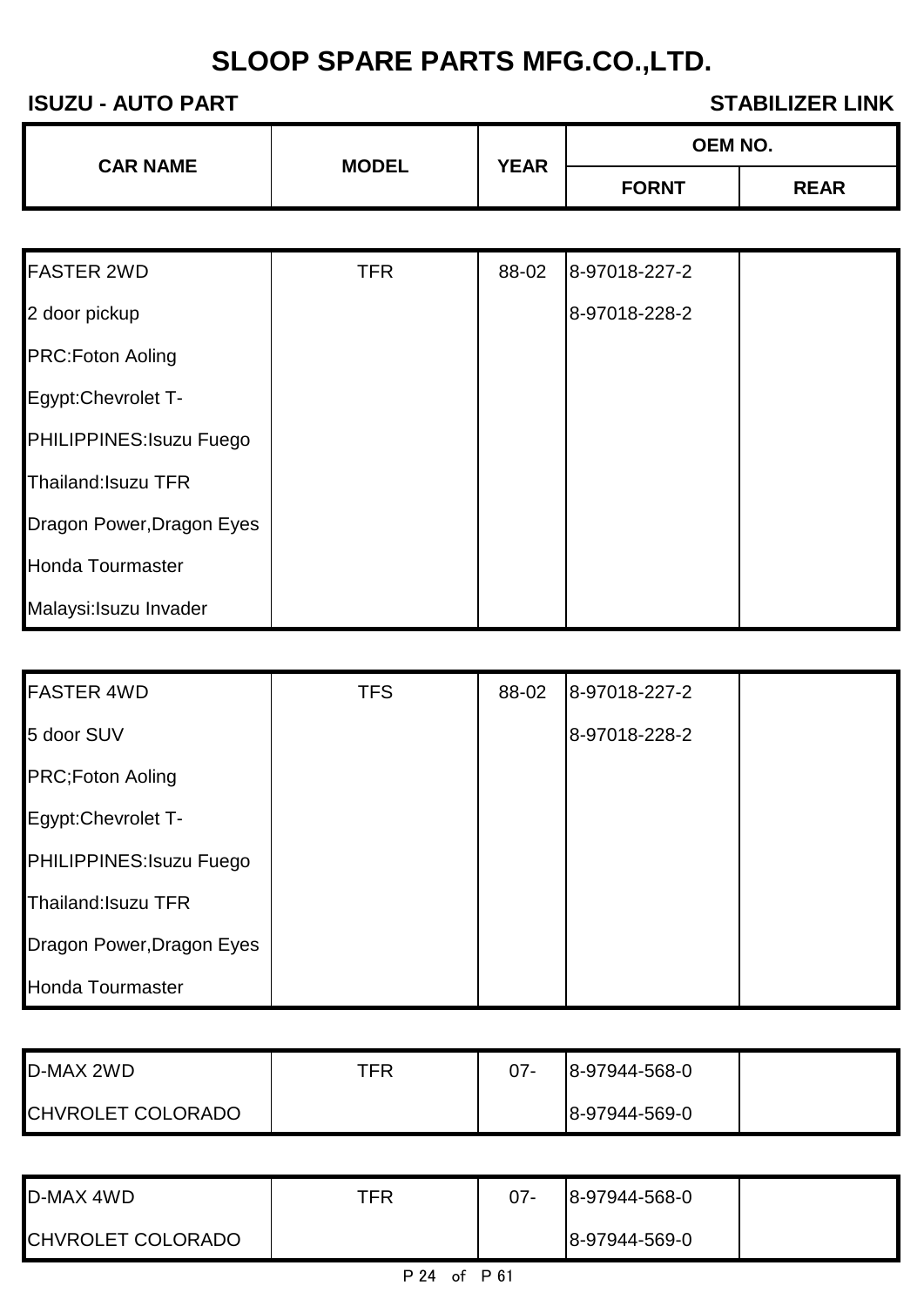# SLOOP SPARE PARTS MFG.CO.,LTD.

**ISUZU - AUTO PART** **STABILIZER LINK**

| CAR NAME | MODEL | YEAR | OEM NO. | |
|---|---|---|---|---|
| | | | FORNT | REAR |
| FASTER 2WD | TFR | 88-02 | 8-97018-227-2 | |
| 2 door pickup | | | 8-97018-228-2 | |
| PRC:Foton Aoling | | | | |
| Egypt:Chevrolet T- | | | | |
| PHILIPPINES:Isuzu Fuego | | | | |
| Thailand:Isuzu TFR | | | | |
| Dragon Power,Dragon Eyes | | | | |
| Honda Tourmaster | | | | |
| Malaysi:Isuzu Invader | | | | |
| FASTER 4WD | TFS | 88-02 | 8-97018-227-2 | |
| 5 door SUV | | | 8-97018-228-2 | |
| PRC;Foton Aoling | | | | |
| Egypt:Chevrolet T- | | | | |
| PHILIPPINES:Isuzu Fuego | | | | |
| Thailand:Isuzu TFR | | | | |
| Dragon Power,Dragon Eyes | | | | |
| Honda Tourmaster | | | | |
| D-MAX 2WD | TFR | 07- | 8-97944-568-0 | |
| CHVROLET COLORADO | | | 8-97944-569-0 | |
| D-MAX 4WD | TFR | 07- | 8-97944-568-0 | |
| CHVROLET COLORADO | | | 8-97944-569-0 | |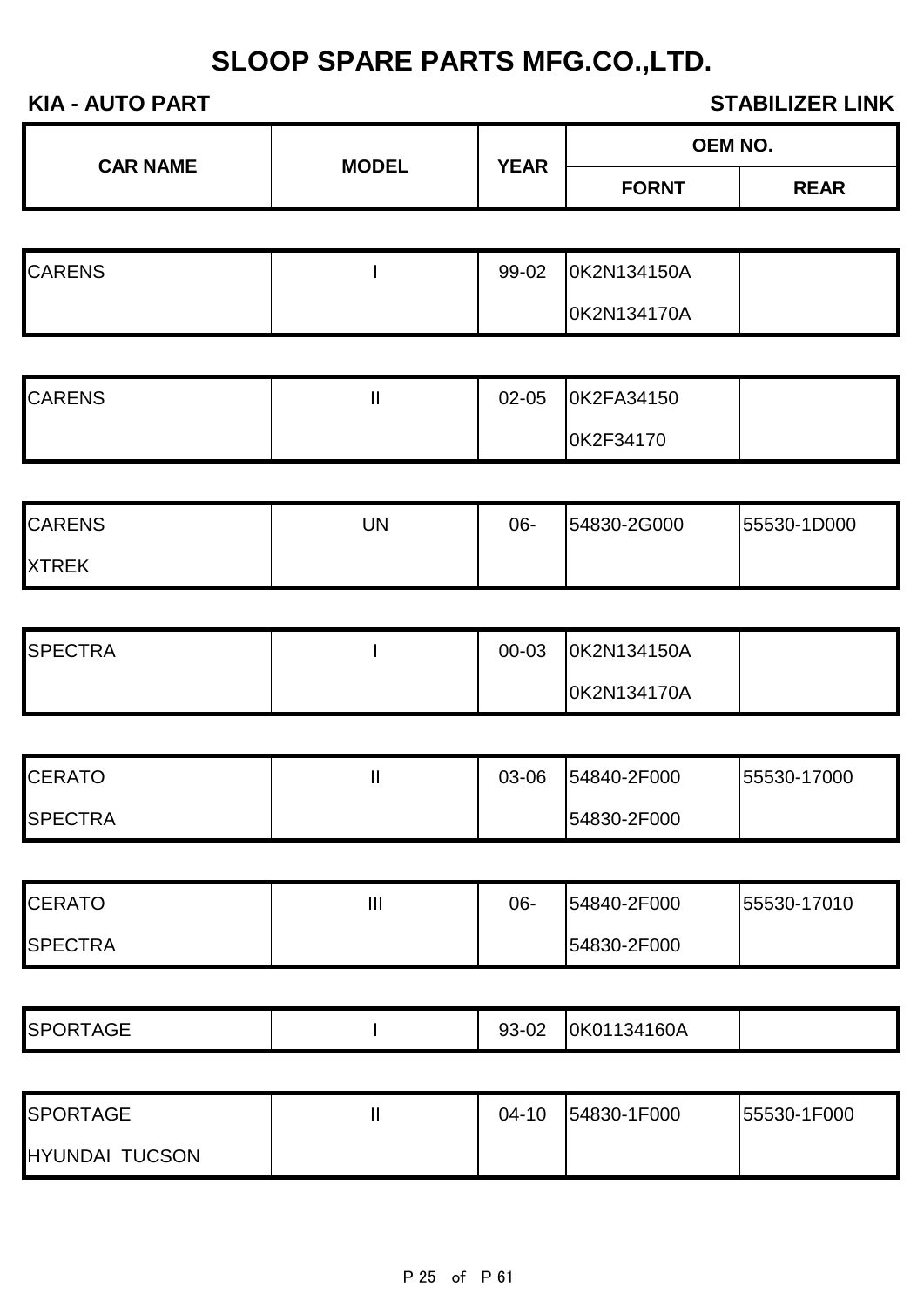# SLOOP SPARE PARTS MFG.CO.,LTD.

**KIA - AUTO PART** **STABILIZER LINK**

| CAR NAME | MODEL | YEAR | OEM NO. | |
|---|---|---|---|---|
| | | | FORNT | REAR |
| CARENS | I | 99-02 | 0K2N134150A | |
| | | | 0K2N134170A | |
| CARENS | II | 02-05 | 0K2FA34150 | |
| | | | 0K2F34170 | |
| CARENS | UN | 06- | 54830-2G000 | 55530-1D000 |
| XTREK | | | | |
| SPECTRA | I | 00-03 | 0K2N134150A | |
| | | | 0K2N134170A | |
| CERATO | II | 03-06 | 54840-2F000 | 55530-17000 |
| SPECTRA | | | 54830-2F000 | |
| CERATO | III | 06- | 54840-2F000 | 55530-17010 |
| SPECTRA | | | 54830-2F000 | |
| SPORTAGE | I | 93-02 | 0K01134160A | |
| SPORTAGE | II | 04-10 | 54830-1F000 | 55530-1F000 |
| HYUNDAI TUCSON | | | | |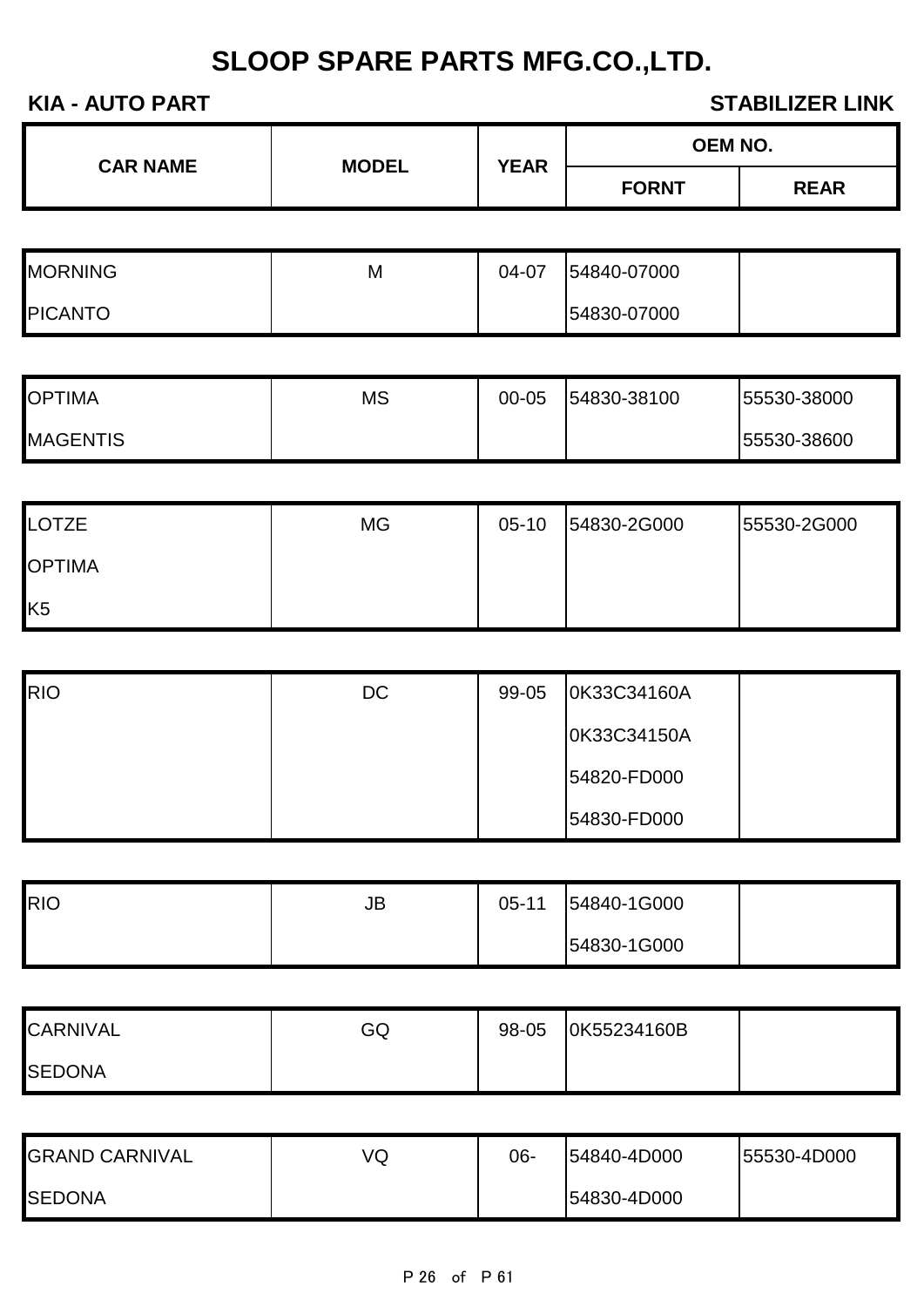# SLOOP SPARE PARTS MFG.CO.,LTD.

**KIA - AUTO PART** **STABILIZER LINK**

| CAR NAME | MODEL | YEAR | OEM NO. | |
|---|---|---|---|---|
| | | | FORNT | REAR |
| MORNING | M | 04-07 | 54840-07000 | |
| PICANTO | | | 54830-07000 | |
| OPTIMA | MS | 00-05 | 54830-38100 | 55530-38000 |
| MAGENTIS | | | | 55530-38600 |
| LOTZE | MG | 05-10 | 54830-2G000 | 55530-2G000 |
| OPTIMA | | | | |
| K5 | | | | |
| RIO | DC | 99-05 | 0K33C34160A | |
| | | | 0K33C34150A | |
| | | | 54820-FD000 | |
| | | | 54830-FD000 | |
| RIO | JB | 05-11 | 54840-1G000 | |
| | | | 54830-1G000 | |
| CARNIVAL | GQ | 98-05 | 0K55234160B | |
| SEDONA | | | | |
| GRAND CARNIVAL | VQ | 06- | 54840-4D000 | 55530-4D000 |
| SEDONA | | | 54830-4D000 | |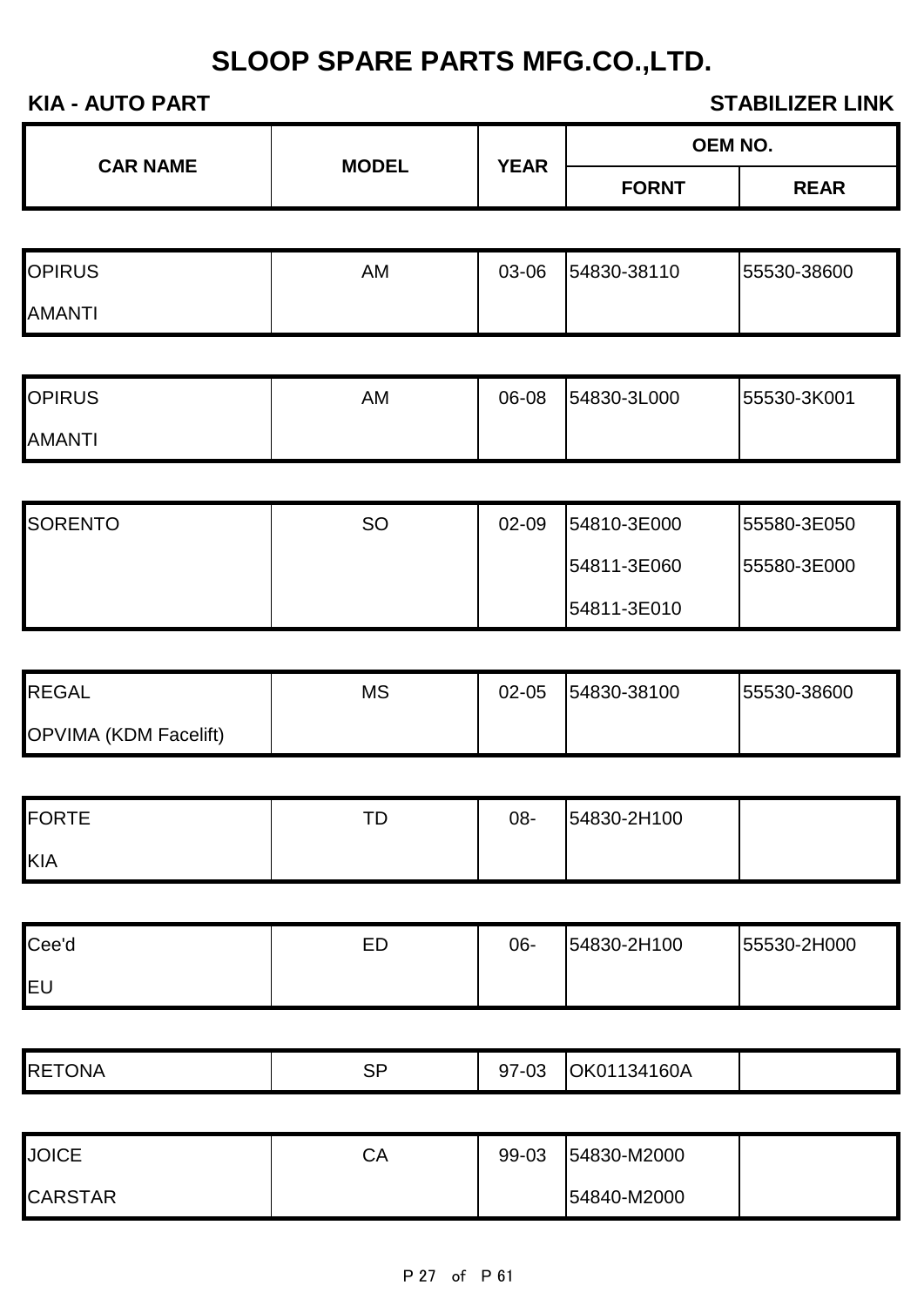# SLOOP SPARE PARTS MFG.CO.,LTD.

**KIA - AUTO PART** **STABILIZER LINK**

| CAR NAME | MODEL | YEAR | OEM NO. | |
|---|---|---|---|---|
| | | | FORNT | REAR |
| OPIRUS<br>AMANTI | AM | 03-06 | 54830-38110 | 55530-38600 |
| OPIRUS<br>AMANTI | AM | 06-08 | 54830-3L000 | 55530-3K001 |
| SORENTO | SO | 02-09 | 54810-3E000<br>54811-3E060<br>54811-3E010 | 55580-3E050<br>55580-3E000 |
| REGAL<br>OPVIMA (KDM Facelift) | MS | 02-05 | 54830-38100 | 55530-38600 |
| FORTE<br>KIA | TD | 08- | 54830-2H100 | |
| Cee'd<br>EU | ED | 06- | 54830-2H100 | 55530-2H000 |
| RETONA | SP | 97-03 | OK01134160A | |
| JOICE<br>CARSTAR | CA | 99-03 | 54830-M2000<br>54840-M2000 | |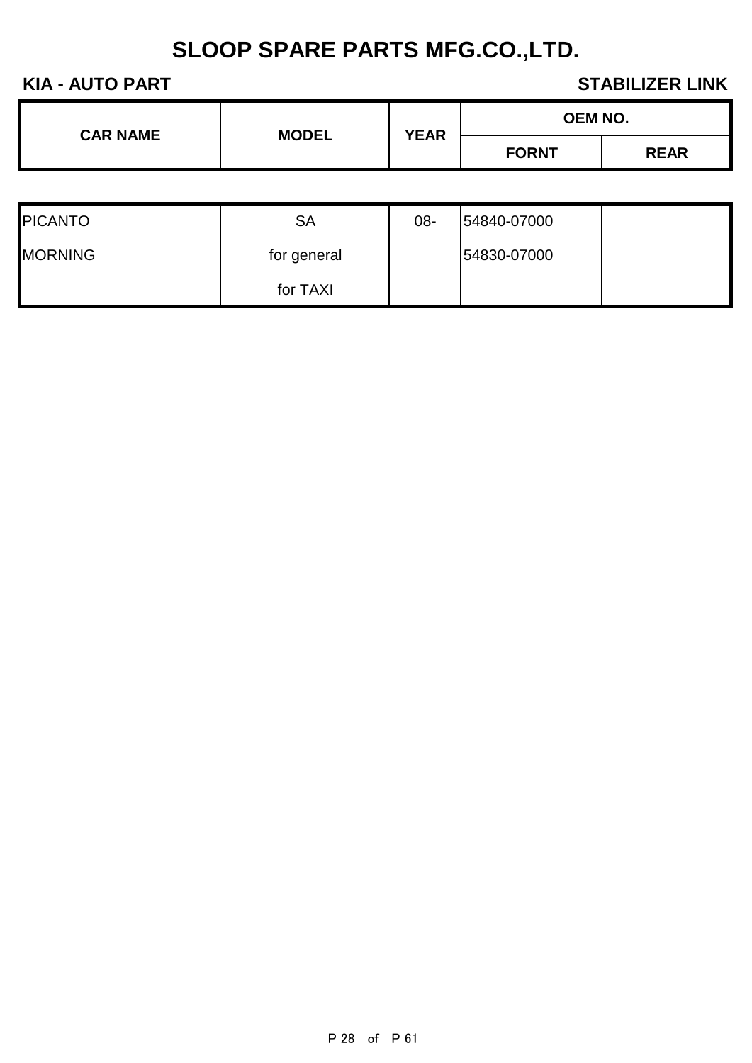# SLOOP SPARE PARTS MFG.CO.,LTD.

**KIA - AUTO PART** **STABILIZER LINK**

| CAR NAME | MODEL | YEAR | OEM NO. | |
|---|---|---|---|---|
| | | | FORNT | REAR |
| PICANTO | SA | 08- | 54840-07000 | |
| MORNING | for general | | 54830-07000 | |
| | for TAXI | | | |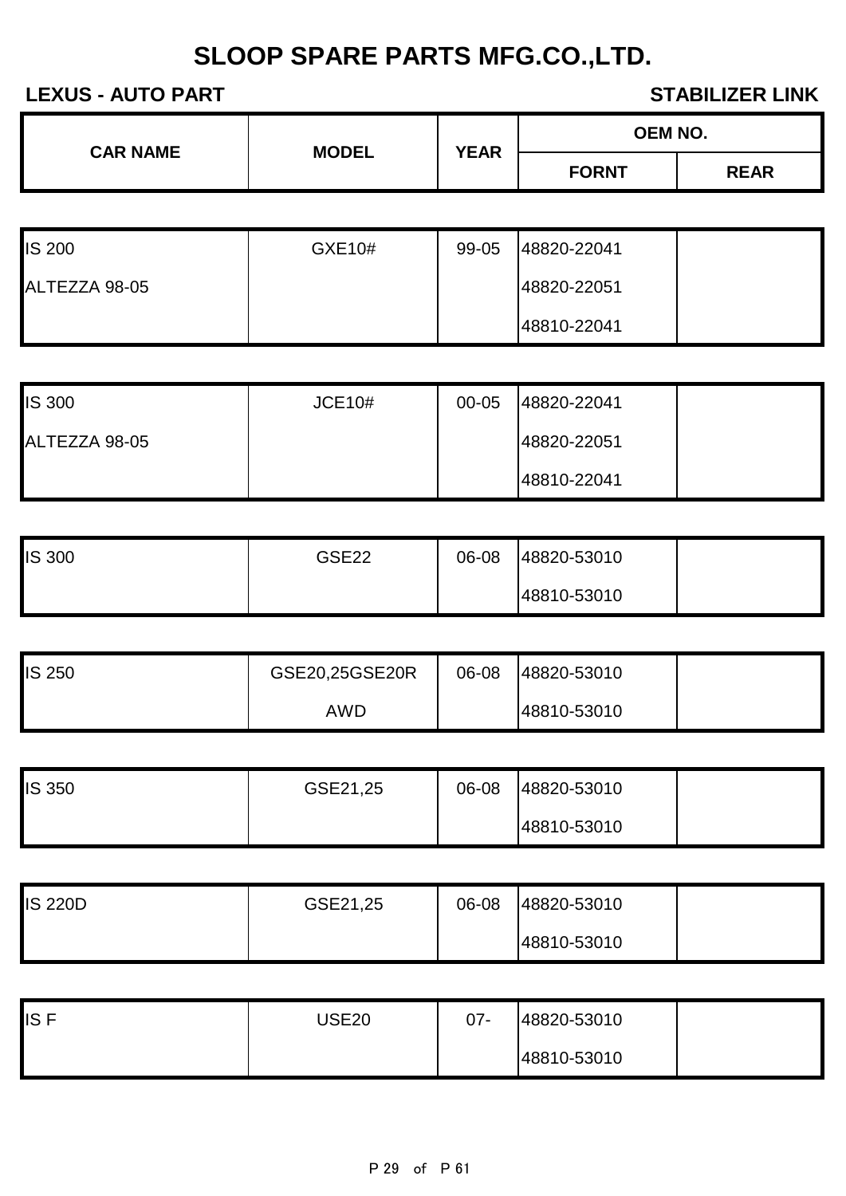# SLOOP SPARE PARTS MFG.CO.,LTD.

**LEXUS - AUTO PART** **STABILIZER LINK**

| CAR NAME | MODEL | YEAR | OEM NO. | |
|---|---|---|---|---|
| | | | FORNT | REAR |
| IS 200 | GXE10# | 99-05 | 48820-22041 | |
| ALTEZZA 98-05 | | | 48820-22051 | |
| | | | 48810-22041 | |
| IS 300 | JCE10# | 00-05 | 48820-22041 | |
| ALTEZZA 98-05 | | | 48820-22051 | |
| | | | 48810-22041 | |
| IS 300 | GSE22 | 06-08 | 48820-53010 | |
| | | | 48810-53010 | |
| IS 250 | GSE20,25GSE20R | 06-08 | 48820-53010 | |
| | AWD | | 48810-53010 | |
| IS 350 | GSE21,25 | 06-08 | 48820-53010 | |
| | | | 48810-53010 | |
| IS 220D | GSE21,25 | 06-08 | 48820-53010 | |
| | | | 48810-53010 | |
| IS F | USE20 | 07- | 48820-53010 | |
| | | | 48810-53010 | |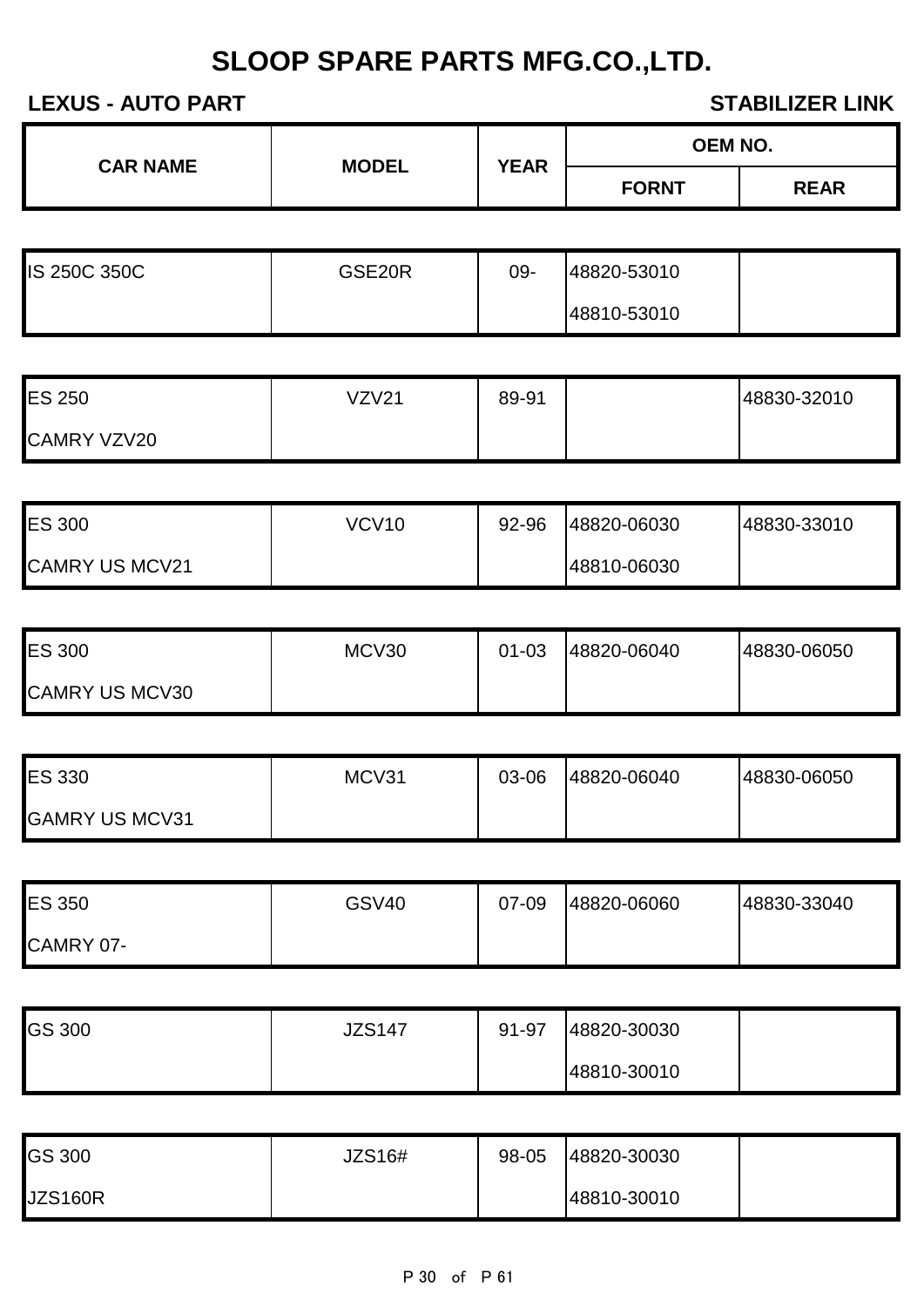# SLOOP SPARE PARTS MFG.CO.,LTD.

**LEXUS - AUTO PART** **STABILIZER LINK**

| CAR NAME | MODEL | YEAR | OEM NO. | |
|---|---|---|---|---|
| | | | FORNT | REAR |
| IS 250C 350C | GSE20R | 09- | 48820-53010<br>48810-53010 | |
| ES 250<br>CAMRY VZV20 | VZV21 | 89-91 | | 48830-32010 |
| ES 300<br>CAMRY US MCV21 | VCV10 | 92-96 | 48820-06030<br>48810-06030 | 48830-33010 |
| ES 300<br>CAMRY US MCV30 | MCV30 | 01-03 | 48820-06040 | 48830-06050 |
| ES 330<br>GAMRY US MCV31 | MCV31 | 03-06 | 48820-06040 | 48830-06050 |
| ES 350<br>CAMRY 07- | GSV40 | 07-09 | 48820-06060 | 48830-33040 |
| GS 300 | JZS147 | 91-97 | 48820-30030<br>48810-30010 | |
| GS 300<br>JZS160R | JZS16# | 98-05 | 48820-30030<br>48810-30010 | |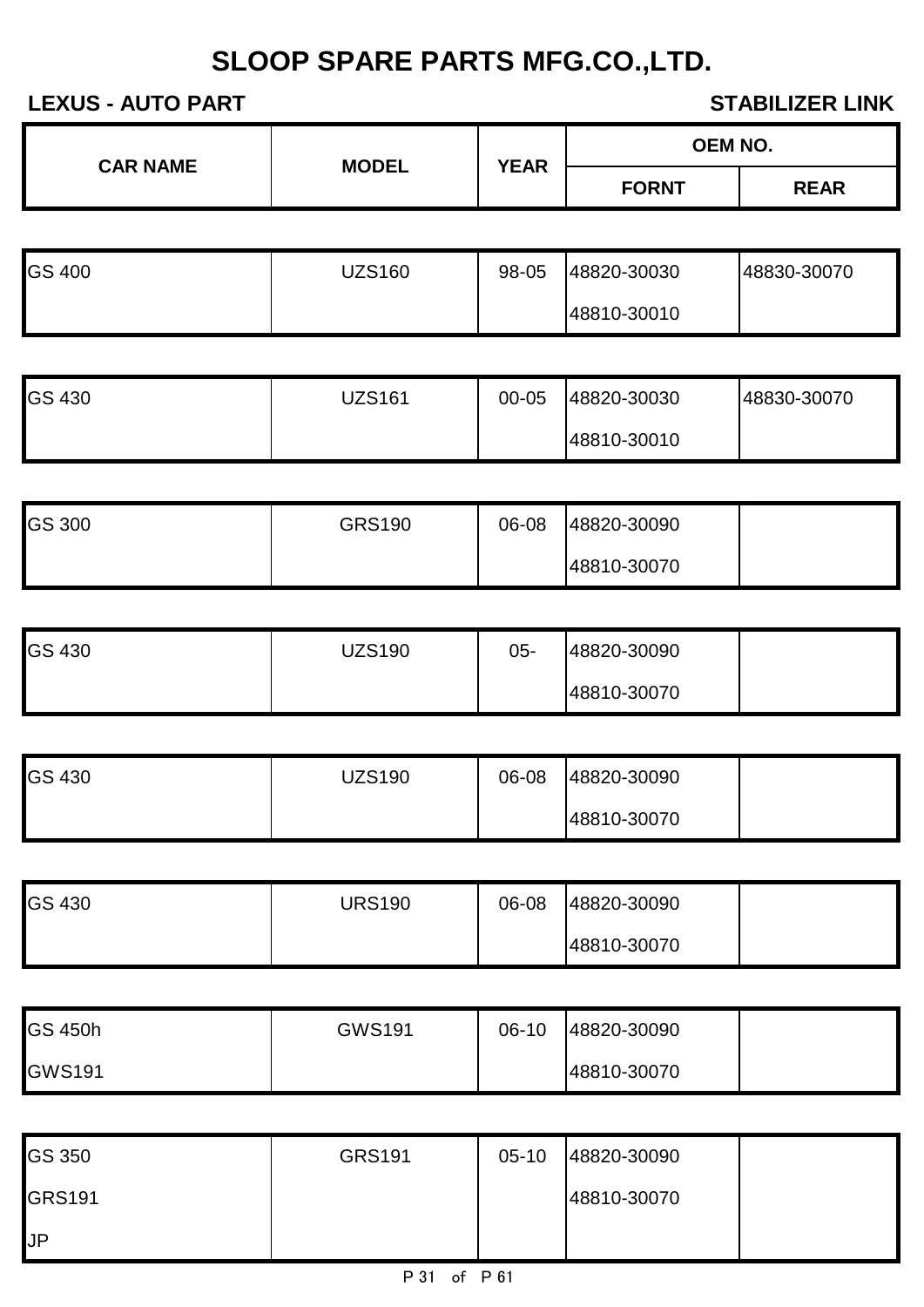# SLOOP SPARE PARTS MFG.CO.,LTD.

**LEXUS - AUTO PART** **STABILIZER LINK**

| CAR NAME | MODEL | YEAR | OEM NO. | |
|---|---|---|---|---|
| | | | FORNT | REAR |
| GS 400 | UZS160 | 98-05 | 48820-30030 | 48830-30070 |
| | | | 48810-30010 | |
| GS 430 | UZS161 | 00-05 | 48820-30030 | 48830-30070 |
| | | | 48810-30010 | |
| GS 300 | GRS190 | 06-08 | 48820-30090 | |
| | | | 48810-30070 | |
| GS 430 | UZS190 | 05- | 48820-30090 | |
| | | | 48810-30070 | |
| GS 430 | UZS190 | 06-08 | 48820-30090 | |
| | | | 48810-30070 | |
| GS 430 | URS190 | 06-08 | 48820-30090 | |
| | | | 48810-30070 | |
| GS 450h | GWS191 | 06-10 | 48820-30090 | |
| GWS191 | | | 48810-30070 | |
| GS 350 | GRS191 | 05-10 | 48820-30090 | |
| GRS191 | | | 48810-30070 | |
| JP | | | | |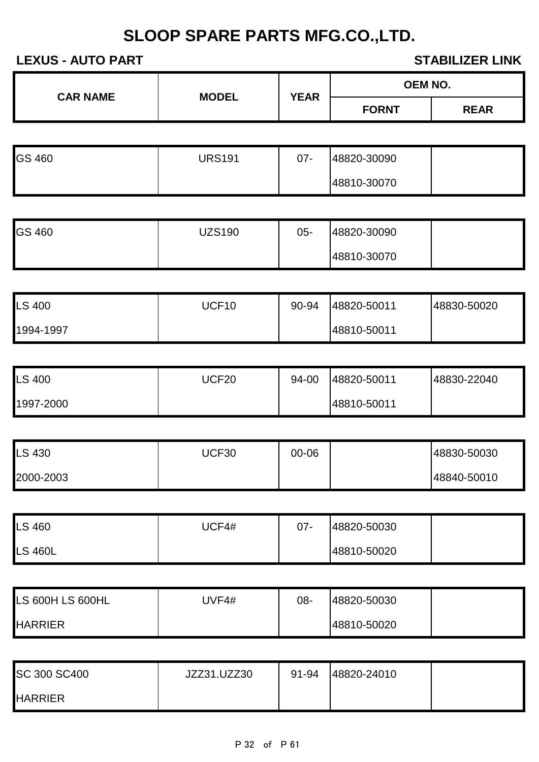# SLOOP SPARE PARTS MFG.CO.,LTD.

**LEXUS - AUTO PART** | **STABILIZER LINK**

| CAR NAME | MODEL | YEAR | OEM NO. | |
|---|---|---|---|---|
| | | | FORNT | REAR |
| GS 460 | URS191 | 07- | 48820-30090 | |
| | | | 48810-30070 | |
| GS 460 | UZS190 | 05- | 48820-30090 | |
| | | | 48810-30070 | |
| LS 400 | UCF10 | 90-94 | 48820-50011 | 48830-50020 |
| 1994-1997 | | | 48810-50011 | |
| LS 400 | UCF20 | 94-00 | 48820-50011 | 48830-22040 |
| 1997-2000 | | | 48810-50011 | |
| LS 430 | UCF30 | 00-06 | | 48830-50030 |
| 2000-2003 | | | | 48840-50010 |
| LS 460 | UCF4# | 07- | 48820-50030 | |
| LS 460L | | | 48810-50020 | |
| LS 600H LS 600HL | UVF4# | 08- | 48820-50030 | |
| HARRIER | | | 48810-50020 | |
| SC 300 SC400 | JZZ31.UZZ30 | 91-94 | 48820-24010 | |
| HARRIER | | | | |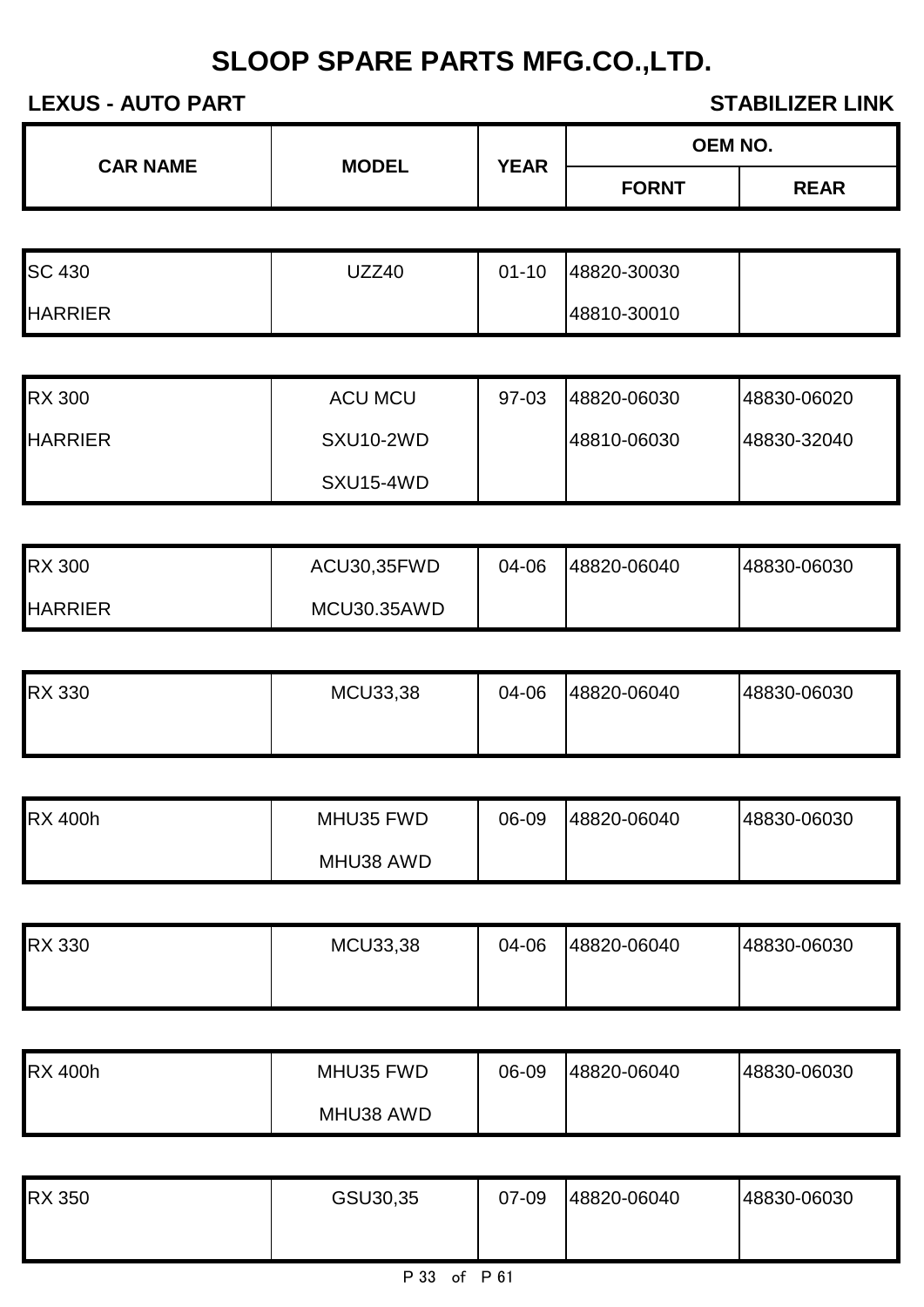# SLOOP SPARE PARTS MFG.CO.,LTD.

**LEXUS - AUTO PART** | **STABILIZER LINK**

| CAR NAME | MODEL | YEAR | OEM NO. | |
|---|---|---|---|---|
| | | | FORNT | REAR |
| SC 430 | UZZ40 | 01-10 | 48820-30030 | |
| HARRIER | | | 48810-30010 | |
| RX 300 | ACU MCU | 97-03 | 48820-06030 | 48830-06020 |
| HARRIER | SXU10-2WD | | 48810-06030 | 48830-32040 |
| | SXU15-4WD | | | |
| RX 300 | ACU30,35FWD | 04-06 | 48820-06040 | 48830-06030 |
| HARRIER | MCU30.35AWD | | | |
| RX 330 | MCU33,38 | 04-06 | 48820-06040 | 48830-06030 |
| RX 400h | MHU35 FWD | 06-09 | 48820-06040 | 48830-06030 |
| | MHU38 AWD | | | |
| RX 330 | MCU33,38 | 04-06 | 48820-06040 | 48830-06030 |
| RX 400h | MHU35 FWD | 06-09 | 48820-06040 | 48830-06030 |
| | MHU38 AWD | | | |
| RX 350 | GSU30,35 | 07-09 | 48820-06040 | 48830-06030 |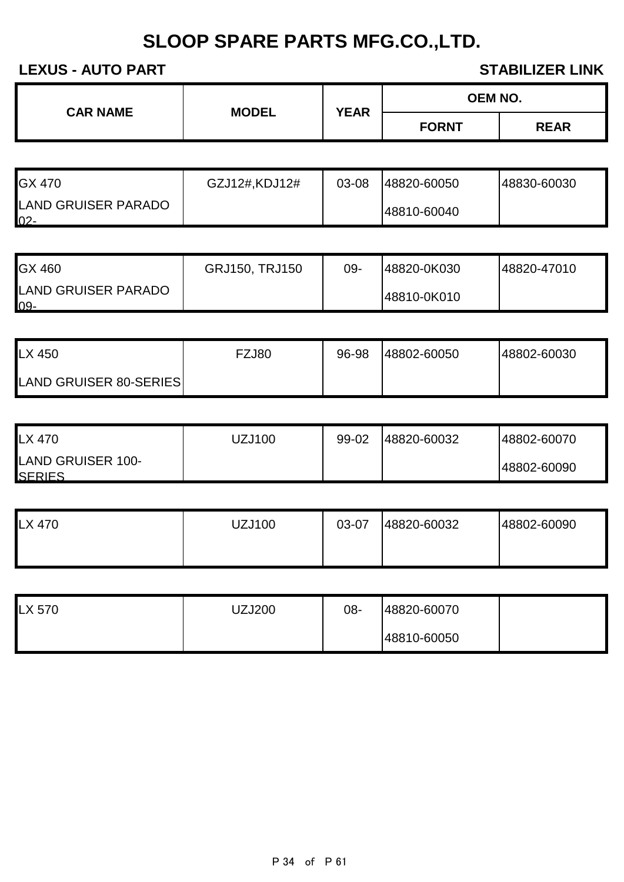# SLOOP SPARE PARTS MFG.CO.,LTD.

**LEXUS - AUTO PART** **STABILIZER LINK**

| CAR NAME | MODEL | YEAR | OEM NO. | |
|---|---|---|---|---|
| | | | FORNT | REAR |
| GX 470 | GZJ12#,KDJ12# | 03-08 | 48820-60050 | 48830-60030 |
| LAND GRUISER PARADO 02- | | | 48810-60040 | |
| GX 460 | GRJ150, TRJ150 | 09- | 48820-0K030 | 48820-47010 |
| LAND GRUISER PARADO 09- | | | 48810-0K010 | |
| LX 450 | FZJ80 | 96-98 | 48802-60050 | 48802-60030 |
| LAND GRUISER 80-SERIES | | | | |
| LX 470 | UZJ100 | 99-02 | 48820-60032 | 48802-60070 |
| LAND GRUISER 100-SERIES | | | | 48802-60090 |
| LX 470 | UZJ100 | 03-07 | 48820-60032 | 48802-60090 |
| LX 570 | UZJ200 | 08- | 48820-60070 | |
| | | | 48810-60050 | |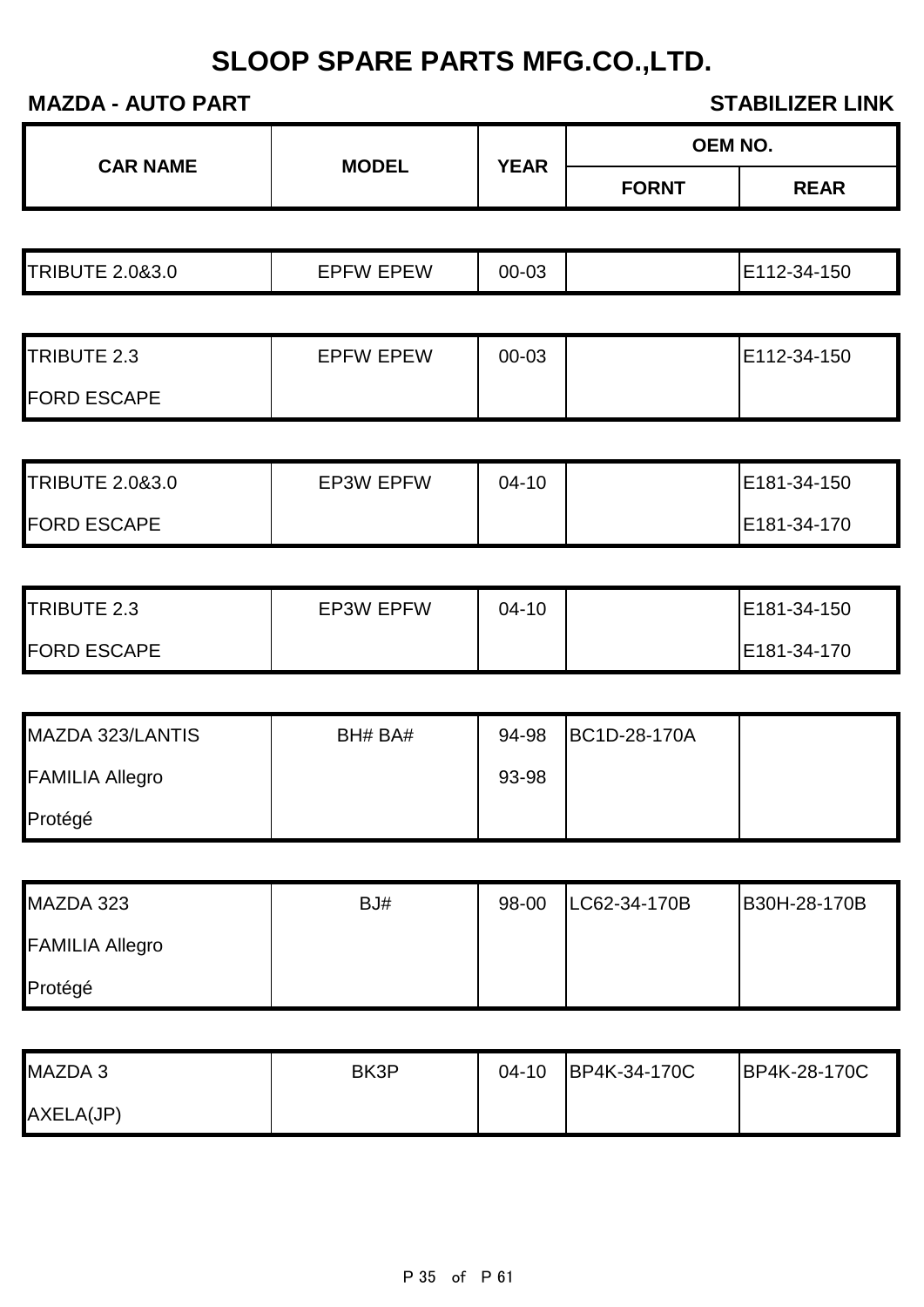# SLOOP SPARE PARTS MFG.CO.,LTD.

**MAZDA - AUTO PART** **STABILIZER LINK**

| CAR NAME | MODEL | YEAR | OEM NO. | |
|---|---|---|---|---|
| | | | FORNT | REAR |
| TRIBUTE 2.0&3.0 | EPFW EPEW | 00-03 | | E112-34-150 |
| TRIBUTE 2.3 | EPFW EPEW | 00-03 | | E112-34-150 |
| FORD ESCAPE | | | | |
| TRIBUTE 2.0&3.0 | EP3W EPFW | 04-10 | | E181-34-150 |
| FORD ESCAPE | | | | E181-34-170 |
| TRIBUTE 2.3 | EP3W EPFW | 04-10 | | E181-34-150 |
| FORD ESCAPE | | | | E181-34-170 |
| MAZDA 323/LANTIS | BH# BA# | 94-98 | BC1D-28-170A | |
| FAMILIA Allegro | | 93-98 | | |
| Protégé | | | | |
| MAZDA 323 | BJ# | 98-00 | LC62-34-170B | B30H-28-170B |
| FAMILIA Allegro | | | | |
| Protégé | | | | |
| MAZDA 3 | BK3P | 04-10 | BP4K-34-170C | BP4K-28-170C |
| AXELA(JP) | | | | |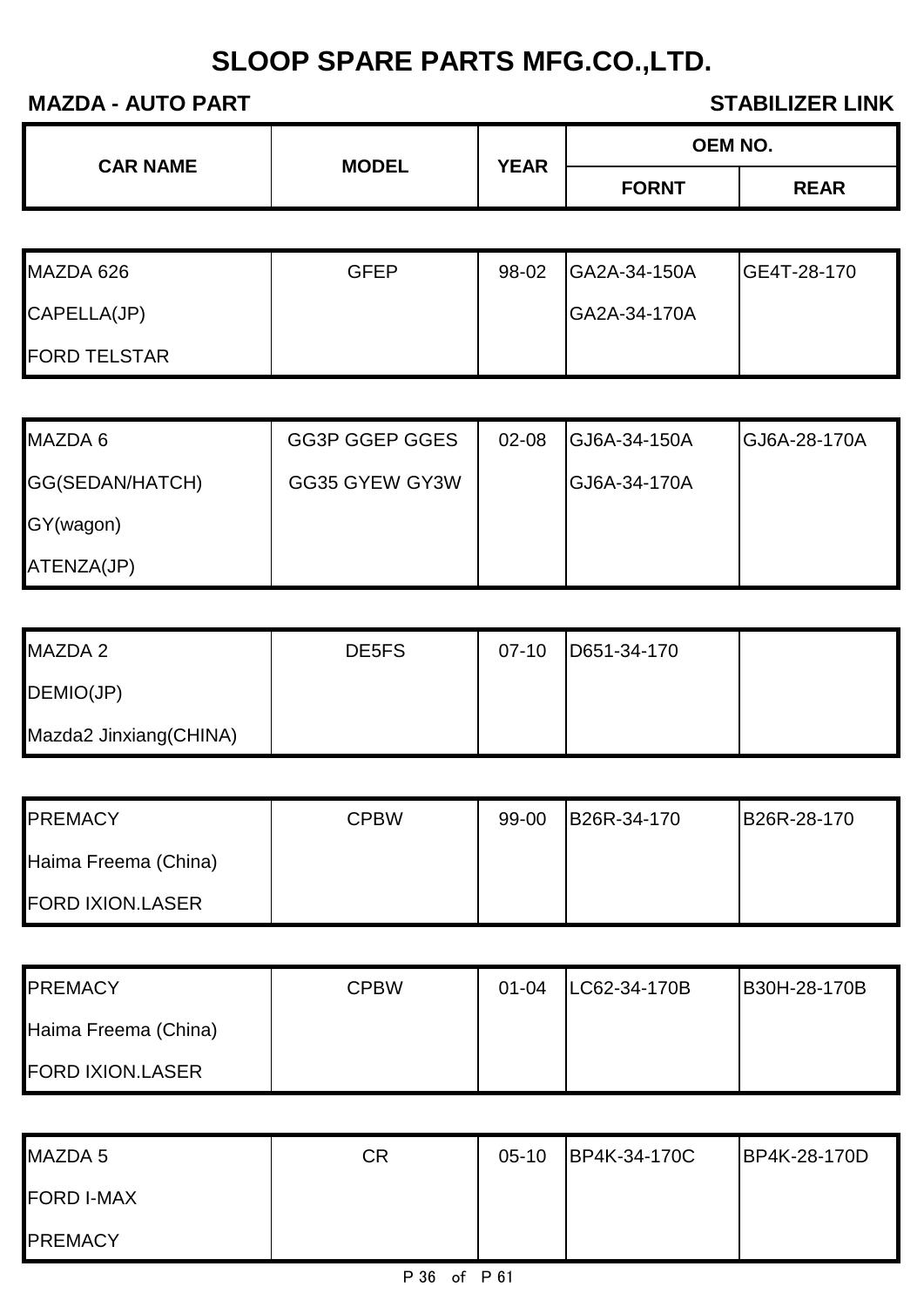# SLOOP SPARE PARTS MFG.CO.,LTD.

**MAZDA - AUTO PART** **STABILIZER LINK**

| CAR NAME | MODEL | YEAR | OEM NO. | |
|---|---|---|---|---|
| | | | FORNT | REAR |
| MAZDA 626 | GFEP | 98-02 | GA2A-34-150A | GE4T-28-170 |
| CAPELLA(JP) | | | GA2A-34-170A | |
| FORD TELSTAR | | | | |
| MAZDA 6 | GG3P GGEP GGES | 02-08 | GJ6A-34-150A | GJ6A-28-170A |
| GG(SEDAN/HATCH) | GG35 GYEW GY3W | | GJ6A-34-170A | |
| GY(wagon) | | | | |
| ATENZA(JP) | | | | |
| MAZDA 2 | DE5FS | 07-10 | D651-34-170 | |
| DEMIO(JP) | | | | |
| Mazda2 Jinxiang(CHINA) | | | | |
| PREMACY | CPBW | 99-00 | B26R-34-170 | B26R-28-170 |
| Haima Freema (China) | | | | |
| FORD IXION.LASER | | | | |
| PREMACY | CPBW | 01-04 | LC62-34-170B | B30H-28-170B |
| Haima Freema (China) | | | | |
| FORD IXION.LASER | | | | |
| MAZDA 5 | CR | 05-10 | BP4K-34-170C | BP4K-28-170D |
| FORD I-MAX | | | | |
| PREMACY | | | | |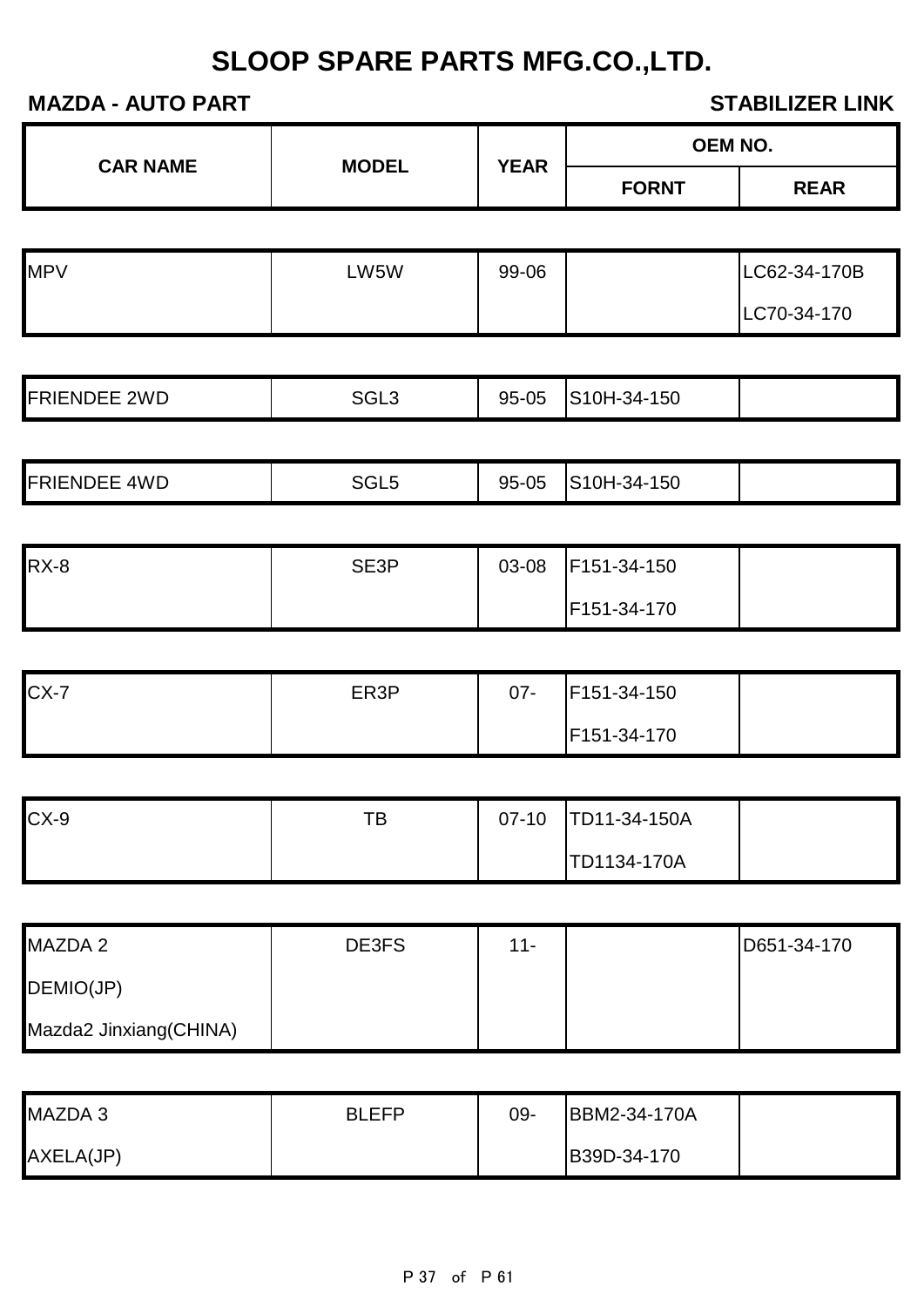# SLOOP SPARE PARTS MFG.CO.,LTD.

**MAZDA - AUTO PART** **STABILIZER LINK**

| CAR NAME | MODEL | YEAR | OEM NO. | |
|---|---|---|---|---|
| | | | FORNT | REAR |
| MPV | LW5W | 99-06 | | LC62-34-170B |
| | | | | LC70-34-170 |
| FRIENDEE 2WD | SGL3 | 95-05 | S10H-34-150 | |
| FRIENDEE 4WD | SGL5 | 95-05 | S10H-34-150 | |
| RX-8 | SE3P | 03-08 | F151-34-150 | |
| | | | F151-34-170 | |
| CX-7 | ER3P | 07- | F151-34-150 | |
| | | | F151-34-170 | |
| CX-9 | TB | 07-10 | TD11-34-150A | |
| | | | TD1134-170A | |
| MAZDA 2 | DE3FS | 11- | | D651-34-170 |
| DEMIO(JP) | | | | |
| Mazda2 Jinxiang(CHINA) | | | | |
| MAZDA 3 | BLEFP | 09- | BBM2-34-170A | |
| AXELA(JP) | | | B39D-34-170 | |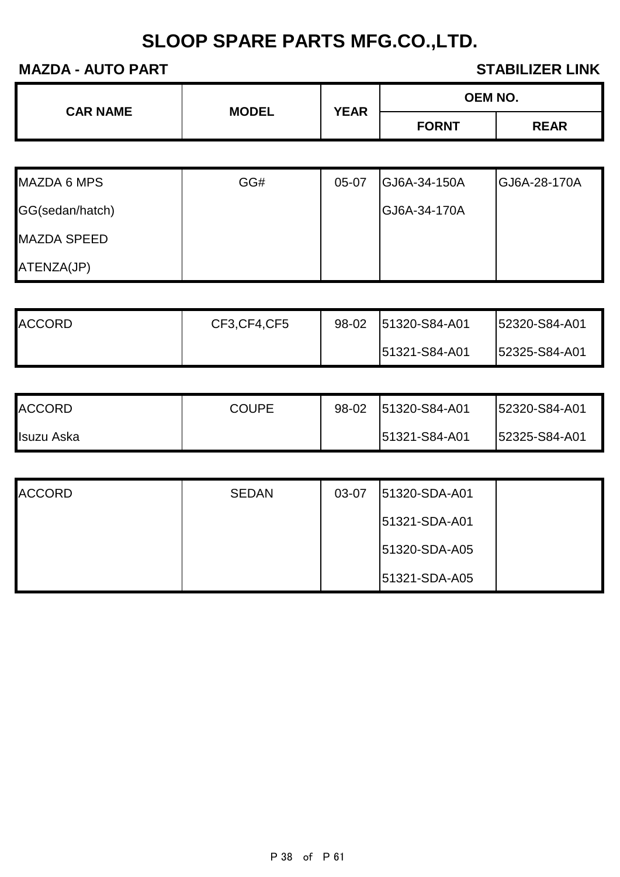# SLOOP SPARE PARTS MFG.CO.,LTD.

**MAZDA - AUTO PART**

**STABILIZER LINK**

| CAR NAME | MODEL | YEAR | OEM NO. | |
|---|---|---|---|---|
| | | | FORNT | REAR |
| MAZDA 6 MPS | GG# | 05-07 | GJ6A-34-150A | GJ6A-28-170A |
| GG(sedan/hatch) | | | GJ6A-34-170A | |
| MAZDA SPEED | | | | |
| ATENZA(JP) | | | | |
| ACCORD | CF3,CF4,CF5 | 98-02 | 51320-S84-A01 | 52320-S84-A01 |
| | | | 51321-S84-A01 | 52325-S84-A01 |
| ACCORD | COUPE | 98-02 | 51320-S84-A01 | 52320-S84-A01 |
| Isuzu Aska | | | 51321-S84-A01 | 52325-S84-A01 |
| ACCORD | SEDAN | 03-07 | 51320-SDA-A01 | |
| | | | 51321-SDA-A01 | |
| | | | 51320-SDA-A05 | |
| | | | 51321-SDA-A05 | |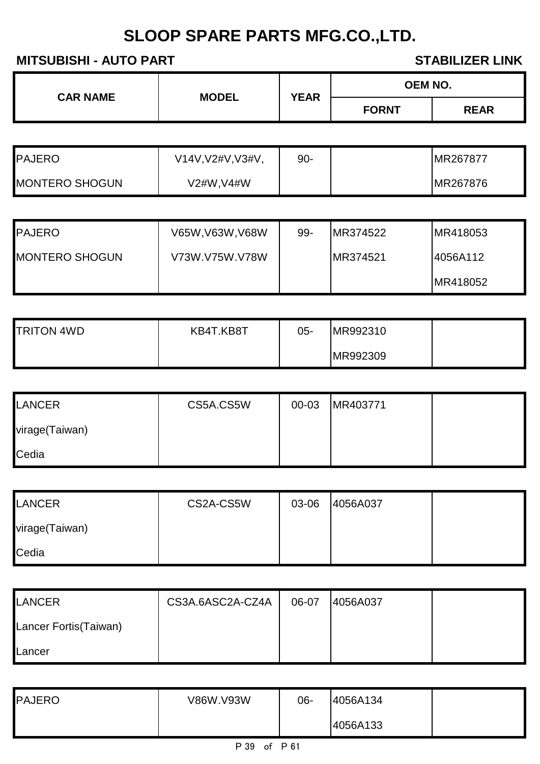# SLOOP SPARE PARTS MFG.CO.,LTD.

**MITSUBISHI - AUTO PART** **STABILIZER LINK**

| CAR NAME | MODEL | YEAR | OEM NO. | |
|---|---|---|---|---|
| | | | FORNT | REAR |
| PAJERO | V14V,V2#V,V3#V, | 90- | | MR267877 |
| MONTERO SHOGUN | V2#W,V4#W | | | MR267876 |
| PAJERO | V65W,V63W,V68W | 99- | MR374522 | MR418053 |
| MONTERO SHOGUN | V73W.V75W.V78W | | MR374521 | 4056A112 |
| | | | | MR418052 |
| TRITON 4WD | KB4T.KB8T | 05- | MR992310 | |
| | | | MR992309 | |
| LANCER | CS5A.CS5W | 00-03 | MR403771 | |
| virage(Taiwan) | | | | |
| Cedia | | | | |
| LANCER | CS2A-CS5W | 03-06 | 4056A037 | |
| virage(Taiwan) | | | | |
| Cedia | | | | |
| LANCER | CS3A.6ASC2A-CZ4A | 06-07 | 4056A037 | |
| Lancer Fortis(Taiwan) | | | | |
| Lancer | | | | |
| PAJERO | V86W.V93W | 06- | 4056A134 | |
| | | | 4056A133 | |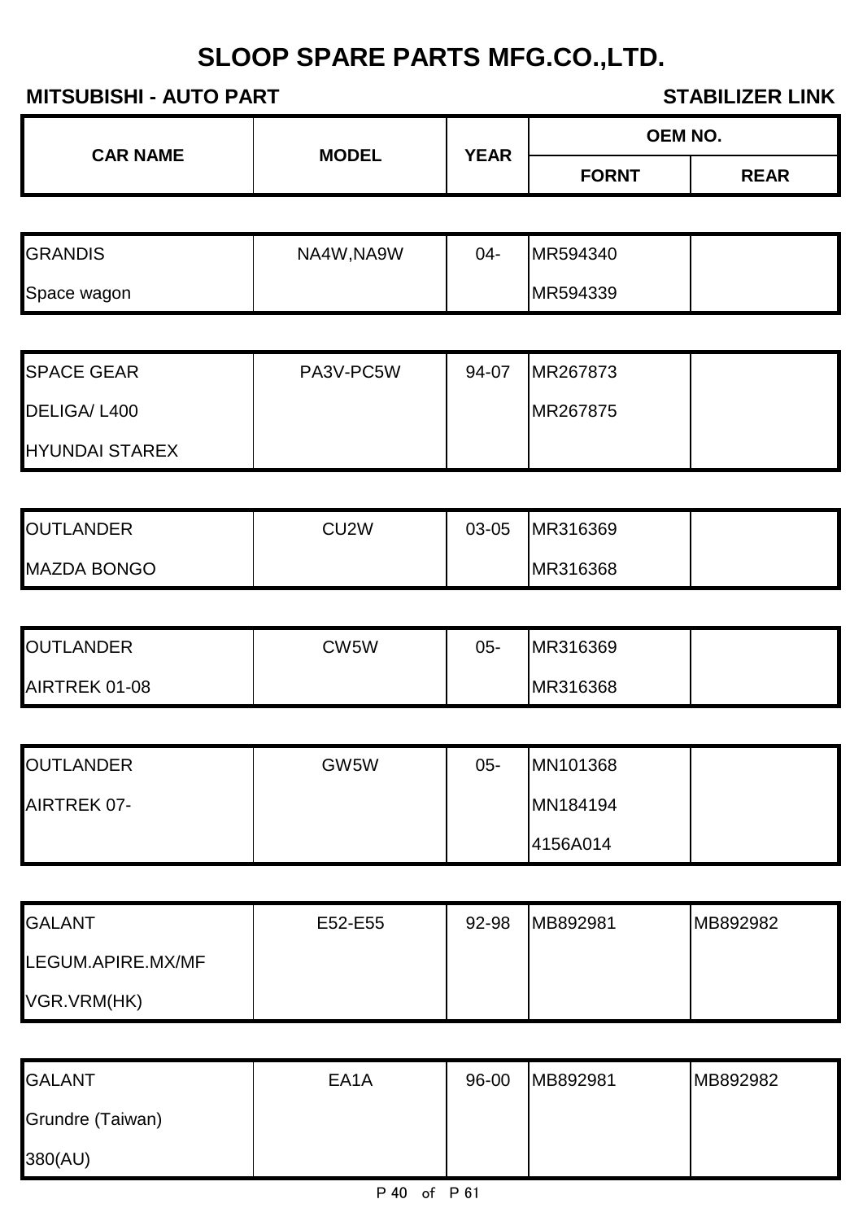# SLOOP SPARE PARTS MFG.CO.,LTD.

**MITSUBISHI - AUTO PART** **STABILIZER LINK**

| CAR NAME | MODEL | YEAR | OEM NO. | |
|---|---|---|---|---|
| | | | FORNT | REAR |
| GRANDIS | NA4W,NA9W | 04- | MR594340 | |
| Space wagon | | | MR594339 | |
| SPACE GEAR | PA3V-PC5W | 94-07 | MR267873 | |
| DELIGA/ L400 | | | MR267875 | |
| HYUNDAI STAREX | | | | |
| OUTLANDER | CU2W | 03-05 | MR316369 | |
| MAZDA BONGO | | | MR316368 | |
| OUTLANDER | CW5W | 05- | MR316369 | |
| AIRTREK 01-08 | | | MR316368 | |
| OUTLANDER | GW5W | 05- | MN101368 | |
| AIRTREK 07- | | | MN184194 | |
| | | | 4156A014 | |
| GALANT | E52-E55 | 92-98 | MB892981 | MB892982 |
| LEGUM.APIRE.MX/MF | | | | |
| VGR.VRM(HK) | | | | |
| GALANT | EA1A | 96-00 | MB892981 | MB892982 |
| Grundre (Taiwan) | | | | |
| 380(AU) | | | | |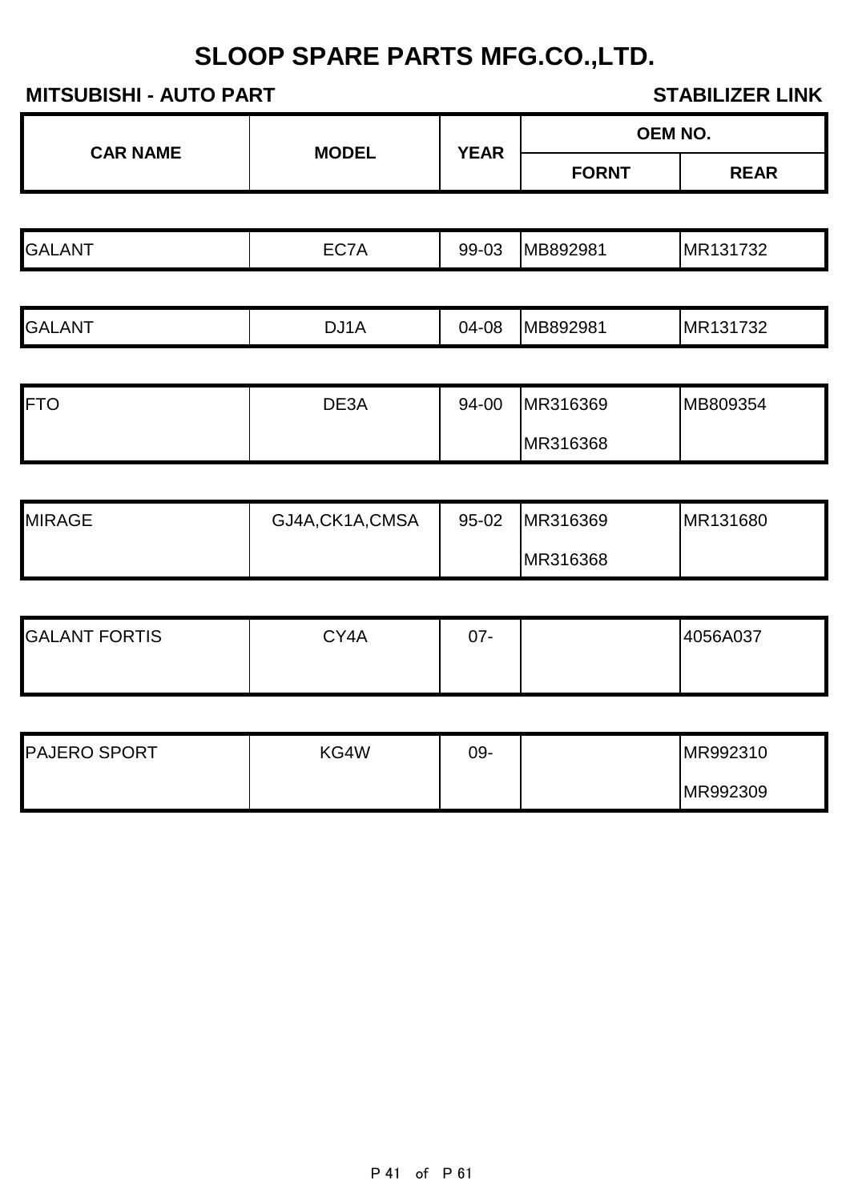# SLOOP SPARE PARTS MFG.CO.,LTD.

**MITSUBISHI - AUTO PART** **STABILIZER LINK**

| CAR NAME | MODEL | YEAR | OEM NO. | |
|---|---|---|---|---|
| | | | FORNT | REAR |
| GALANT | EC7A | 99-03 | MB892981 | MR131732 |
| GALANT | DJ1A | 04-08 | MB892981 | MR131732 |
| FTO | DE3A | 94-00 | MR316369 | MB809354 |
| | | | MR316368 | |
| MIRAGE | GJ4A,CK1A,CMSA | 95-02 | MR316369 | MR131680 |
| | | | MR316368 | |
| GALANT FORTIS | CY4A | 07- | | 4056A037 |
| PAJERO SPORT | KG4W | 09- | | MR992310 |
| | | | | MR992309 |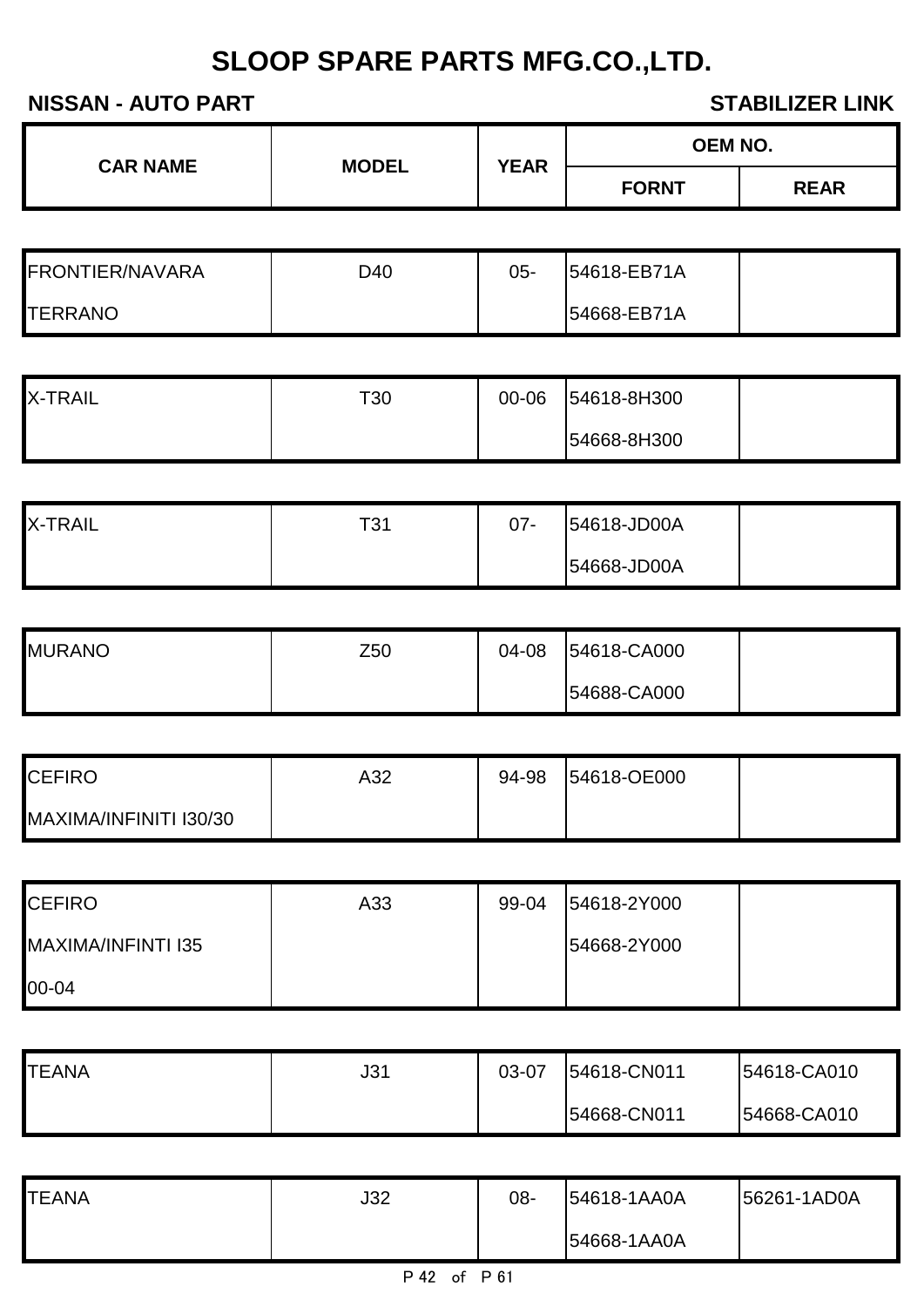# SLOOP SPARE PARTS MFG.CO.,LTD.

**NISSAN - AUTO PART** **STABILIZER LINK**

| CAR NAME | MODEL | YEAR | OEM NO. | |
|---|---|---|---|---|
| | | | FORNT | REAR |
| FRONTIER/NAVARA | D40 | 05- | 54618-EB71A | |
| TERRANO | | | 54668-EB71A | |
| X-TRAIL | T30 | 00-06 | 54618-8H300 | |
| | | | 54668-8H300 | |
| X-TRAIL | T31 | 07- | 54618-JD00A | |
| | | | 54668-JD00A | |
| MURANO | Z50 | 04-08 | 54618-CA000 | |
| | | | 54688-CA000 | |
| CEFIRO | A32 | 94-98 | 54618-OE000 | |
| MAXIMA/INFINITI I30/30 | | | | |
| CEFIRO | A33 | 99-04 | 54618-2Y000 | |
| MAXIMA/INFINTI I35 | | | 54668-2Y000 | |
| 00-04 | | | | |
| TEANA | J31 | 03-07 | 54618-CN011 | 54618-CA010 |
| | | | 54668-CN011 | 54668-CA010 |
| TEANA | J32 | 08- | 54618-1AA0A | 56261-1AD0A |
| | | | 54668-1AA0A | |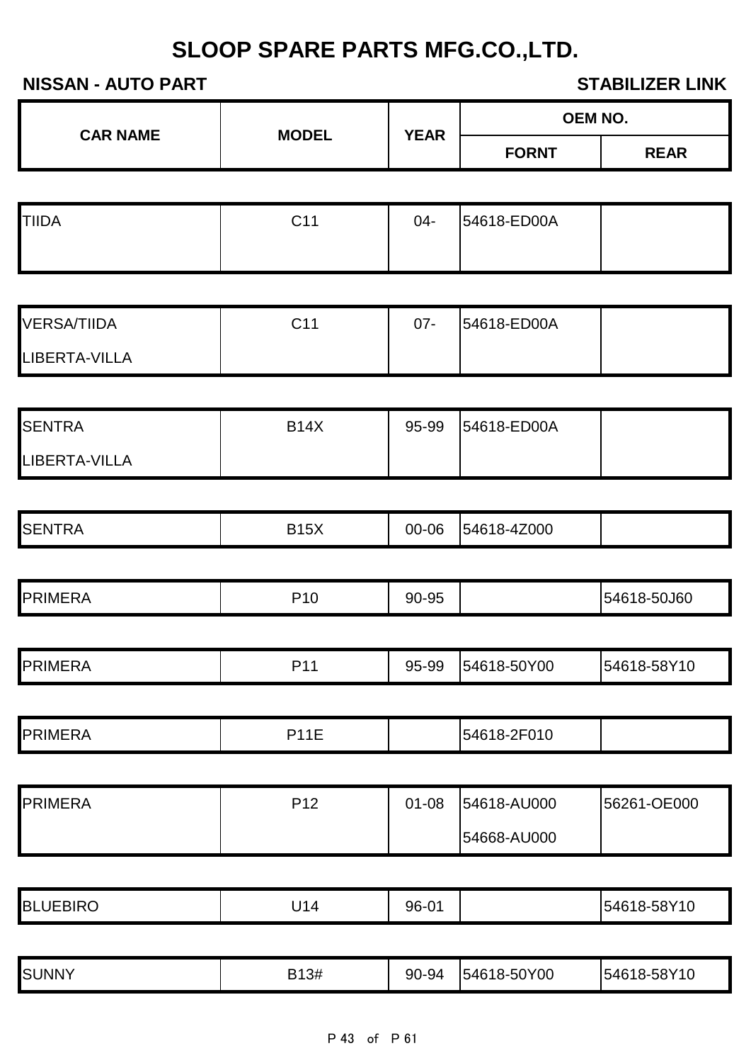# SLOOP SPARE PARTS MFG.CO.,LTD.

**NISSAN - AUTO PART** **STABILIZER LINK**

| CAR NAME | MODEL | YEAR | OEM NO. | |
|---|---|---|---|---|
| | | | FORNT | REAR |
| TIIDA | C11 | 04- | 54618-ED00A | |
| VERSA/TIIDA LIBERTA-VILLA | C11 | 07- | 54618-ED00A | |
| SENTRA LIBERTA-VILLA | B14X | 95-99 | 54618-ED00A | |
| SENTRA | B15X | 00-06 | 54618-4Z000 | |
| PRIMERA | P10 | 90-95 | | 54618-50J60 |
| PRIMERA | P11 | 95-99 | 54618-50Y00 | 54618-58Y10 |
| PRIMERA | P11E | | 54618-2F010 | |
| PRIMERA | P12 | 01-08 | 54618-AU000 54668-AU000 | 56261-OE000 |
| BLUEBIRO | U14 | 96-01 | | 54618-58Y10 |
| SUNNY | B13# | 90-94 | 54618-50Y00 | 54618-58Y10 |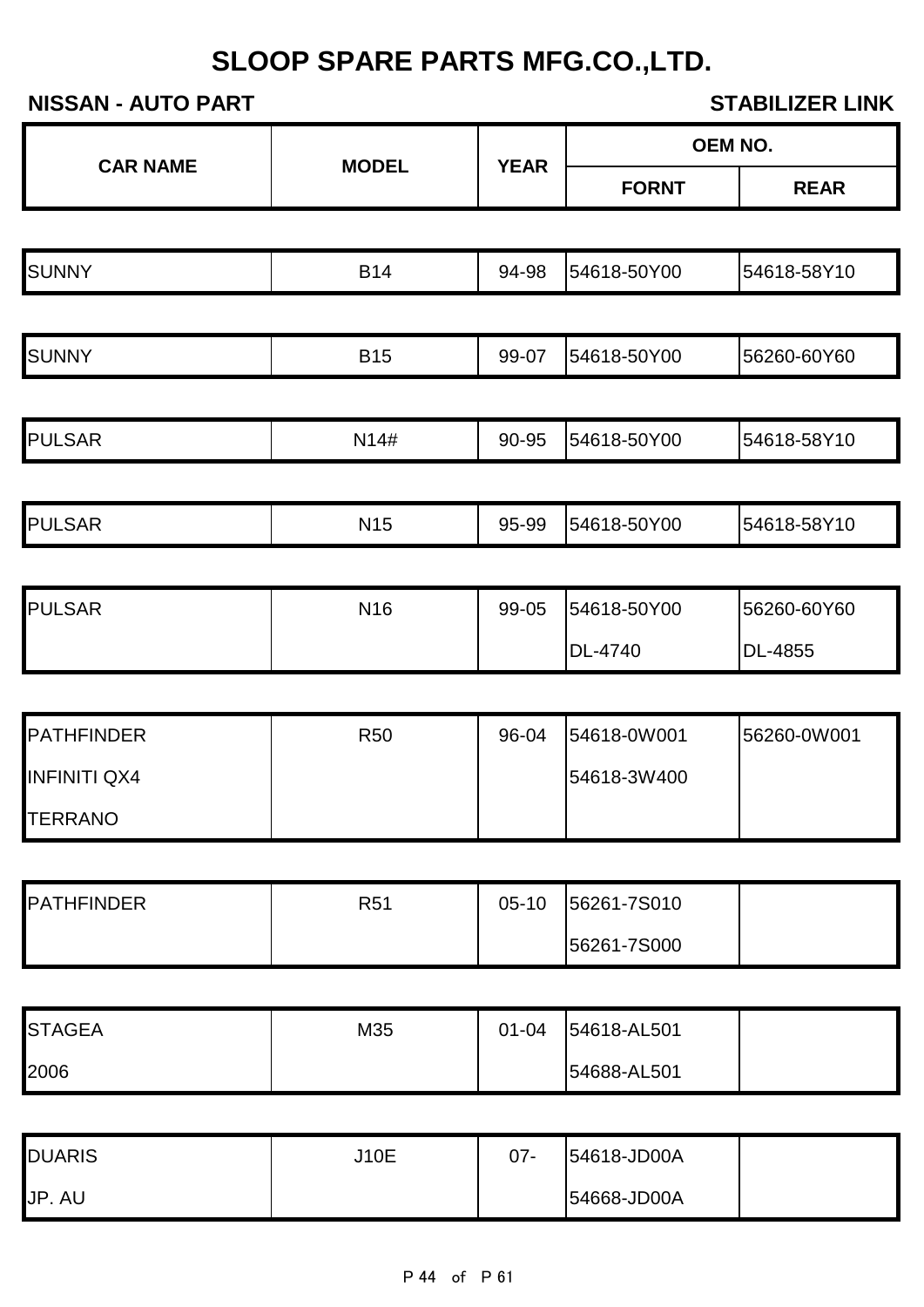# SLOOP SPARE PARTS MFG.CO.,LTD.

**NISSAN - AUTO PART** **STABILIZER LINK**

| CAR NAME | MODEL | YEAR | OEM NO. | |
|---|---|---|---|---|
| | | | FORNT | REAR |
| SUNNY | B14 | 94-98 | 54618-50Y00 | 54618-58Y10 |
| SUNNY | B15 | 99-07 | 54618-50Y00 | 56260-60Y60 |
| PULSAR | N14# | 90-95 | 54618-50Y00 | 54618-58Y10 |
| PULSAR | N15 | 95-99 | 54618-50Y00 | 54618-58Y10 |
| PULSAR | N16 | 99-05 | 54618-50Y00 | 56260-60Y60 |
| | | | DL-4740 | DL-4855 |
| PATHFINDER | R50 | 96-04 | 54618-0W001 | 56260-0W001 |
| INFINITI QX4 | | | 54618-3W400 | |
| TERRANO | | | | |
| PATHFINDER | R51 | 05-10 | 56261-7S010 | |
| | | | 56261-7S000 | |
| STAGEA | M35 | 01-04 | 54618-AL501 | |
| 2006 | | | 54688-AL501 | |
| DUARIS | J10E | 07- | 54618-JD00A | |
| JP. AU | | | 54668-JD00A | |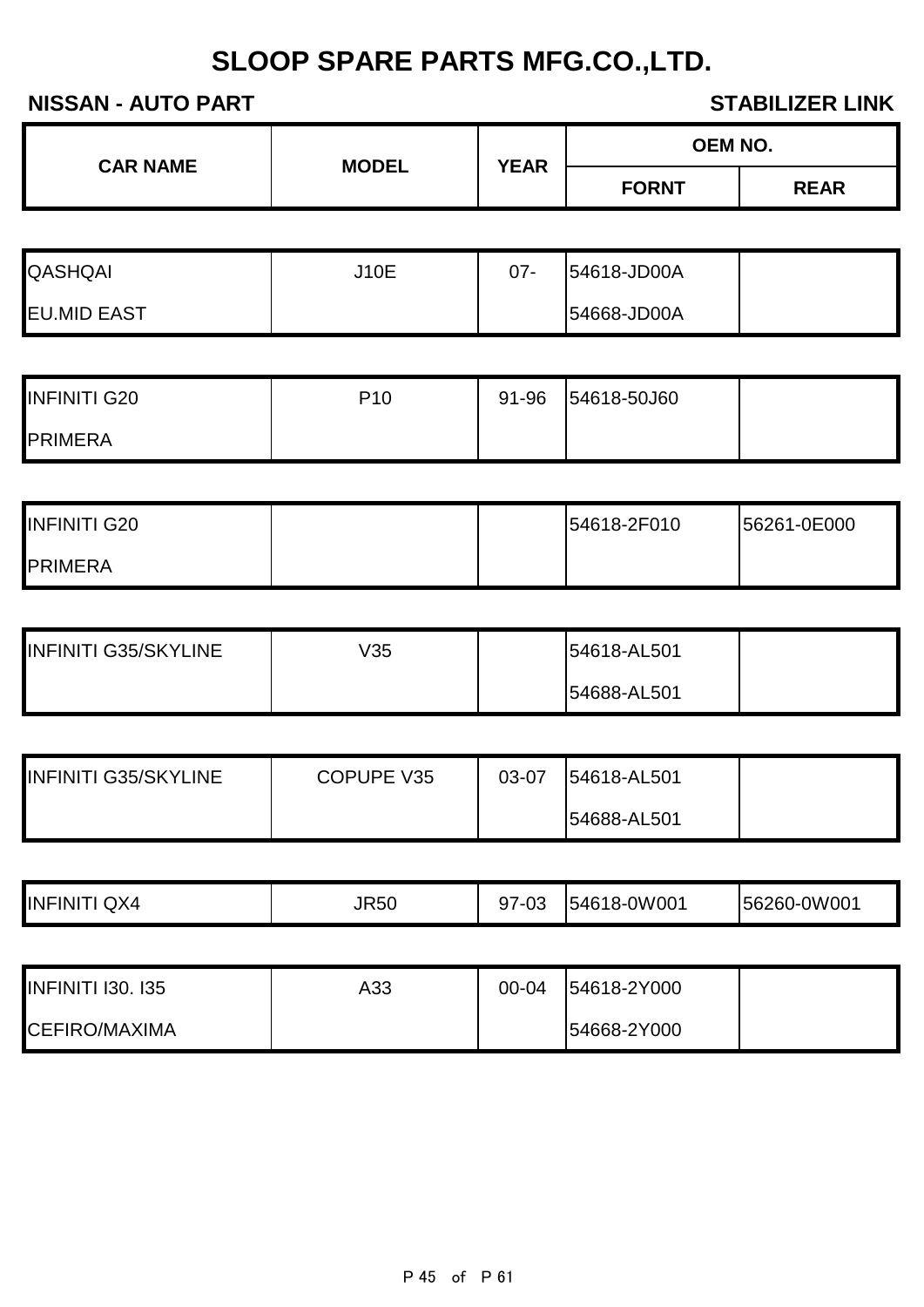# SLOOP SPARE PARTS MFG.CO.,LTD.

**NISSAN - AUTO PART** | **STABILIZER LINK**

| CAR NAME | MODEL | YEAR | OEM NO. | |
|---|---|---|---|---|
| | | | FORNT | REAR |
| QASHQAI | J10E | 07- | 54618-JD00A | |
| EU.MID EAST | | | 54668-JD00A | |
| INFINITI G20 | P10 | 91-96 | 54618-50J60 | |
| PRIMERA | | | | |
| INFINITI G20 | | | 54618-2F010 | 56261-0E000 |
| PRIMERA | | | | |
| INFINITI G35/SKYLINE | V35 | | 54618-AL501 | |
| | | | 54688-AL501 | |
| INFINITI G35/SKYLINE | COPUPE V35 | 03-07 | 54618-AL501 | |
| | | | 54688-AL501 | |
| INFINITI QX4 | JR50 | 97-03 | 54618-0W001 | 56260-0W001 |
| INFINITI I30. I35 | A33 | 00-04 | 54618-2Y000 | |
| CEFIRO/MAXIMA | | | 54668-2Y000 | |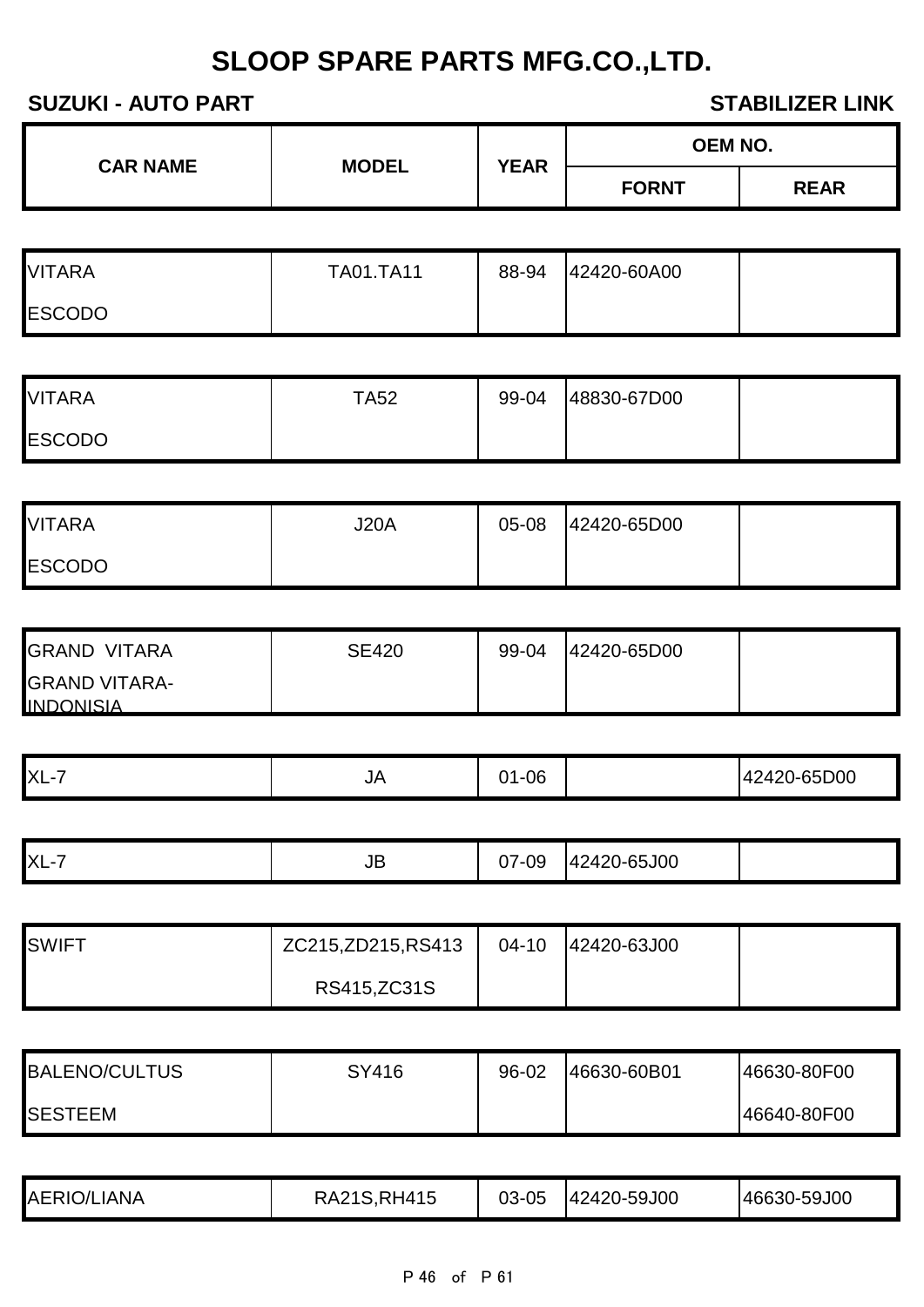# SLOOP SPARE PARTS MFG.CO.,LTD.

**SUZUKI - AUTO PART** | **STABILIZER LINK**

| CAR NAME | MODEL | YEAR | OEM NO. | |
|---|---|---|---|---|
| | | | FORNT | REAR |
| VITARA<br>ESCODO | TA01.TA11 | 88-94 | 42420-60A00 | |
| VITARA<br>ESCODO | TA52 | 99-04 | 48830-67D00 | |
| VITARA<br>ESCODO | J20A | 05-08 | 42420-65D00 | |
| GRAND VITARA<br>GRAND VITARA-INDONISIA | SE420 | 99-04 | 42420-65D00 | |
| XL-7 | JA | 01-06 | | 42420-65D00 |
| XL-7 | JB | 07-09 | 42420-65J00 | |
| SWIFT | ZC215,ZD215,RS413<br>RS415,ZC31S | 04-10 | 42420-63J00 | |
| BALENO/CULTUS<br>SESTEEM | SY416 | 96-02 | 46630-60B01 | 46630-80F00<br>46640-80F00 |
| AERIO/LIANA | RA21S,RH415 | 03-05 | 42420-59J00 | 46630-59J00 |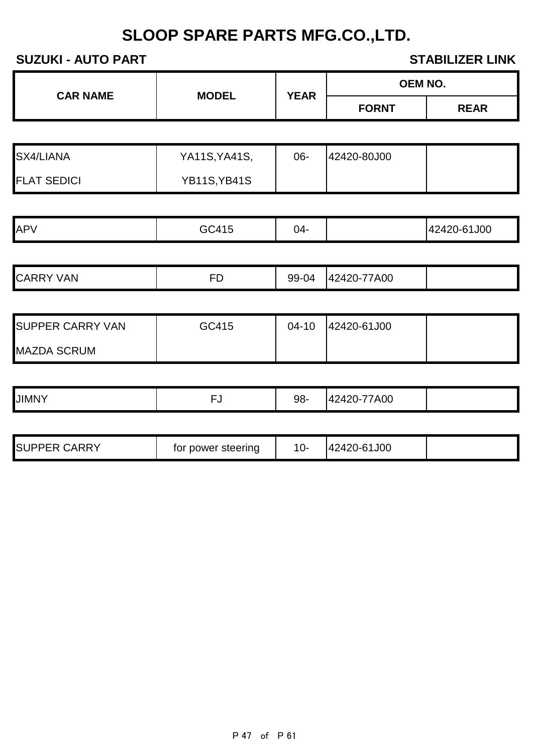# SLOOP SPARE PARTS MFG.CO.,LTD.

**SUZUKI - AUTO PART** **STABILIZER LINK**

| CAR NAME | MODEL | YEAR | OEM NO. | |
|---|---|---|---|---|
| | | | FORNT | REAR |
| SX4/LIANA | YA11S,YA41S, | 06- | 42420-80J00 | |
| FLAT SEDICI | YB11S,YB41S | | | |
| APV | GC415 | 04- | | 42420-61J00 |
| CARRY VAN | FD | 99-04 | 42420-77A00 | |
| SUPPER CARRY VAN | GC415 | 04-10 | 42420-61J00 | |
| MAZDA SCRUM | | | | |
| JIMNY | FJ | 98- | 42420-77A00 | |
| SUPPER CARRY | for power steering | 10- | 42420-61J00 | |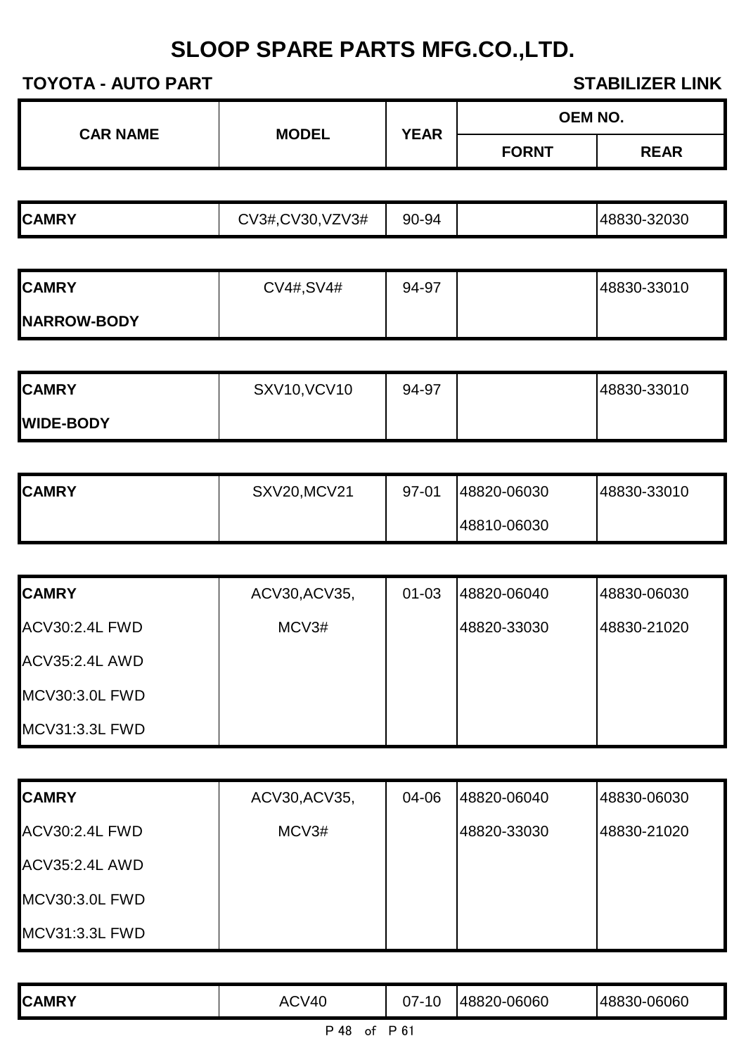# SLOOP SPARE PARTS MFG.CO.,LTD.

**TOYOTA - AUTO PART** **STABILIZER LINK**

| CAR NAME | MODEL | YEAR | OEM NO. | |
|---|---|---|---|---|
| | | | FORNT | REAR |
| **CAMRY** | CV3#,CV30,VZV3# | 90-94 | | 48830-32030 |
| **CAMRY** | CV4#,SV4# | 94-97 | | 48830-33010 |
| **NARROW-BODY** | | | | |
| **CAMRY** | SXV10,VCV10 | 94-97 | | 48830-33010 |
| **WIDE-BODY** | | | | |
| **CAMRY** | SXV20,MCV21 | 97-01 | 48820-06030 | 48830-33010 |
| | | | 48810-06030 | |
| **CAMRY** | ACV30,ACV35, | 01-03 | 48820-06040 | 48830-06030 |
| ACV30:2.4L FWD | MCV3# | | 48820-33030 | 48830-21020 |
| ACV35:2.4L AWD | | | | |
| MCV30:3.0L FWD | | | | |
| MCV31:3.3L FWD | | | | |
| **CAMRY** | ACV30,ACV35, | 04-06 | 48820-06040 | 48830-06030 |
| ACV30:2.4L FWD | MCV3# | | 48820-33030 | 48830-21020 |
| ACV35:2.4L AWD | | | | |
| MCV30:3.0L FWD | | | | |
| MCV31:3.3L FWD | | | | |
| **CAMRY** | ACV40 | 07-10 | 48820-06060 | 48830-06060 |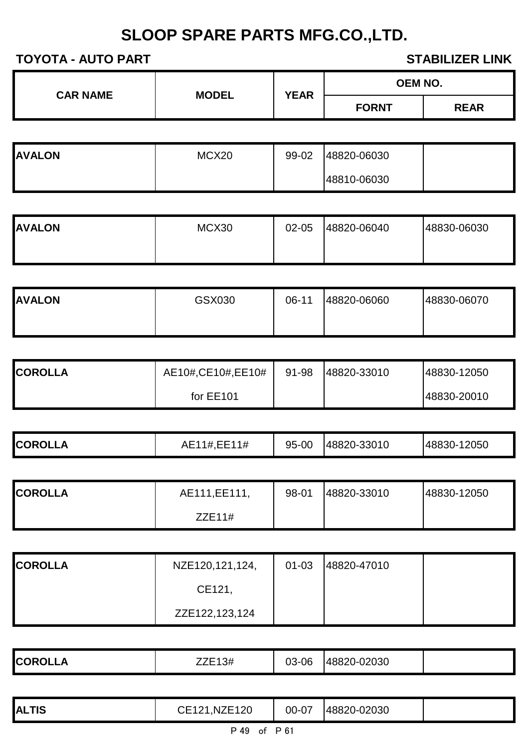# SLOOP SPARE PARTS MFG.CO.,LTD.

**TOYOTA - AUTO PART** **STABILIZER LINK**

| CAR NAME | MODEL | YEAR | OEM NO. | |
|---|---|---|---|---|
| | | | FORNT | REAR |
| **AVALON** | MCX20 | 99-02 | 48820-06030<br>48810-06030 | |
| **AVALON** | MCX30 | 02-05 | 48820-06040 | 48830-06030 |
| **AVALON** | GSX030 | 06-11 | 48820-06060 | 48830-06070 |
| **COROLLA** | AE10#,CE10#,EE10#<br>for EE101 | 91-98 | 48820-33010 | 48830-12050<br>48830-20010 |
| **COROLLA** | AE11#,EE11# | 95-00 | 48820-33010 | 48830-12050 |
| **COROLLA** | AE111,EE111,<br>ZZE11# | 98-01 | 48820-33010 | 48830-12050 |
| **COROLLA** | NZE120,121,124,<br>CE121,<br>ZZE122,123,124 | 01-03 | 48820-47010 | |
| **COROLLA** | ZZE13# | 03-06 | 48820-02030 | |
| **ALTIS** | CE121,NZE120 | 00-07 | 48820-02030 | |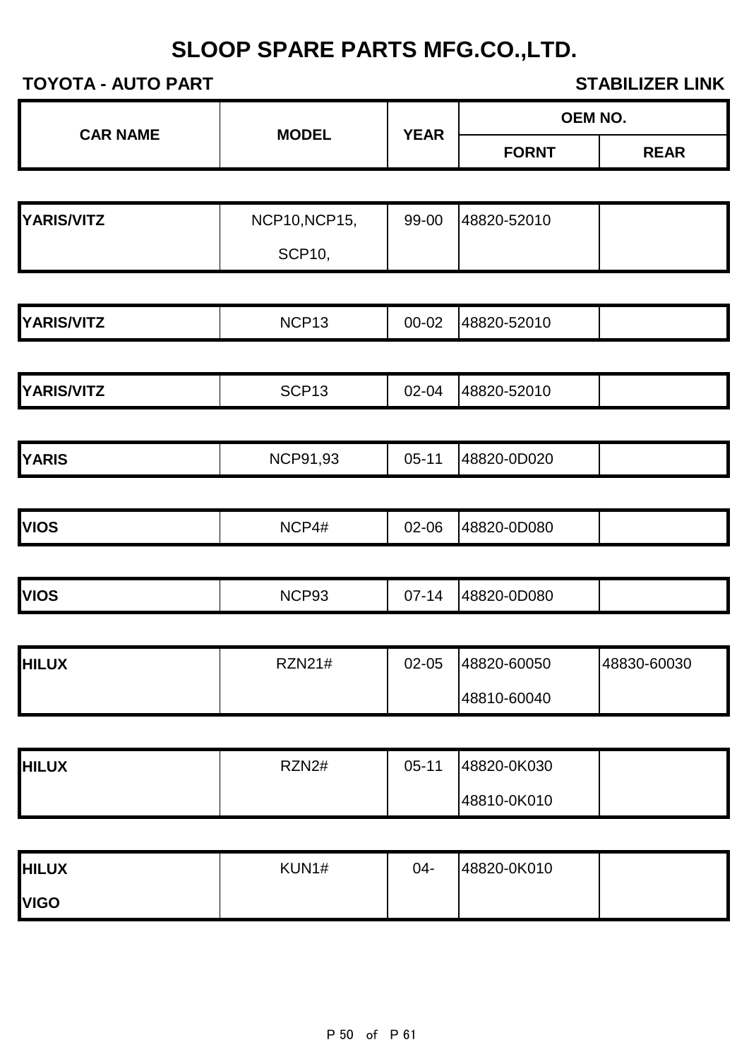# SLOOP SPARE PARTS MFG.CO.,LTD.

**TOYOTA - AUTO PART** **STABILIZER LINK**

| CAR NAME | MODEL | YEAR | OEM NO. | |
|---|---|---|---|---|
| | | | FORNT | REAR |
| YARIS/VITZ | NCP10,NCP15, SCP10, | 99-00 | 48820-52010 | |
| YARIS/VITZ | NCP13 | 00-02 | 48820-52010 | |
| YARIS/VITZ | SCP13 | 02-04 | 48820-52010 | |
| YARIS | NCP91,93 | 05-11 | 48820-0D020 | |
| VIOS | NCP4# | 02-06 | 48820-0D080 | |
| VIOS | NCP93 | 07-14 | 48820-0D080 | |
| HILUX | RZN21# | 02-05 | 48820-60050<br>48810-60040 | 48830-60030 |
| HILUX | RZN2# | 05-11 | 48820-0K030<br>48810-0K010 | |
| HILUX VIGO | KUN1# | 04- | 48820-0K010 | |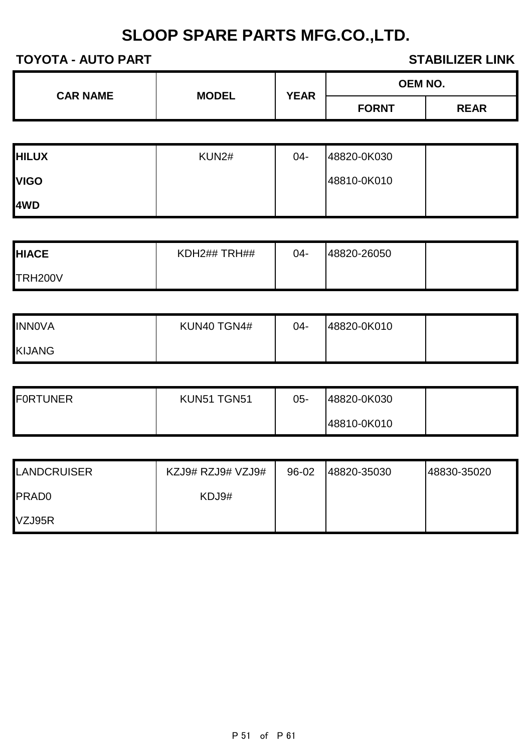# SLOOP SPARE PARTS MFG.CO.,LTD.

**TOYOTA - AUTO PART** **STABILIZER LINK**

| CAR NAME | MODEL | YEAR | OEM NO. | |
|---|---|---|---|---|
| | | | FORNT | REAR |
| **HILUX** | KUN2# | 04- | 48820-0K030 | |
| **VIGO** | | | 48810-0K010 | |
| **4WD** | | | | |
| **HIACE** | KDH2## TRH## | 04- | 48820-26050 | |
| TRH200V | | | | |
| INN0VA | KUN40 TGN4# | 04- | 48820-0K010 | |
| KIJANG | | | | |
| F0RTUNER | KUN51 TGN51 | 05- | 48820-0K030 | |
| | | | 48810-0K010 | |
| LANDCRUISER | KZJ9# RZJ9# VZJ9# | 96-02 | 48820-35030 | 48830-35020 |
| PRAD0 | KDJ9# | | | |
| VZJ95R | | | | |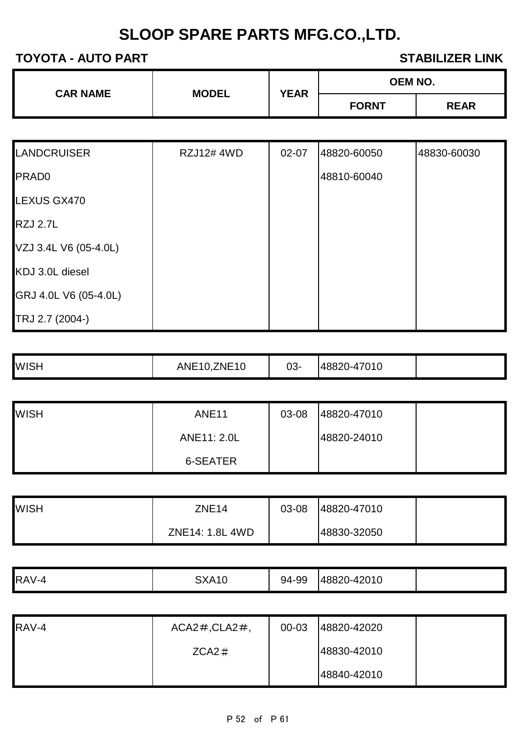# SLOOP SPARE PARTS MFG.CO.,LTD.

**TOYOTA - AUTO PART** **STABILIZER LINK**

| CAR NAME | MODEL | YEAR | OEM NO. | |
|---|---|---|---|---|
| | | | FORNT | REAR |
| LANDCRUISER | RZJ12# 4WD | 02-07 | 48820-60050 | 48830-60030 |
| PRAD0 | | | 48810-60040 | |
| LEXUS GX470 | | | | |
| RZJ 2.7L | | | | |
| VZJ 3.4L V6 (05-4.0L) | | | | |
| KDJ 3.0L diesel | | | | |
| GRJ 4.0L V6 (05-4.0L) | | | | |
| TRJ 2.7 (2004-) | | | | |
| WISH | ANE10,ZNE10 | 03- | 48820-47010 | |
| WISH | ANE11 | 03-08 | 48820-47010 | |
| | ANE11: 2.0L | | 48820-24010 | |
| | 6-SEATER | | | |
| WISH | ZNE14 | 03-08 | 48820-47010 | |
| | ZNE14: 1.8L 4WD | | 48830-32050 | |
| RAV-4 | SXA10 | 94-99 | 48820-42010 | |
| RAV-4 | ACA2＃,CLA2＃, | 00-03 | 48820-42020 | |
| | ZCA2＃ | | 48830-42010 | |
| | | | 48840-42010 | |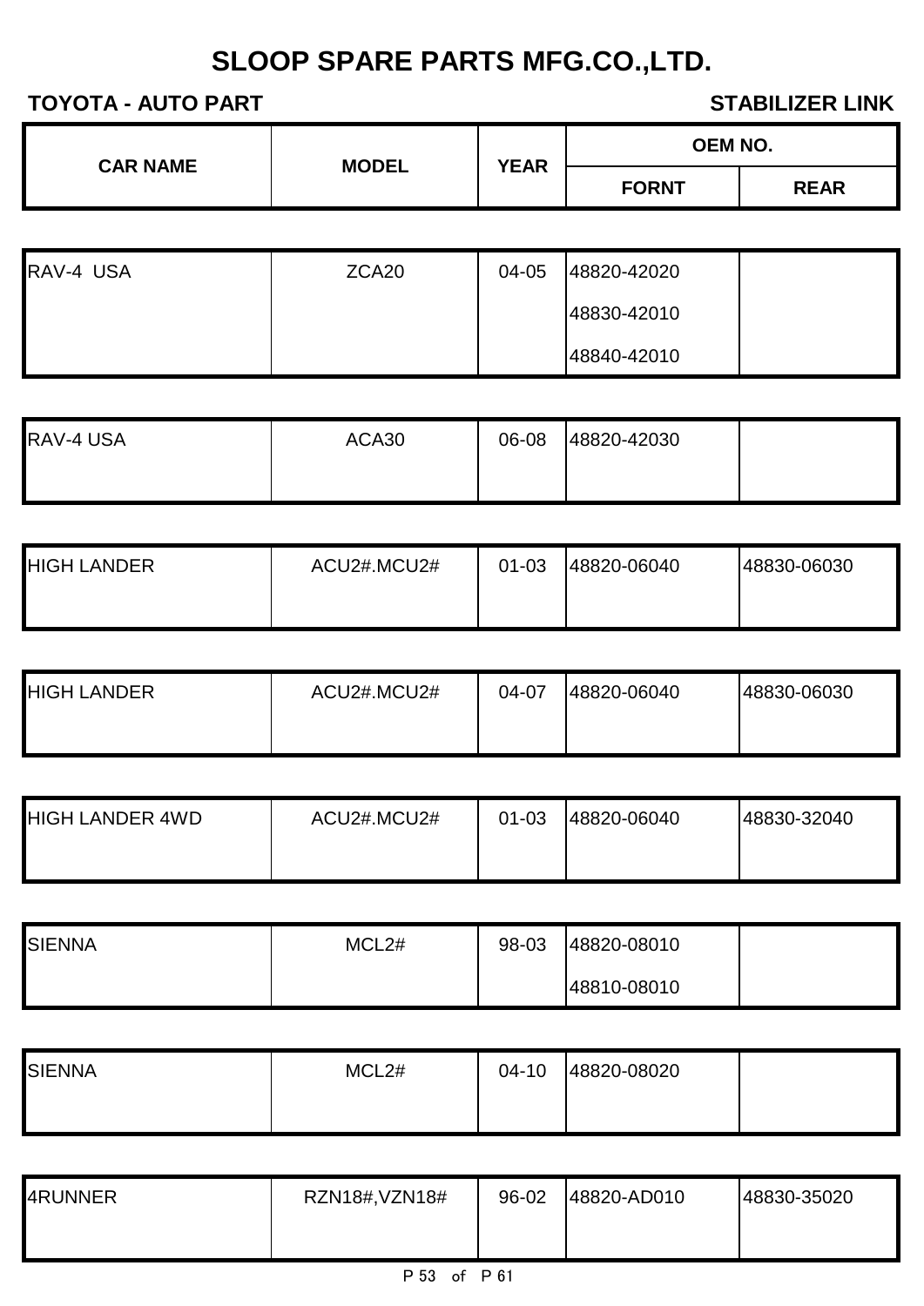# SLOOP SPARE PARTS MFG.CO.,LTD.

**TOYOTA - AUTO PART** **STABILIZER LINK**

| CAR NAME | MODEL | YEAR | OEM NO. | |
|---|---|---|---|---|
| | | | FORNT | REAR |
| RAV-4 USA | ZCA20 | 04-05 | 48820-42020<br>48830-42010<br>48840-42010 | |
| RAV-4 USA | ACA30 | 06-08 | 48820-42030 | |
| HIGH LANDER | ACU2#.MCU2# | 01-03 | 48820-06040 | 48830-06030 |
| HIGH LANDER | ACU2#.MCU2# | 04-07 | 48820-06040 | 48830-06030 |
| HIGH LANDER 4WD | ACU2#.MCU2# | 01-03 | 48820-06040 | 48830-32040 |
| SIENNA | MCL2# | 98-03 | 48820-08010<br>48810-08010 | |
| SIENNA | MCL2# | 04-10 | 48820-08020 | |
| 4RUNNER | RZN18#,VZN18# | 96-02 | 48820-AD010 | 48830-35020 |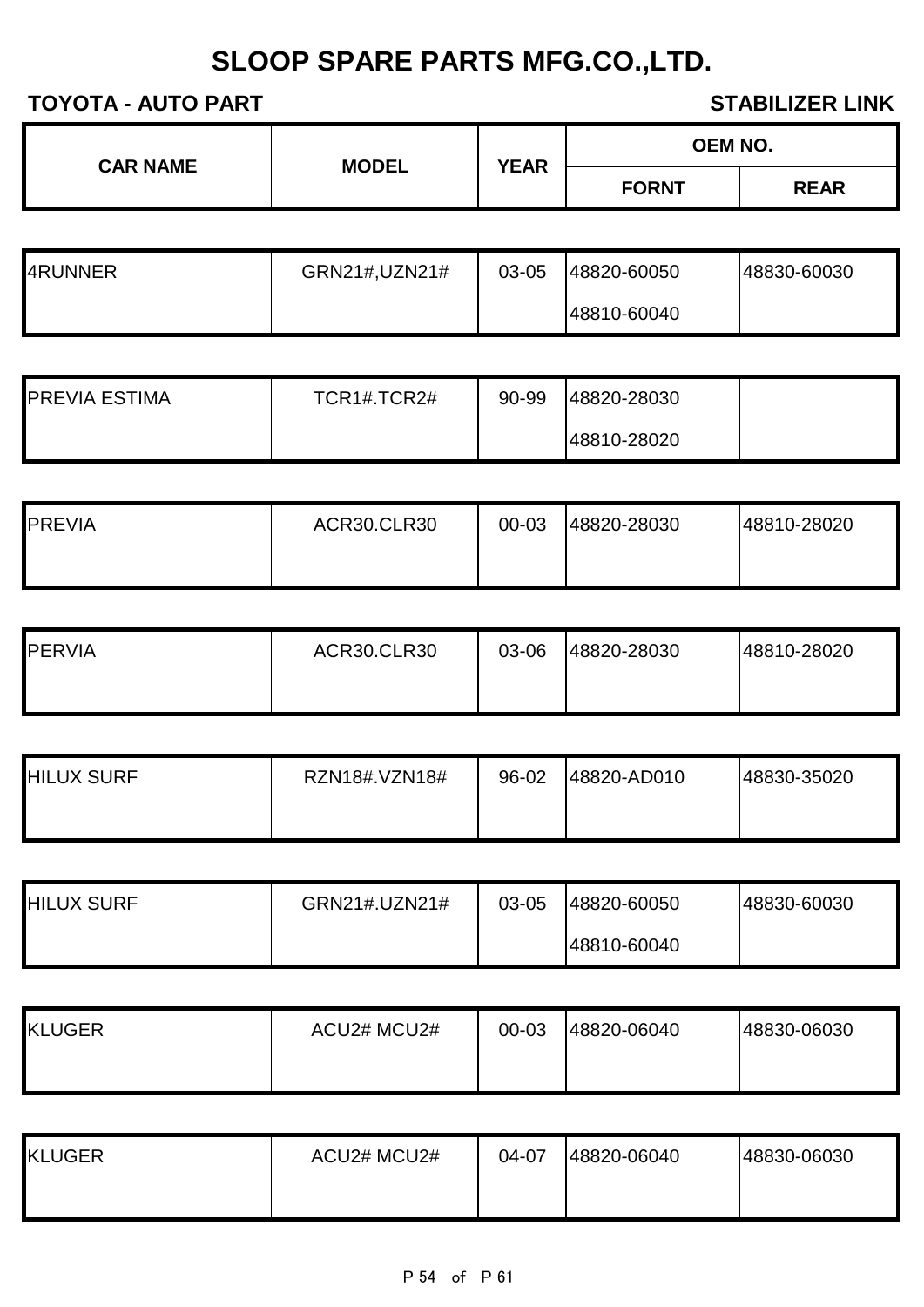# SLOOP SPARE PARTS MFG.CO.,LTD.

**TOYOTA - AUTO PART** **STABILIZER LINK**

| CAR NAME | MODEL | YEAR | OEM NO. | |
|---|---|---|---|---|
| | | | FORNT | REAR |
| 4RUNNER | GRN21#,UZN21# | 03-05 | 48820-60050<br>48810-60040 | 48830-60030 |
| PREVIA ESTIMA | TCR1#.TCR2# | 90-99 | 48820-28030<br>48810-28020 | |
| PREVIA | ACR30.CLR30 | 00-03 | 48820-28030 | 48810-28020 |
| PERVIA | ACR30.CLR30 | 03-06 | 48820-28030 | 48810-28020 |
| HILUX SURF | RZN18#.VZN18# | 96-02 | 48820-AD010 | 48830-35020 |
| HILUX SURF | GRN21#.UZN21# | 03-05 | 48820-60050<br>48810-60040 | 48830-60030 |
| KLUGER | ACU2# MCU2# | 00-03 | 48820-06040 | 48830-06030 |
| KLUGER | ACU2# MCU2# | 04-07 | 48820-06040 | 48830-06030 |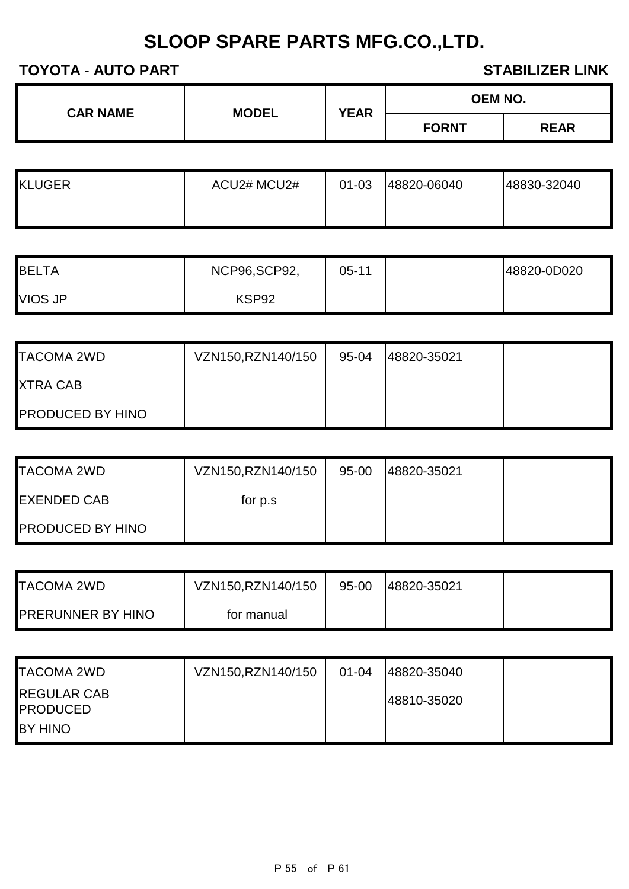# SLOOP SPARE PARTS MFG.CO.,LTD.

**TOYOTA - AUTO PART** **STABILIZER LINK**

| CAR NAME | MODEL | YEAR | OEM NO. | |
|---|---|---|---|---|
| | | | FORNT | REAR |
| KLUGER | ACU2# MCU2# | 01-03 | 48820-06040 | 48830-32040 |
| BELTA<br>VIOS JP | NCP96,SCP92,<br>KSP92 | 05-11 | | 48820-0D020 |
| TACOMA 2WD<br>XTRA CAB<br>PRODUCED BY HINO | VZN150,RZN140/150 | 95-04 | 48820-35021 | |
| TACOMA 2WD<br>EXENDED CAB<br>PRODUCED BY HINO | VZN150,RZN140/150<br>for p.s | 95-00 | 48820-35021 | |
| TACOMA 2WD<br>PRERUNNER BY HINO | VZN150,RZN140/150<br>for manual | 95-00 | 48820-35021 | |
| TACOMA 2WD<br>REGULAR CAB PRODUCED<br>BY HINO | VZN150,RZN140/150 | 01-04 | 48820-35040<br>48810-35020 | |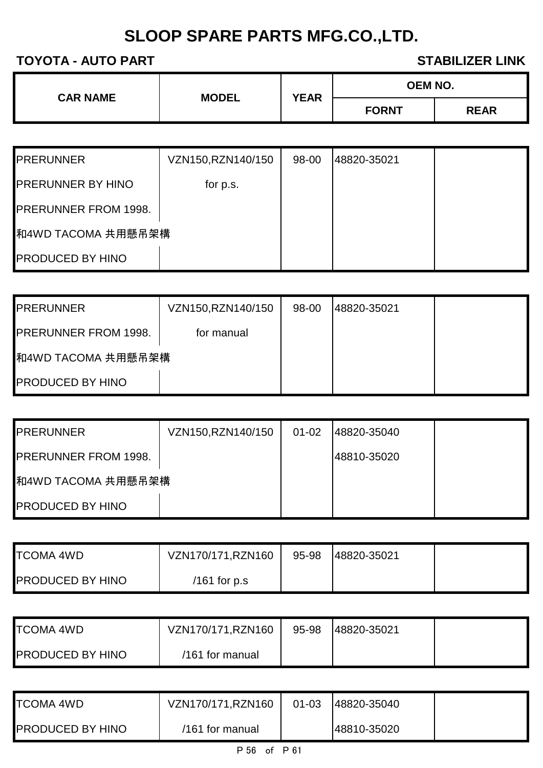# SLOOP SPARE PARTS MFG.CO.,LTD.

**TOYOTA - AUTO PART** **STABILIZER LINK**

| CAR NAME | MODEL | YEAR | OEM NO. | |
|---|---|---|---|---|
| | | | FORNT | REAR |
| PRERUNNER | VZN150,RZN140/150 | 98-00 | 48820-35021 | |
| PRERUNNER BY HINO | for p.s. | | | |
| PRERUNNER FROM 1998. | | | | |
| 和4WD TACOMA 共用懸吊架構 | | | | |
| PRODUCED BY HINO | | | | |
| PRERUNNER | VZN150,RZN140/150 | 98-00 | 48820-35021 | |
| PRERUNNER FROM 1998. | for manual | | | |
| 和4WD TACOMA 共用懸吊架構 | | | | |
| PRODUCED BY HINO | | | | |
| PRERUNNER | VZN150,RZN140/150 | 01-02 | 48820-35040 | |
| PRERUNNER FROM 1998. | | | 48810-35020 | |
| 和4WD TACOMA 共用懸吊架構 | | | | |
| PRODUCED BY HINO | | | | |
| TCOMA 4WD | VZN170/171,RZN160 | 95-98 | 48820-35021 | |
| PRODUCED BY HINO | /161 for p.s | | | |
| TCOMA 4WD | VZN170/171,RZN160 | 95-98 | 48820-35021 | |
| PRODUCED BY HINO | /161 for manual | | | |
| TCOMA 4WD | VZN170/171,RZN160 | 01-03 | 48820-35040 | |
| PRODUCED BY HINO | /161 for manual | | 48810-35020 | |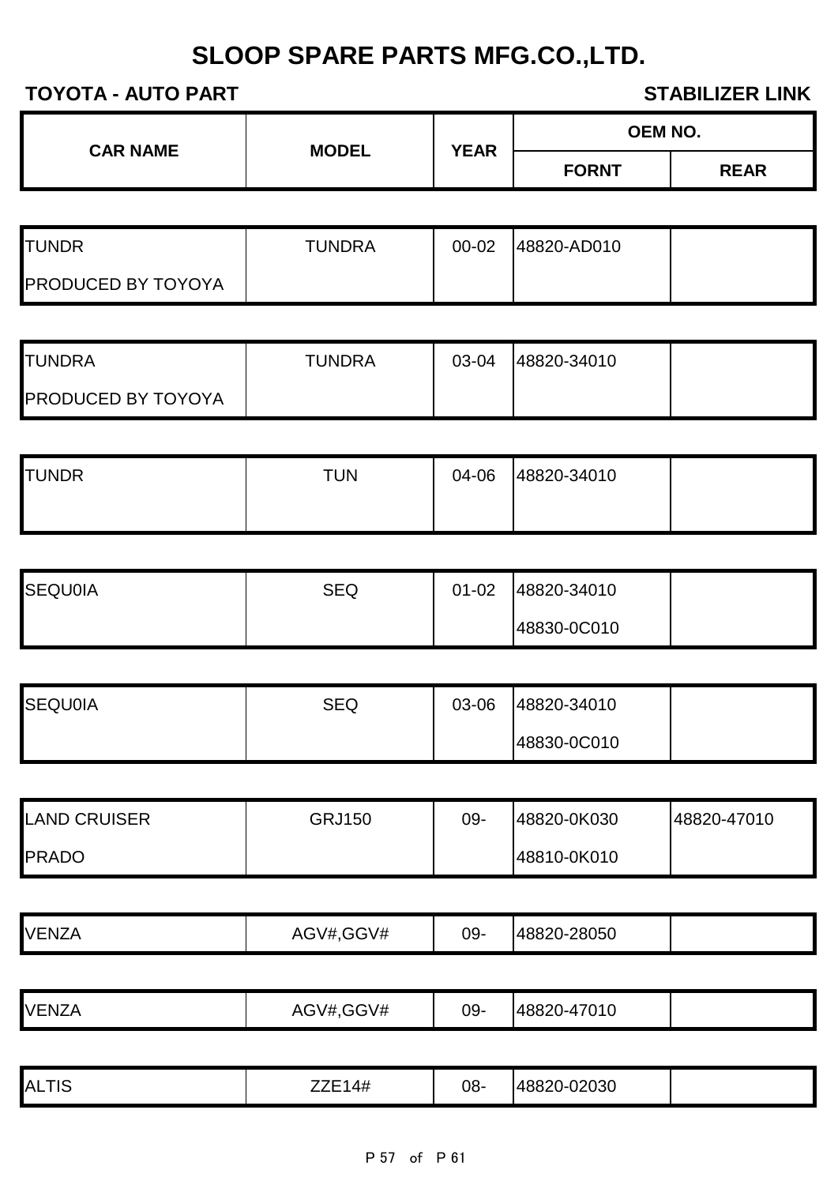# SLOOP SPARE PARTS MFG.CO.,LTD.

**TOYOTA - AUTO PART** | **STABILIZER LINK**

| CAR NAME | MODEL | YEAR | OEM NO. | |
|---|---|---|---|---|
| | | | FORNT | REAR |
| TUNDR<br>PRODUCED BY TOYOYA | TUNDRA | 00-02 | 48820-AD010 | |
| TUNDRA<br>PRODUCED BY TOYOYA | TUNDRA | 03-04 | 48820-34010 | |
| TUNDR | TUN | 04-06 | 48820-34010 | |
| SEQU0IA | SEQ | 01-02 | 48820-34010<br>48830-0C010 | |
| SEQU0IA | SEQ | 03-06 | 48820-34010<br>48830-0C010 | |
| LAND CRUISER<br>PRADO | GRJ150 | 09- | 48820-0K030<br>48810-0K010 | 48820-47010 |
| VENZA | AGV#,GGV# | 09- | 48820-28050 | |
| VENZA | AGV#,GGV# | 09- | 48820-47010 | |
| ALTIS | ZZE14# | 08- | 48820-02030 | |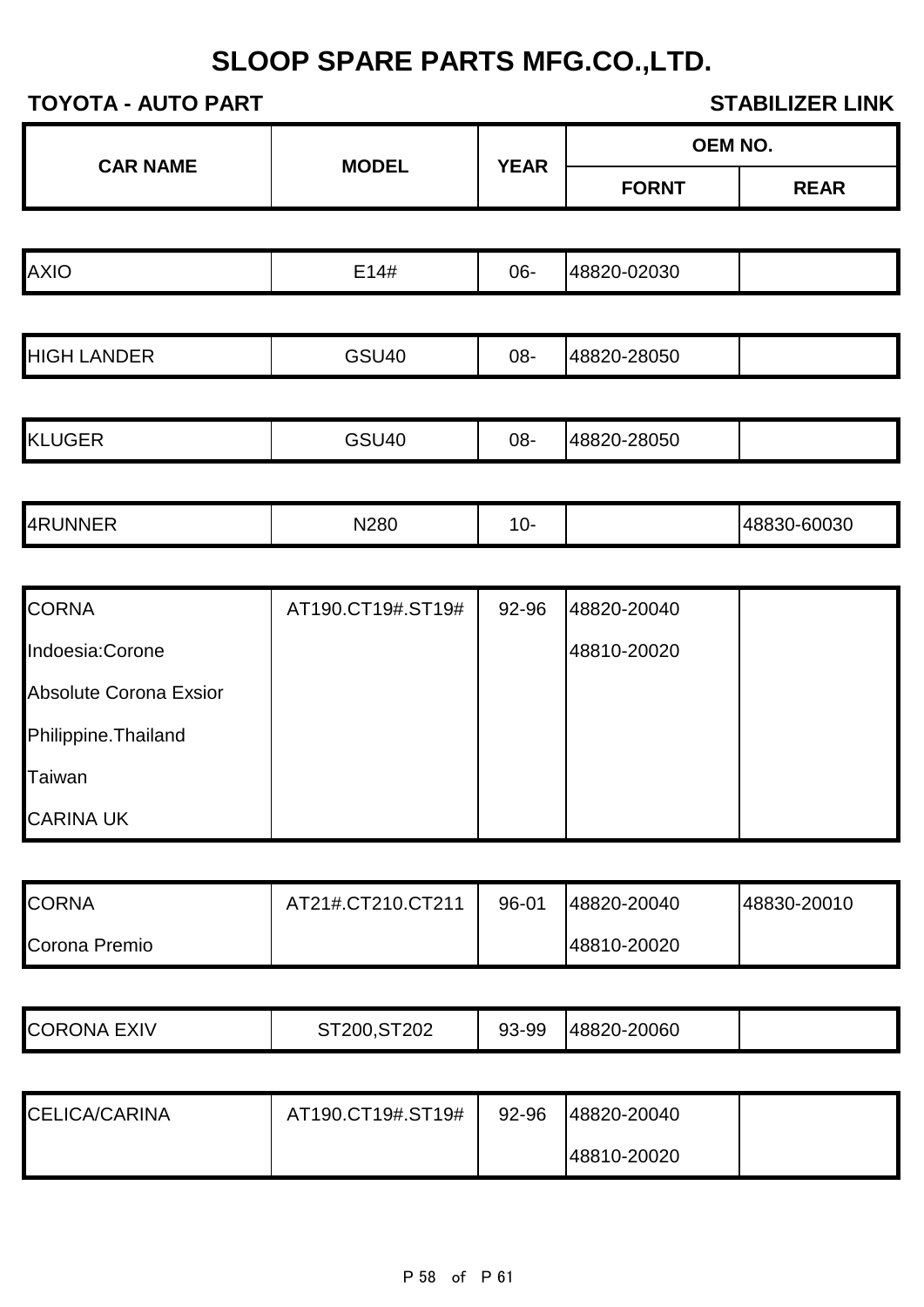# SLOOP SPARE PARTS MFG.CO.,LTD.

**TOYOTA - AUTO PART** **STABILIZER LINK**

| CAR NAME | MODEL | YEAR | OEM NO. | |
|---|---|---|---|---|
| | | | FORNT | REAR |
| AXIO | E14# | 06- | 48820-02030 | |
| HIGH LANDER | GSU40 | 08- | 48820-28050 | |
| KLUGER | GSU40 | 08- | 48820-28050 | |
| 4RUNNER | N280 | 10- | | 48830-60030 |
| CORNA | AT190.CT19#.ST19# | 92-96 | 48820-20040 | |
| Indoesia:Corone | | | 48810-20020 | |
| Absolute Corona Exsior | | | | |
| Philippine.Thailand | | | | |
| Taiwan | | | | |
| CARINA UK | | | | |
| CORNA | AT21#.CT210.CT211 | 96-01 | 48820-20040 | 48830-20010 |
| Corona Premio | | | 48810-20020 | |
| CORONA EXIV | ST200,ST202 | 93-99 | 48820-20060 | |
| CELICA/CARINA | AT190.CT19#.ST19# | 92-96 | 48820-20040 | |
| | | | 48810-20020 | |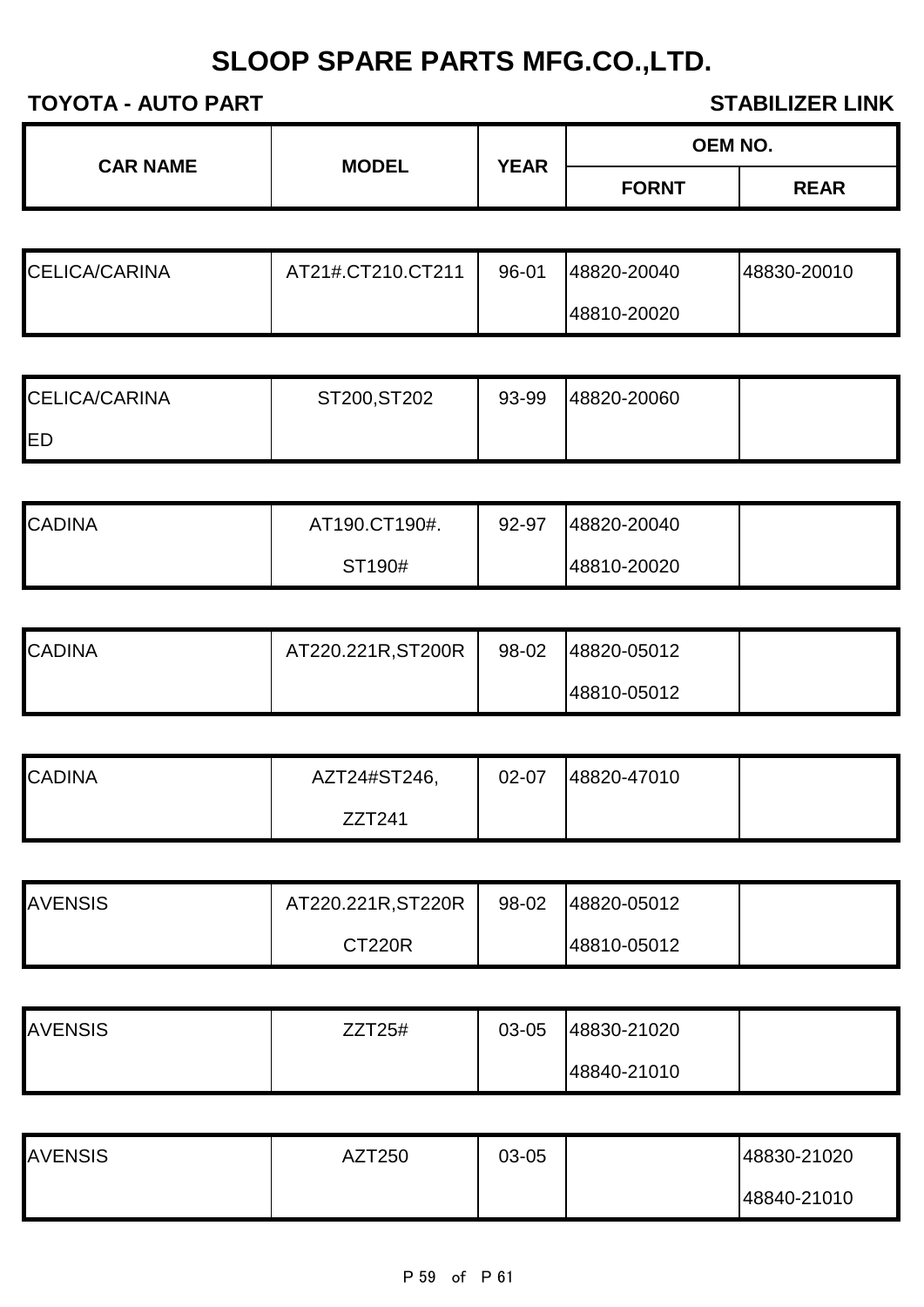# SLOOP SPARE PARTS MFG.CO.,LTD.

**TOYOTA - AUTO PART** **STABILIZER LINK**

| CAR NAME | MODEL | YEAR | OEM NO. | |
|---|---|---|---|---|
| | | | FORNT | REAR |
| CELICA/CARINA | AT21#.CT210.CT211 | 96-01 | 48820-20040<br>48810-20020 | 48830-20010 |
| CELICA/CARINA ED | ST200,ST202 | 93-99 | 48820-20060 | |
| CADINA | AT190.CT190#.<br>ST190# | 92-97 | 48820-20040<br>48810-20020 | |
| CADINA | AT220.221R,ST200R | 98-02 | 48820-05012<br>48810-05012 | |
| CADINA | AZT24#ST246,<br>ZZT241 | 02-07 | 48820-47010 | |
| AVENSIS | AT220.221R,ST220R<br>CT220R | 98-02 | 48820-05012<br>48810-05012 | |
| AVENSIS | ZZT25# | 03-05 | 48830-21020<br>48840-21010 | |
| AVENSIS | AZT250 | 03-05 | | 48830-21020<br>48840-21010 |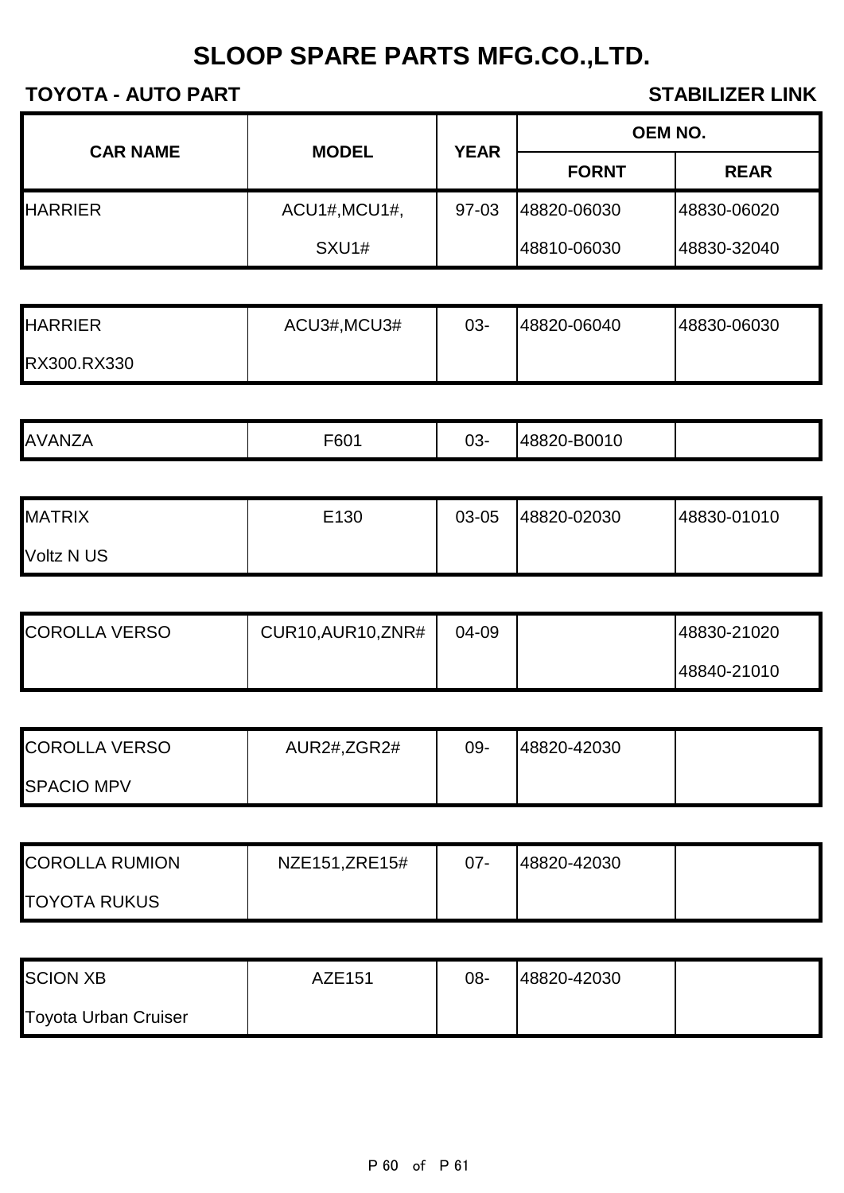# SLOOP SPARE PARTS MFG.CO.,LTD.

**TOYOTA - AUTO PART** **STABILIZER LINK**

| CAR NAME | MODEL | YEAR | OEM NO. | |
|---|---|---|---|---|
| | | | FORNT | REAR |
| HARRIER | ACU1#,MCU1#, | 97-03 | 48820-06030 | 48830-06020 |
| | SXU1# | | 48810-06030 | 48830-32040 |
| HARRIER | ACU3#,MCU3# | 03- | 48820-06040 | 48830-06030 |
| RX300.RX330 | | | | |
| AVANZA | F601 | 03- | 48820-B0010 | |
| MATRIX | E130 | 03-05 | 48820-02030 | 48830-01010 |
| Voltz N US | | | | |
| COROLLA VERSO | CUR10,AUR10,ZNR# | 04-09 | | 48830-21020 |
| | | | | 48840-21010 |
| COROLLA VERSO | AUR2#,ZGR2# | 09- | 48820-42030 | |
| SPACIO MPV | | | | |
| COROLLA RUMION | NZE151,ZRE15# | 07- | 48820-42030 | |
| TOYOTA RUKUS | | | | |
| SCION XB | AZE151 | 08- | 48820-42030 | |
| Toyota Urban Cruiser | | | | |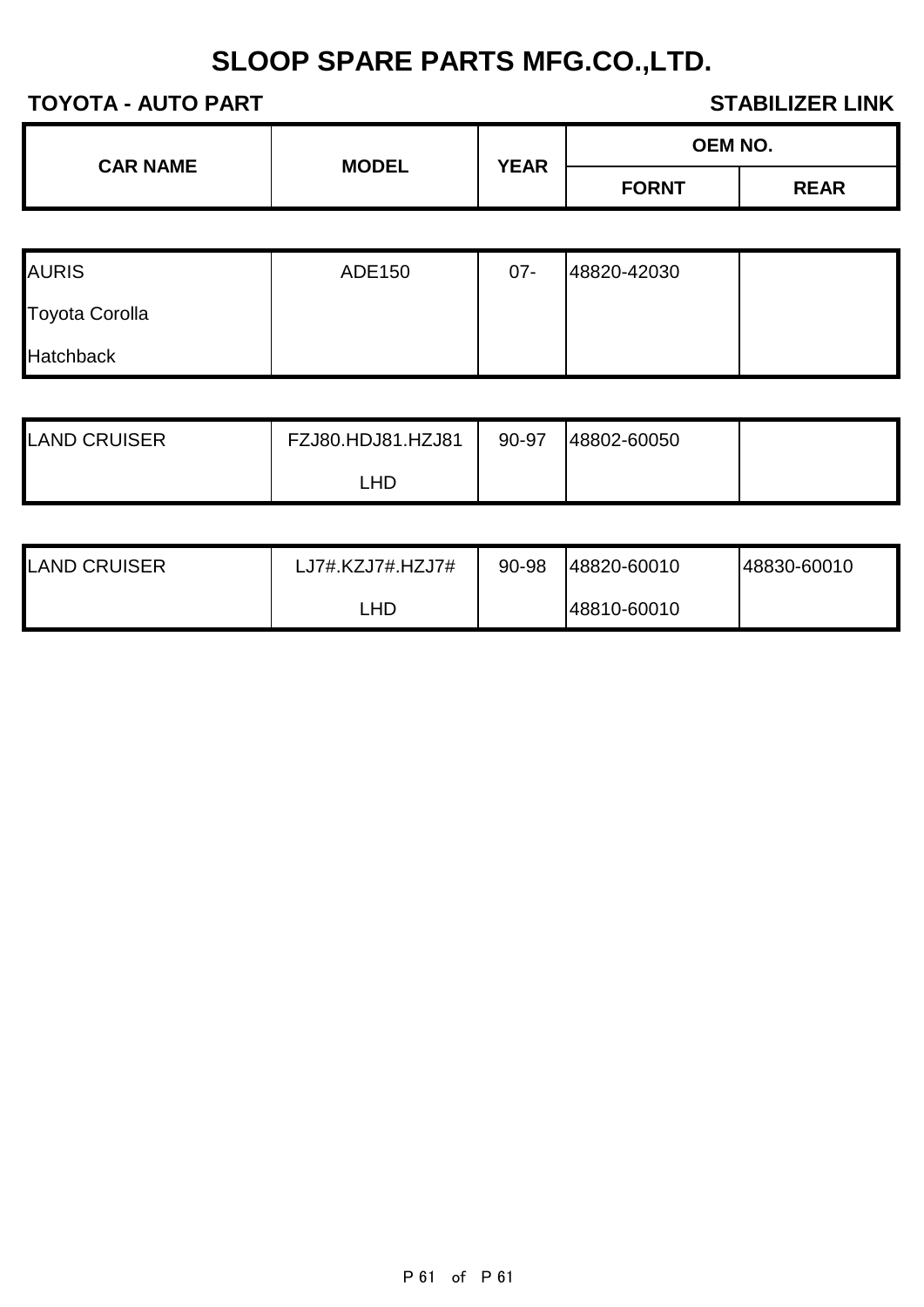# SLOOP SPARE PARTS MFG.CO.,LTD.

**TOYOTA - AUTO PART** **STABILIZER LINK**

| CAR NAME | MODEL | YEAR | OEM NO. | |
|---|---|---|---|---|
| | | | FORNT | REAR |
| AURIS<br>Toyota Corolla<br>Hatchback | ADE150 | 07- | 48820-42030 | |
| LAND CRUISER | FZJ80.HDJ81.HZJ81<br>LHD | 90-97 | 48802-60050 | |
| LAND CRUISER | LJ7#.KZJ7#.HZJ7#<br>LHD | 90-98 | 48820-60010<br>48810-60010 | 48830-60010 |